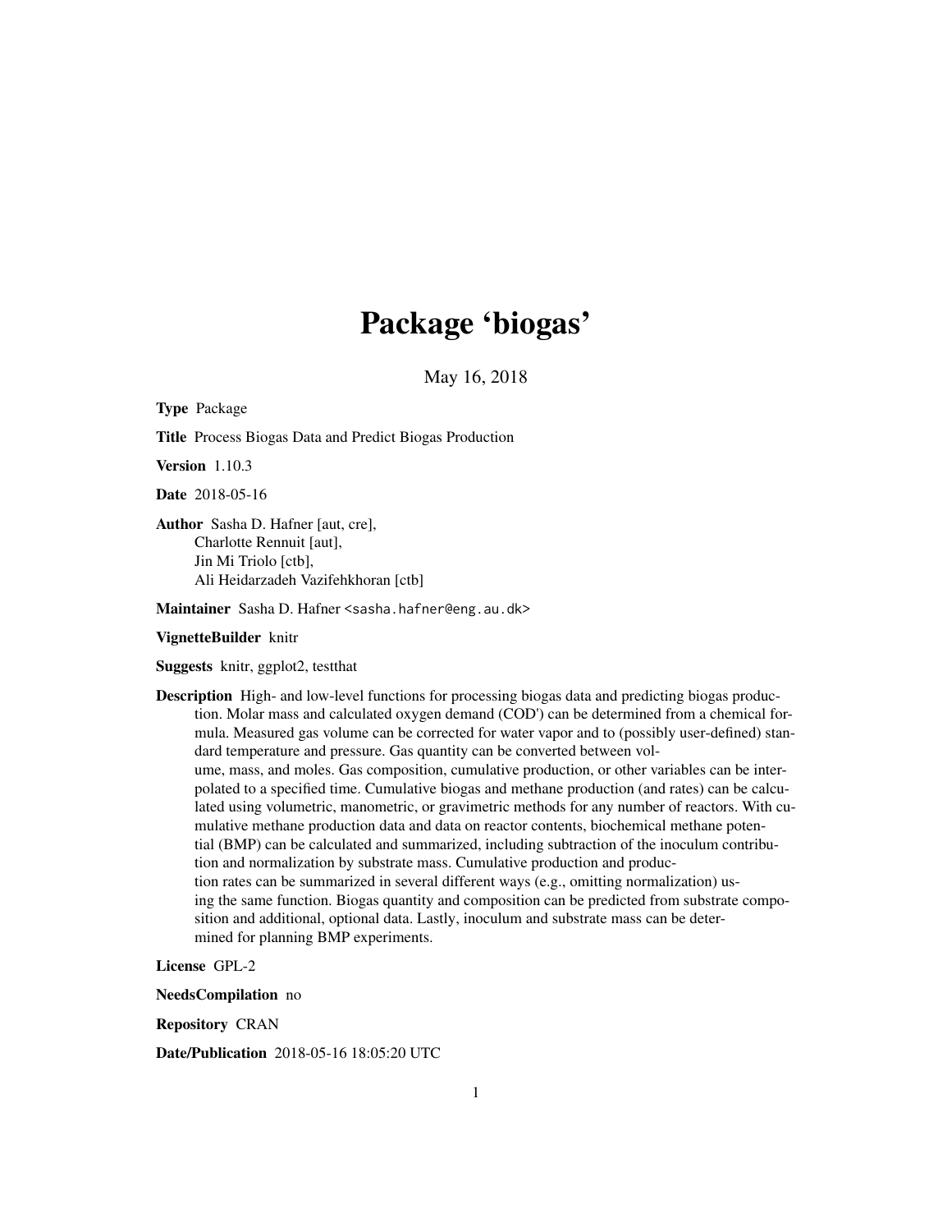# Package 'biogas'

May 16, 2018

**Type** Package

**Title** Process Biogas Data and Predict Biogas Production

**Version** 1.10.3

**Date** 2018-05-16

**Author** Sasha D. Hafner [aut, cre],
Charlotte Rennuit [aut],
Jin Mi Triolo [ctb],
Ali Heidarzadeh Vazifehkhoran [ctb]

**Maintainer** Sasha D. Hafner <sasha.hafner@eng.au.dk>

**VignetteBuilder** knitr

**Suggests** knitr, ggplot2, testthat

**Description** High- and low-level functions for processing biogas data and predicting biogas production. Molar mass and calculated oxygen demand (COD') can be determined from a chemical formula. Measured gas volume can be corrected for water vapor and to (possibly user-defined) standard temperature and pressure. Gas quantity can be converted between volume, mass, and moles. Gas composition, cumulative production, or other variables can be interpolated to a specified time. Cumulative biogas and methane production (and rates) can be calculated using volumetric, manometric, or gravimetric methods for any number of reactors. With cumulative methane production data and data on reactor contents, biochemical methane potential (BMP) can be calculated and summarized, including subtraction of the inoculum contribution and normalization by substrate mass. Cumulative production and production rates can be summarized in several different ways (e.g., omitting normalization) using the same function. Biogas quantity and composition can be predicted from substrate composition and additional, optional data. Lastly, inoculum and substrate mass can be determined for planning BMP experiments.

**License** GPL-2

**NeedsCompilation** no

**Repository** CRAN

**Date/Publication** 2018-05-16 18:05:20 UTC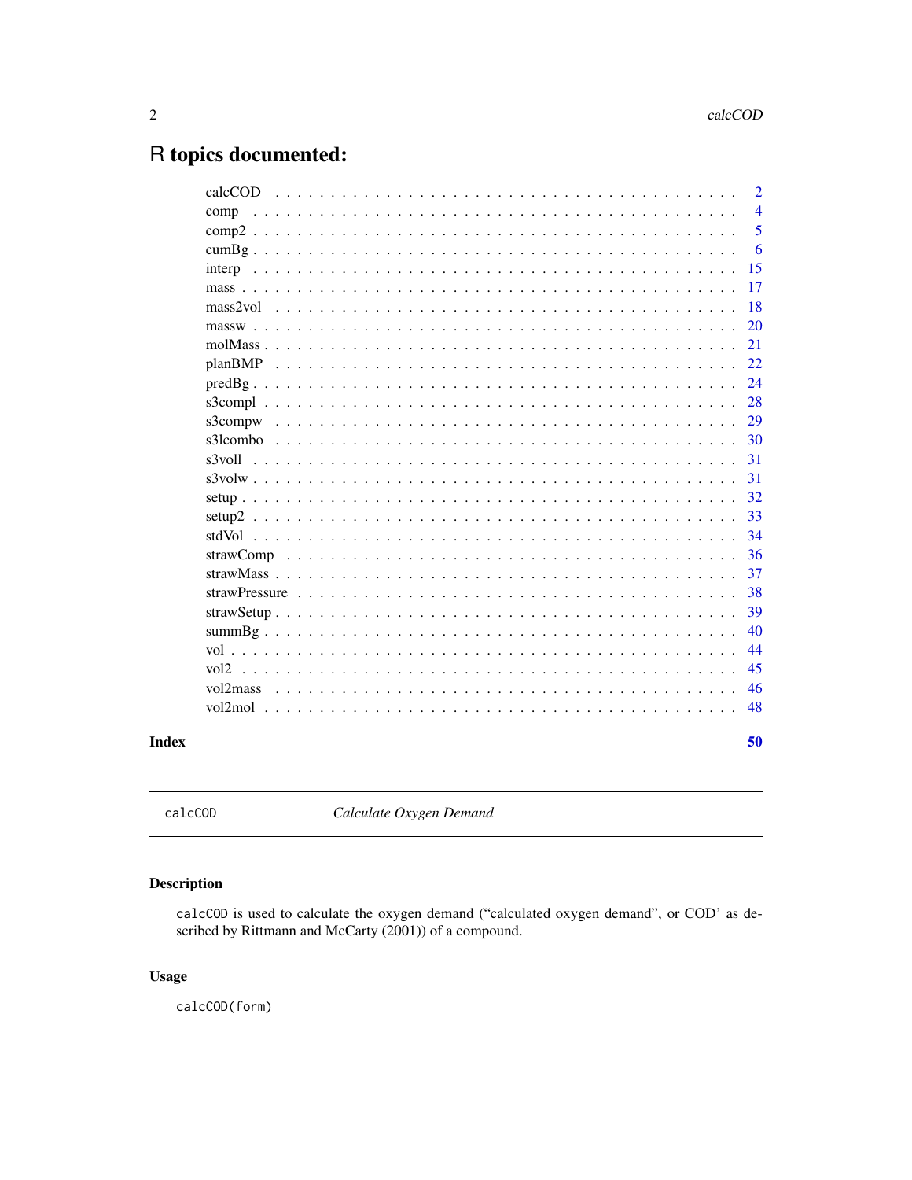# R topics documented:

| | |
|---|---|
| calcCOD | 2 |
| comp | 4 |
| comp2 | 5 |
| cumBg | 6 |
| interp | 15 |
| mass | 17 |
| mass2vol | 18 |
| massw | 20 |
| molMass | 21 |
| planBMP | 22 |
| predBg | 24 |
| s3compl | 28 |
| s3compw | 29 |
| s3lcombo | 30 |
| s3voll | 31 |
| s3volw | 31 |
| setup | 32 |
| setup2 | 33 |
| stdVol | 34 |
| strawComp | 36 |
| strawMass | 37 |
| strawPressure | 38 |
| strawSetup | 39 |
| summBg | 40 |
| vol | 44 |
| vol2 | 45 |
| vol2mass | 46 |
| vol2mol | 48 |
| **Index** | **50** |

---

calcCOD *Calculate Oxygen Demand*

---

## Description

calcCOD is used to calculate the oxygen demand ("calculated oxygen demand", or COD' as described by Rittmann and McCarty (2001)) of a compound.

## Usage

```
calcCOD(form)
```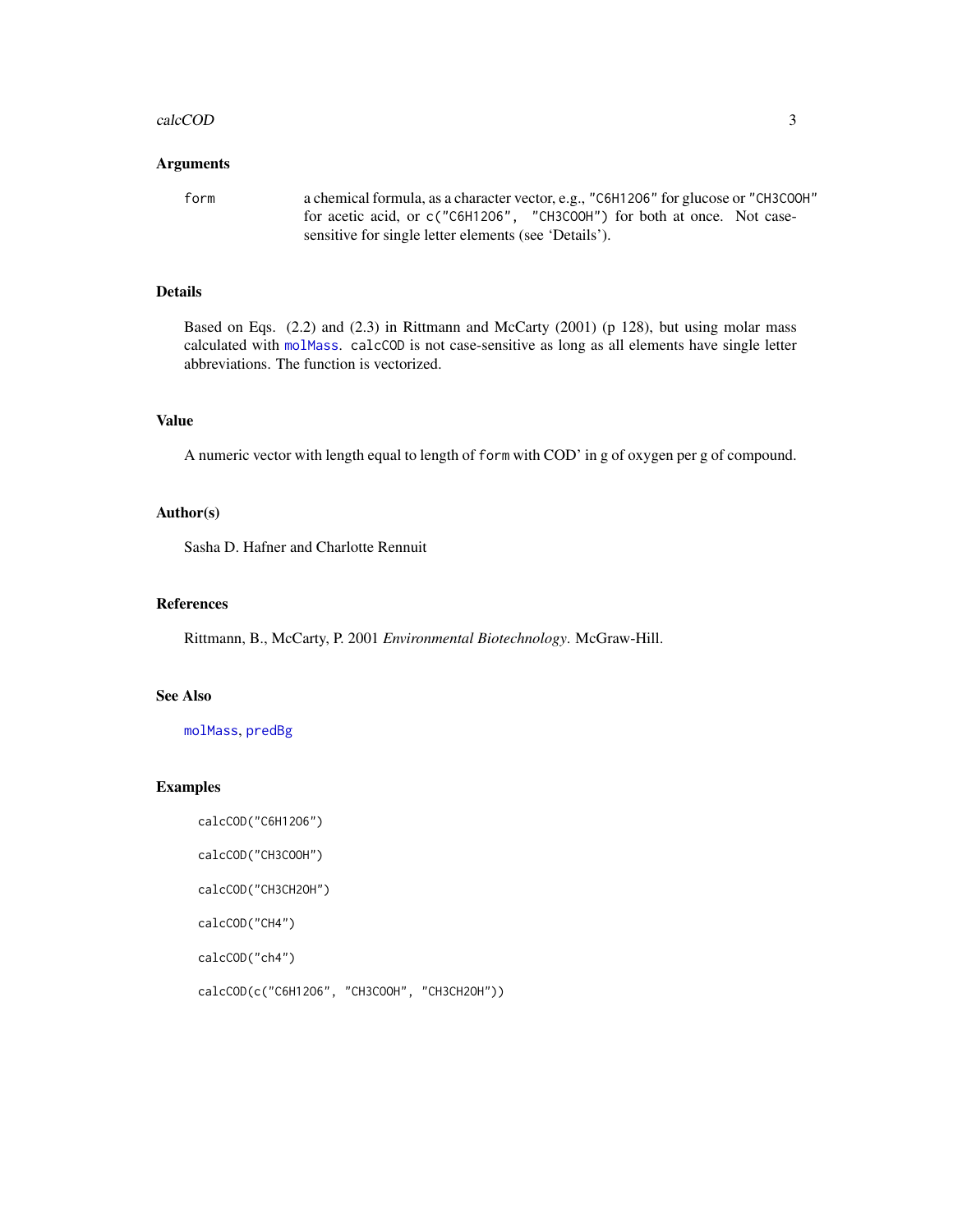## Arguments

form — a chemical formula, as a character vector, e.g., "C6H12O6" for glucose or "CH3COOH" for acetic acid, or c("C6H12O6", "CH3COOH") for both at once. Not case-sensitive for single letter elements (see 'Details').

## Details

Based on Eqs. (2.2) and (2.3) in Rittmann and McCarty (2001) (p 128), but using molar mass calculated with molMass. calcCOD is not case-sensitive as long as all elements have single letter abbreviations. The function is vectorized.

## Value

A numeric vector with length equal to length of form with COD' in g of oxygen per g of compound.

## Author(s)

Sasha D. Hafner and Charlotte Rennuit

## References

Rittmann, B., McCarty, P. 2001 *Environmental Biotechnology*. McGraw-Hill.

## See Also

molMass, predBg

## Examples

```
calcCOD("C6H12O6")

calcCOD("CH3COOH")

calcCOD("CH3CH2OH")

calcCOD("CH4")

calcCOD("ch4")

calcCOD(c("C6H12O6", "CH3COOH", "CH3CH2OH"))
```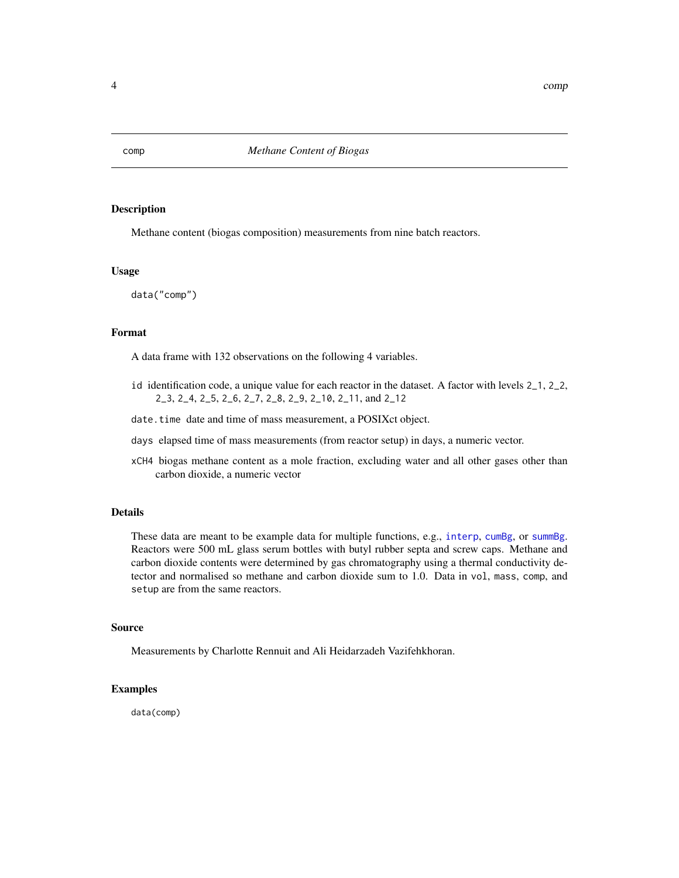# comp — *Methane Content of Biogas*

## Description

Methane content (biogas composition) measurements from nine batch reactors.

## Usage

```
data("comp")
```

## Format

A data frame with 132 observations on the following 4 variables.

- `id` identification code, a unique value for each reactor in the dataset. A factor with levels `2_1`, `2_2`, `2_3`, `2_4`, `2_5`, `2_6`, `2_7`, `2_8`, `2_9`, `2_10`, `2_11`, and `2_12`
- `date.time` date and time of mass measurement, a POSIXct object.
- `days` elapsed time of mass measurements (from reactor setup) in days, a numeric vector.
- `xCH4` biogas methane content as a mole fraction, excluding water and all other gases other than carbon dioxide, a numeric vector

## Details

These data are meant to be example data for multiple functions, e.g., `interp`, `cumBg`, or `summBg`. Reactors were 500 mL glass serum bottles with butyl rubber septa and screw caps. Methane and carbon dioxide contents were determined by gas chromatography using a thermal conductivity detector and normalised so methane and carbon dioxide sum to 1.0. Data in `vol`, `mass`, `comp`, and `setup` are from the same reactors.

## Source

Measurements by Charlotte Rennuit and Ali Heidarzadeh Vazifehkhoran.

## Examples

```
data(comp)
```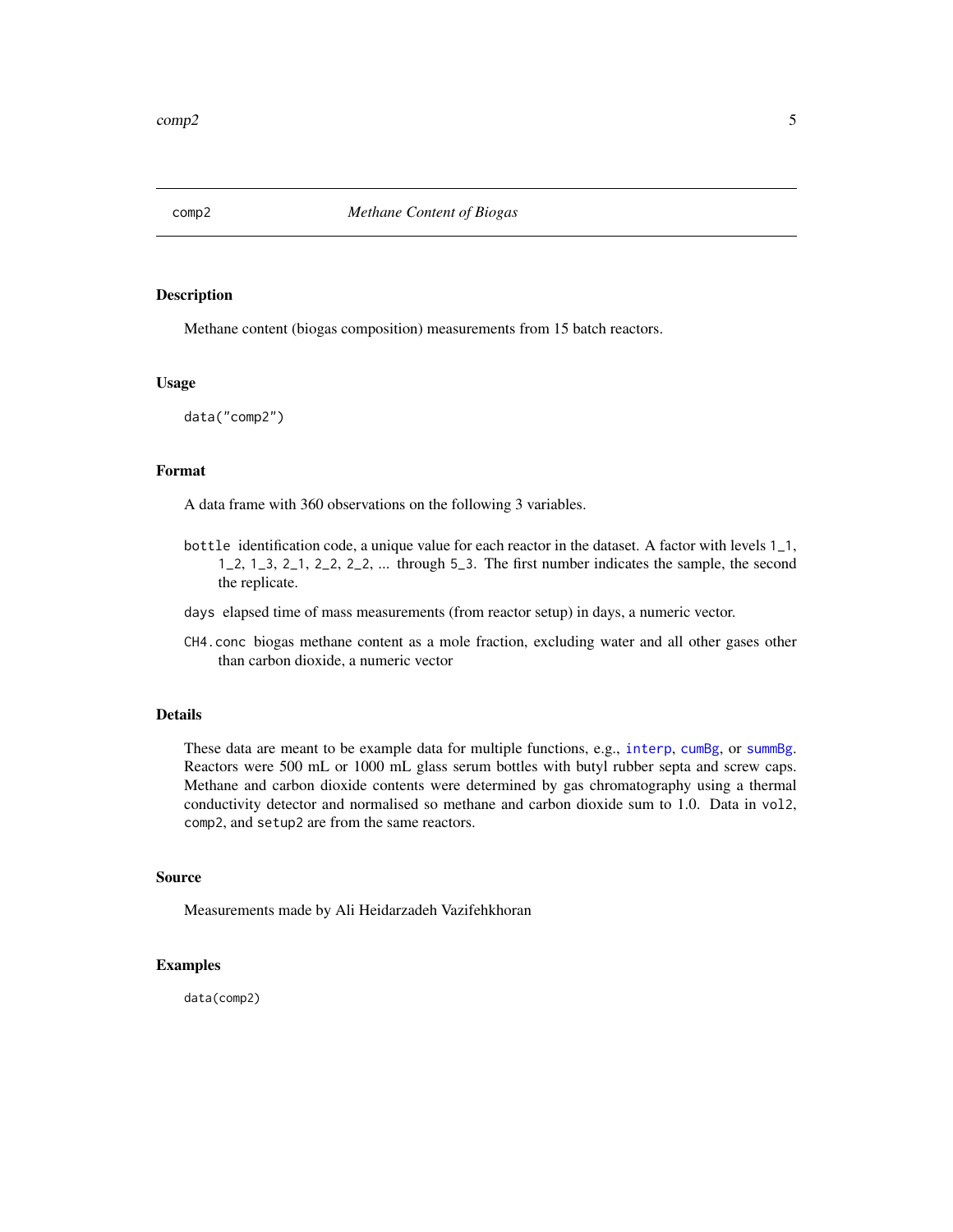comp2 *Methane Content of Biogas*

### Description

Methane content (biogas composition) measurements from 15 batch reactors.

### Usage

```
data("comp2")
```

### Format

A data frame with 360 observations on the following 3 variables.

- `bottle` identification code, a unique value for each reactor in the dataset. A factor with levels `1_1`, `1_2`, `1_3`, `2_1`, `2_2`, `2_2`, ... through `5_3`. The first number indicates the sample, the second the replicate.
- `days` elapsed time of mass measurements (from reactor setup) in days, a numeric vector.
- `CH4.conc` biogas methane content as a mole fraction, excluding water and all other gases other than carbon dioxide, a numeric vector

### Details

These data are meant to be example data for multiple functions, e.g., `interp`, `cumBg`, or `summBg`. Reactors were 500 mL or 1000 mL glass serum bottles with butyl rubber septa and screw caps. Methane and carbon dioxide contents were determined by gas chromatography using a thermal conductivity detector and normalised so methane and carbon dioxide sum to 1.0. Data in `vol2`, `comp2`, and `setup2` are from the same reactors.

### Source

Measurements made by Ali Heidarzadeh Vazifehkhoran

### Examples

```
data(comp2)
```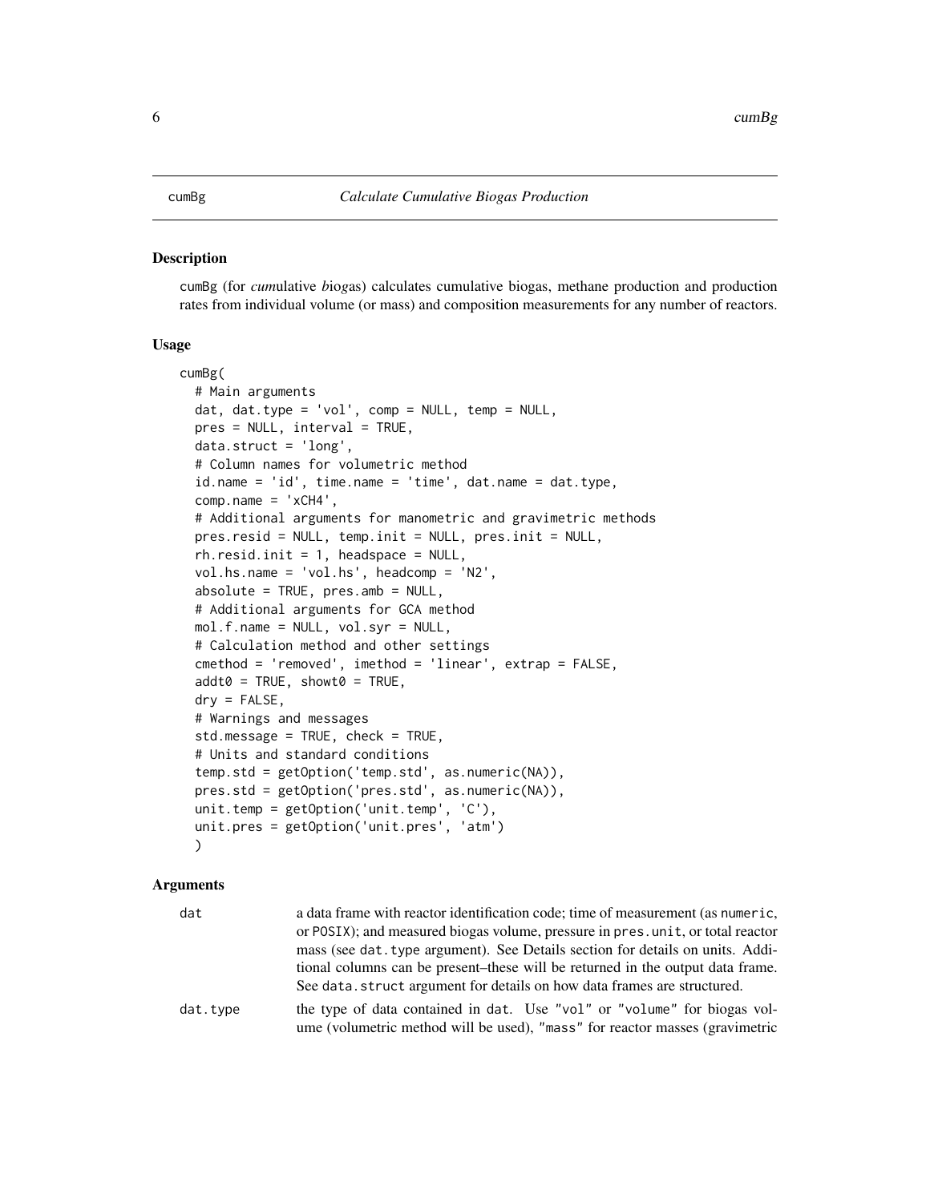# cumBg — *Calculate Cumulative Biogas Production*

## Description

cumBg (for *cum*ulative *b*io*g*as) calculates cumulative biogas, methane production and production rates from individual volume (or mass) and composition measurements for any number of reactors.

## Usage

```
cumBg(
  # Main arguments
  dat, dat.type = 'vol', comp = NULL, temp = NULL,
  pres = NULL, interval = TRUE,
  data.struct = 'long',
  # Column names for volumetric method
  id.name = 'id', time.name = 'time', dat.name = dat.type,
  comp.name = 'xCH4',
  # Additional arguments for manometric and gravimetric methods
  pres.resid = NULL, temp.init = NULL, pres.init = NULL,
  rh.resid.init = 1, headspace = NULL,
  vol.hs.name = 'vol.hs', headcomp = 'N2',
  absolute = TRUE, pres.amb = NULL,
  # Additional arguments for GCA method
  mol.f.name = NULL, vol.syr = NULL,
  # Calculation method and other settings
  cmethod = 'removed', imethod = 'linear', extrap = FALSE,
  addt0 = TRUE, showt0 = TRUE,
  dry = FALSE,
  # Warnings and messages
  std.message = TRUE, check = TRUE,
  # Units and standard conditions
  temp.std = getOption('temp.std', as.numeric(NA)),
  pres.std = getOption('pres.std', as.numeric(NA)),
  unit.temp = getOption('unit.temp', 'C'),
  unit.pres = getOption('unit.pres', 'atm')
  )
```

## Arguments

| | |
|---|---|
| `dat` | a data frame with reactor identification code; time of measurement (as `numeric`, or `POSIX`); and measured biogas volume, pressure in `pres.unit`, or total reactor mass (see `dat.type` argument). See Details section for details on units. Additional columns can be present–these will be returned in the output data frame. See `data.struct` argument for details on how data frames are structured. |
| `dat.type` | the type of data contained in `dat`. Use `"vol"` or `"volume"` for biogas volume (volumetric method will be used), `"mass"` for reactor masses (gravimetric |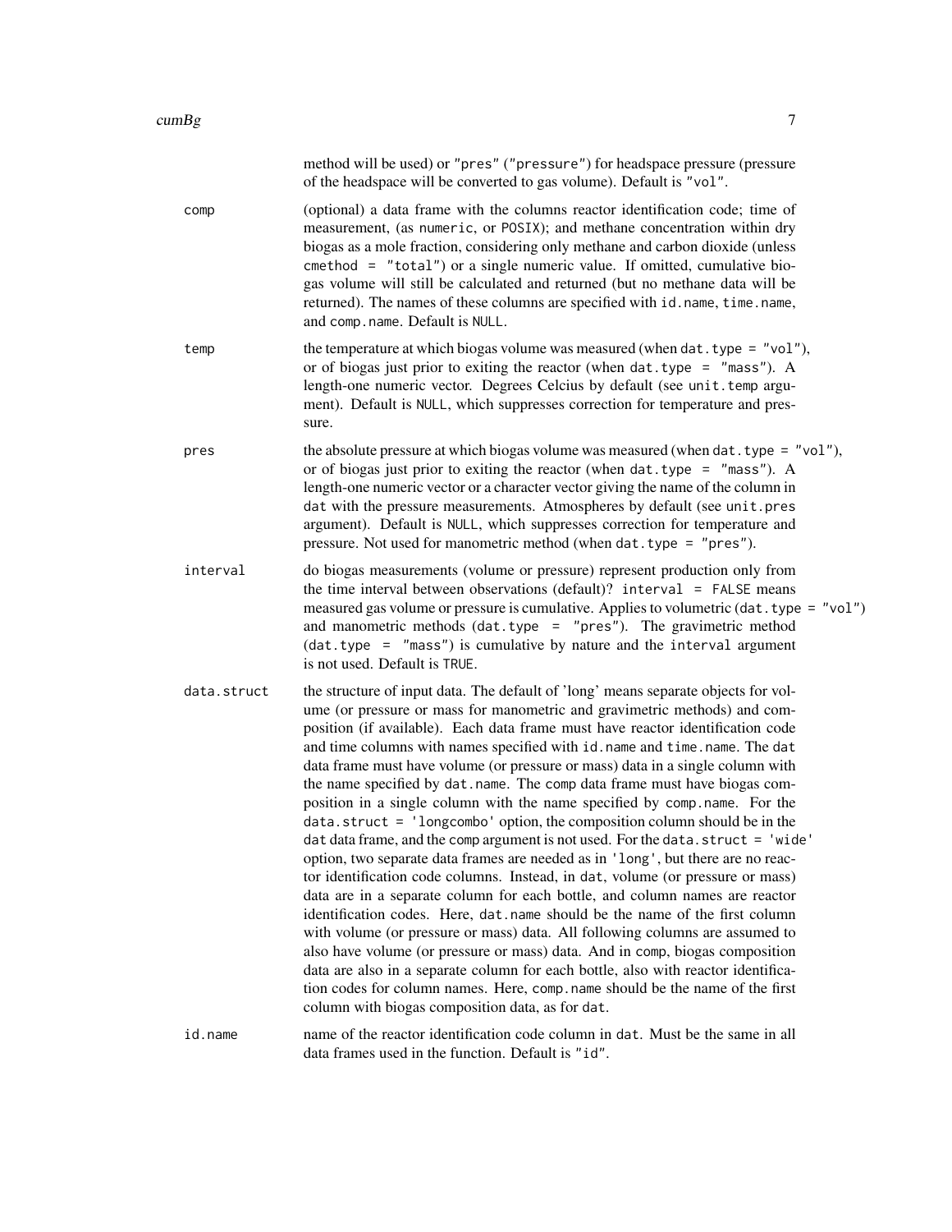method will be used) or "pres" ("pressure") for headspace pressure (pressure of the headspace will be converted to gas volume). Default is "vol".

**comp**
: (optional) a data frame with the columns reactor identification code; time of measurement, (as numeric, or POSIX); and methane concentration within dry biogas as a mole fraction, considering only methane and carbon dioxide (unless `cmethod = "total"`) or a single numeric value. If omitted, cumulative biogas volume will still be calculated and returned (but no methane data will be returned). The names of these columns are specified with `id.name`, `time.name`, and `comp.name`. Default is `NULL`.

**temp**
: the temperature at which biogas volume was measured (when `dat.type = "vol"`), or of biogas just prior to exiting the reactor (when `dat.type = "mass"`). A length-one numeric vector. Degrees Celcius by default (see `unit.temp` argument). Default is `NULL`, which suppresses correction for temperature and pressure.

**pres**
: the absolute pressure at which biogas volume was measured (when `dat.type = "vol"`), or of biogas just prior to exiting the reactor (when `dat.type = "mass"`). A length-one numeric vector or a character vector giving the name of the column in `dat` with the pressure measurements. Atmospheres by default (see `unit.pres` argument). Default is `NULL`, which suppresses correction for temperature and pressure. Not used for manometric method (when `dat.type = "pres"`).

**interval**
: do biogas measurements (volume or pressure) represent production only from the time interval between observations (default)? `interval = FALSE` means measured gas volume or pressure is cumulative. Applies to volumetric (`dat.type = "vol"`) and manometric methods (`dat.type = "pres"`). The gravimetric method (`dat.type = "mass"`) is cumulative by nature and the `interval` argument is not used. Default is `TRUE`.

**data.struct**
: the structure of input data. The default of 'long' means separate objects for volume (or pressure or mass for manometric and gravimetric methods) and composition (if available). Each data frame must have reactor identification code and time columns with names specified with `id.name` and `time.name`. The `dat` data frame must have volume (or pressure or mass) data in a single column with the name specified by `dat.name`. The `comp` data frame must have biogas composition in a single column with the name specified by `comp.name`. For the `data.struct = 'longcombo'` option, the composition column should be in the `dat` data frame, and the `comp` argument is not used. For the `data.struct = 'wide'` option, two separate data frames are needed as in `'long'`, but there are no reactor identification code columns. Instead, in `dat`, volume (or pressure or mass) data are in a separate column for each bottle, and column names are reactor identification codes. Here, `dat.name` should be the name of the first column with volume (or pressure or mass) data. All following columns are assumed to also have volume (or pressure or mass) data. And in `comp`, biogas composition data are also in a separate column for each bottle, also with reactor identification codes for column names. Here, `comp.name` should be the name of the first column with biogas composition data, as for `dat`.

**id.name**
: name of the reactor identification code column in `dat`. Must be the same in all data frames used in the function. Default is "id".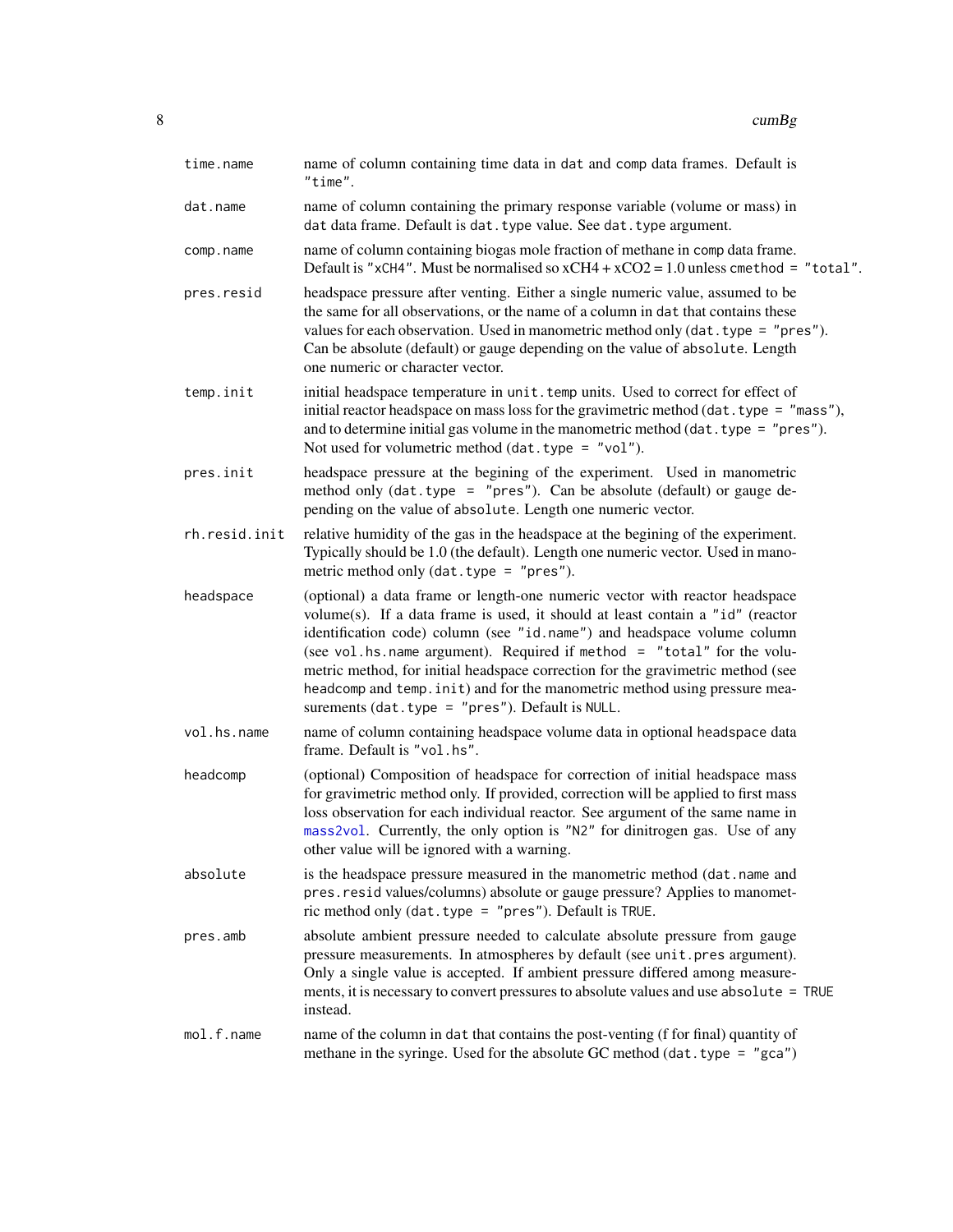| | |
|---|---|
| `time.name` | name of column containing time data in `dat` and `comp` data frames. Default is `"time"`. |
| `dat.name` | name of column containing the primary response variable (volume or mass) in `dat` data frame. Default is `dat.type` value. See `dat.type` argument. |
| `comp.name` | name of column containing biogas mole fraction of methane in `comp` data frame. Default is `"xCH4"`. Must be normalised so $xCH4 + xCO2 = 1.0$ unless `cmethod = "total"`. |
| `pres.resid` | headspace pressure after venting. Either a single numeric value, assumed to be the same for all observations, or the name of a column in `dat` that contains these values for each observation. Used in manometric method only (`dat.type = "pres"`). Can be absolute (default) or gauge depending on the value of `absolute`. Length one numeric or character vector. |
| `temp.init` | initial headspace temperature in `unit.temp` units. Used to correct for effect of initial reactor headspace on mass loss for the gravimetric method (`dat.type = "mass"`), and to determine initial gas volume in the manometric method (`dat.type = "pres"`). Not used for volumetric method (`dat.type = "vol"`). |
| `pres.init` | headspace pressure at the begining of the experiment. Used in manometric method only (`dat.type = "pres"`). Can be absolute (default) or gauge depending on the value of `absolute`. Length one numeric vector. |
| `rh.resid.init` | relative humidity of the gas in the headspace at the begining of the experiment. Typically should be 1.0 (the default). Length one numeric vector. Used in manometric method only (`dat.type = "pres"`). |
| `headspace` | (optional) a data frame or length-one numeric vector with reactor headspace volume(s). If a data frame is used, it should at least contain a `"id"` (reactor identification code) column (see `"id.name"`) and headspace volume column (see `vol.hs.name` argument). Required if `method = "total"` for the volumetric method, for initial headspace correction for the gravimetric method (see `headcomp` and `temp.init`) and for the manometric method using pressure measurements (`dat.type = "pres"`). Default is `NULL`. |
| `vol.hs.name` | name of column containing headspace volume data in optional `headspace` data frame. Default is `"vol.hs"`. |
| `headcomp` | (optional) Composition of headspace for correction of initial headspace mass for gravimetric method only. If provided, correction will be applied to first mass loss observation for each individual reactor. See argument of the same name in `mass2vol`. Currently, the only option is `"N2"` for dinitrogen gas. Use of any other value will be ignored with a warning. |
| `absolute` | is the headspace pressure measured in the manometric method (`dat.name` and `pres.resid` values/columns) absolute or gauge pressure? Applies to manometric method only (`dat.type = "pres"`). Default is `TRUE`. |
| `pres.amb` | absolute ambient pressure needed to calculate absolute pressure from gauge pressure measurements. In atmospheres by default (see `unit.pres` argument). Only a single value is accepted. If ambient pressure differed among measurements, it is necessary to convert pressures to absolute values and use `absolute = TRUE` instead. |
| `mol.f.name` | name of the column in `dat` that contains the post-venting (f for final) quantity of methane in the syringe. Used for the absolute GC method (`dat.type = "gca"`) |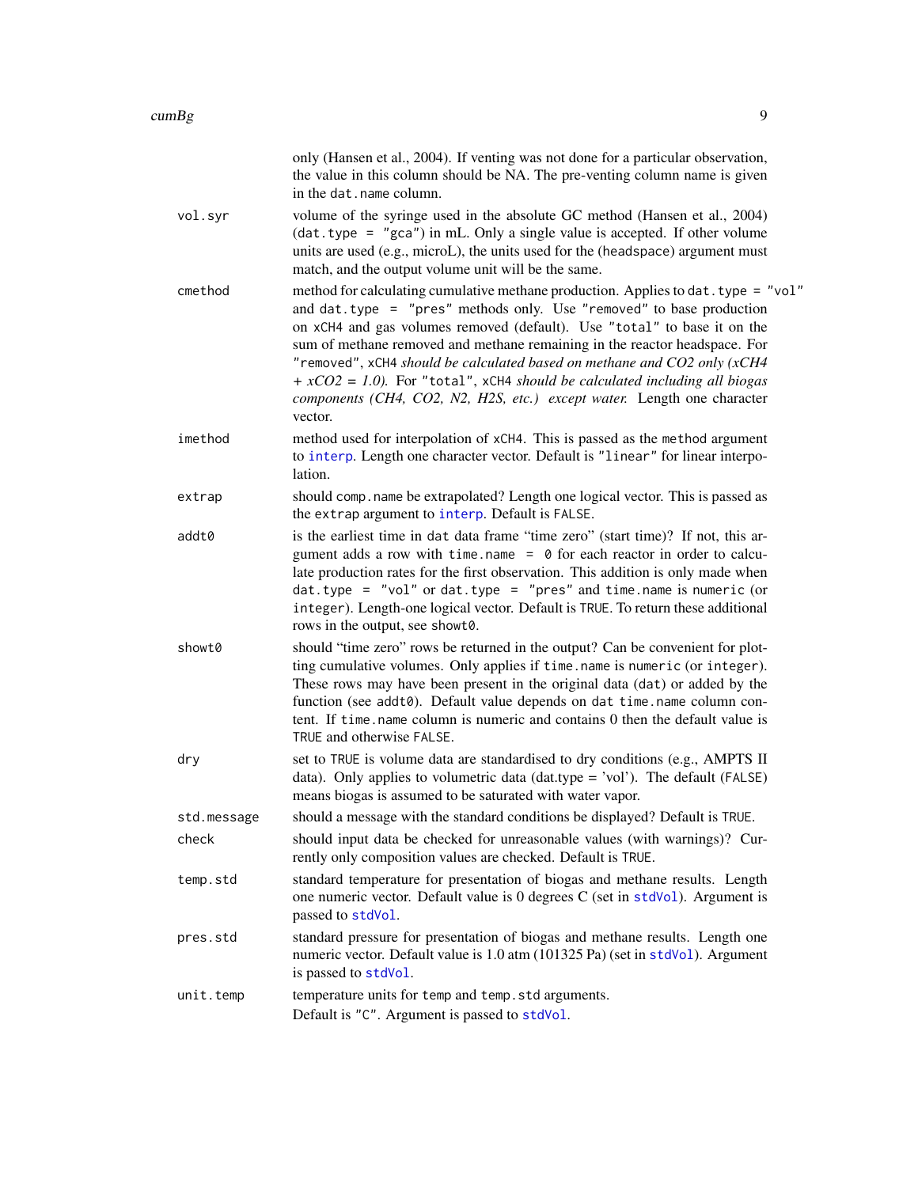only (Hansen et al., 2004). If venting was not done for a particular observation, the value in this column should be NA. The pre-venting column name is given in the `dat.name` column.

`vol.syr`
: volume of the syringe used in the absolute GC method (Hansen et al., 2004) (`dat.type = "gca"`) in mL. Only a single value is accepted. If other volume units are used (e.g., microL), the units used for the (headspace) argument must match, and the output volume unit will be the same.

`cmethod`
: method for calculating cumulative methane production. Applies to `dat.type = "vol"` and `dat.type = "pres"` methods only. Use `"removed"` to base production on `xCH4` and gas volumes removed (default). Use `"total"` to base it on the sum of methane removed and methane remaining in the reactor headspace. For `"removed"`, `xCH4` *should be calculated based on methane and CO2 only (xCH4 + xCO2 = 1.0).* For `"total"`, `xCH4` *should be calculated including all biogas components (CH4, CO2, N2, H2S, etc.) except water.* Length one character vector.

`imethod`
: method used for interpolation of `xCH4`. This is passed as the `method` argument to `interp`. Length one character vector. Default is `"linear"` for linear interpolation.

`extrap`
: should `comp.name` be extrapolated? Length one logical vector. This is passed as the `extrap` argument to `interp`. Default is `FALSE`.

`addt0`
: is the earliest time in `dat` data frame "time zero" (start time)? If not, this argument adds a row with `time.name = 0` for each reactor in order to calculate production rates for the first observation. This addition is only made when `dat.type = "vol"` or `dat.type = "pres"` and `time.name` is `numeric` (or `integer`). Length-one logical vector. Default is `TRUE`. To return these additional rows in the output, see `showt0`.

`showt0`
: should "time zero" rows be returned in the output? Can be convenient for plotting cumulative volumes. Only applies if `time.name` is `numeric` (or `integer`). These rows may have been present in the original data (`dat`) or added by the function (see `addt0`). Default value depends on `dat time.name` column content. If `time.name` column is numeric and contains 0 then the default value is `TRUE` and otherwise `FALSE`.

`dry`
: set to `TRUE` is volume data are standardised to dry conditions (e.g., AMPTS II data). Only applies to volumetric data (dat.type = 'vol'). The default (`FALSE`) means biogas is assumed to be saturated with water vapor.

`std.message`
: should a message with the standard conditions be displayed? Default is `TRUE`.

`check`
: should input data be checked for unreasonable values (with warnings)? Currently only composition values are checked. Default is `TRUE`.

`temp.std`
: standard temperature for presentation of biogas and methane results. Length one numeric vector. Default value is 0 degrees C (set in `stdVol`). Argument is passed to `stdVol`.

`pres.std`
: standard pressure for presentation of biogas and methane results. Length one numeric vector. Default value is 1.0 atm (101325 Pa) (set in `stdVol`). Argument is passed to `stdVol`.

`unit.temp`
: temperature units for `temp` and `temp.std` arguments.
  Default is `"C"`. Argument is passed to `stdVol`.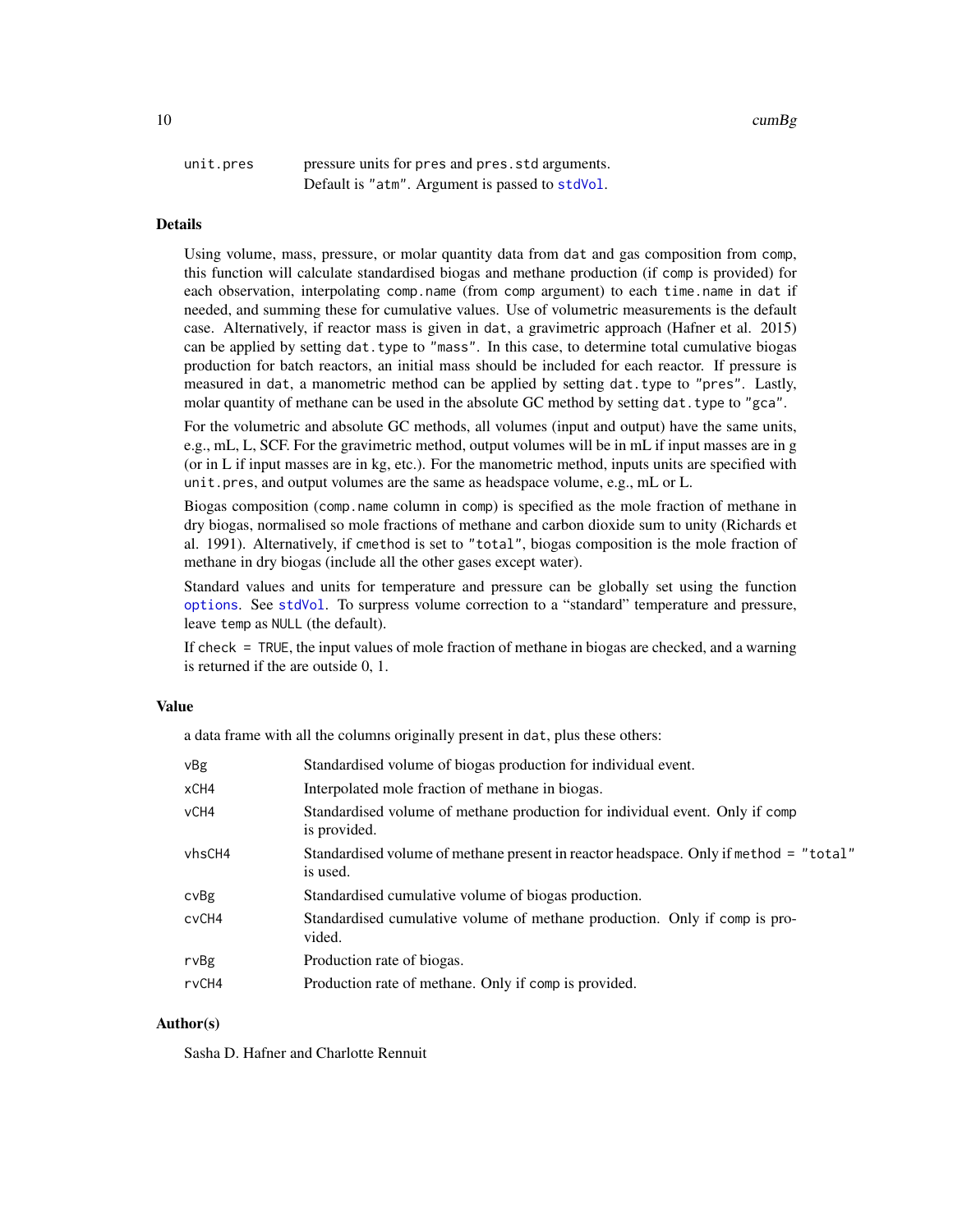| | |
|---|---|
| unit.pres | pressure units for pres and pres.std arguments. Default is "atm". Argument is passed to stdVol. |

## Details

Using volume, mass, pressure, or molar quantity data from dat and gas composition from comp, this function will calculate standardised biogas and methane production (if comp is provided) for each observation, interpolating comp.name (from comp argument) to each time.name in dat if needed, and summing these for cumulative values. Use of volumetric measurements is the default case. Alternatively, if reactor mass is given in dat, a gravimetric approach (Hafner et al. 2015) can be applied by setting dat.type to "mass". In this case, to determine total cumulative biogas production for batch reactors, an initial mass should be included for each reactor. If pressure is measured in dat, a manometric method can be applied by setting dat.type to "pres". Lastly, molar quantity of methane can be used in the absolute GC method by setting dat.type to "gca".

For the volumetric and absolute GC methods, all volumes (input and output) have the same units, e.g., mL, L, SCF. For the gravimetric method, output volumes will be in mL if input masses are in g (or in L if input masses are in kg, etc.). For the manometric method, inputs units are specified with unit.pres, and output volumes are the same as headspace volume, e.g., mL or L.

Biogas composition (comp.name column in comp) is specified as the mole fraction of methane in dry biogas, normalised so mole fractions of methane and carbon dioxide sum to unity (Richards et al. 1991). Alternatively, if cmethod is set to "total", biogas composition is the mole fraction of methane in dry biogas (include all the other gases except water).

Standard values and units for temperature and pressure can be globally set using the function options. See stdVol. To surpress volume correction to a "standard" temperature and pressure, leave temp as NULL (the default).

If check = TRUE, the input values of mole fraction of methane in biogas are checked, and a warning is returned if the are outside 0, 1.

## Value

a data frame with all the columns originally present in dat, plus these others:

| | |
|---|---|
| vBg | Standardised volume of biogas production for individual event. |
| xCH4 | Interpolated mole fraction of methane in biogas. |
| vCH4 | Standardised volume of methane production for individual event. Only if comp is provided. |
| vhsCH4 | Standardised volume of methane present in reactor headspace. Only if method = "total" is used. |
| cvBg | Standardised cumulative volume of biogas production. |
| cvCH4 | Standardised cumulative volume of methane production. Only if comp is provided. |
| rvBg | Production rate of biogas. |
| rvCH4 | Production rate of methane. Only if comp is provided. |

## Author(s)

Sasha D. Hafner and Charlotte Rennuit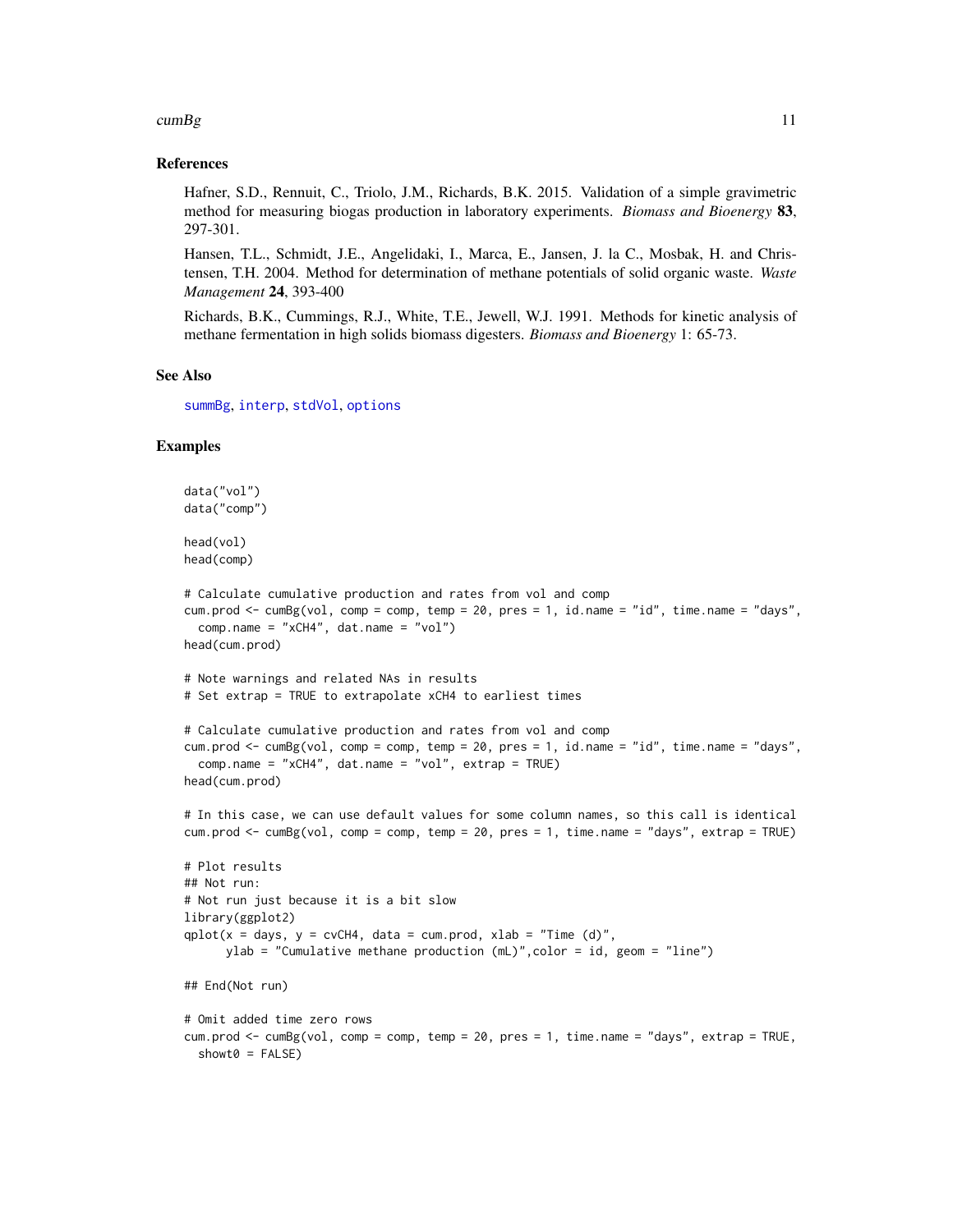## References

Hafner, S.D., Rennuit, C., Triolo, J.M., Richards, B.K. 2015. Validation of a simple gravimetric method for measuring biogas production in laboratory experiments. *Biomass and Bioenergy* **83**, 297-301.

Hansen, T.L., Schmidt, J.E., Angelidaki, I., Marca, E., Jansen, J. la C., Mosbak, H. and Christensen, T.H. 2004. Method for determination of methane potentials of solid organic waste. *Waste Management* **24**, 393-400

Richards, B.K., Cummings, R.J., White, T.E., Jewell, W.J. 1991. Methods for kinetic analysis of methane fermentation in high solids biomass digesters. *Biomass and Bioenergy* 1: 65-73.

## See Also

summBg, interp, stdVol, options

## Examples

```
data("vol")
data("comp")

head(vol)
head(comp)

# Calculate cumulative production and rates from vol and comp
cum.prod <- cumBg(vol, comp = comp, temp = 20, pres = 1, id.name = "id", time.name = "days",
  comp.name = "xCH4", dat.name = "vol")
head(cum.prod)

# Note warnings and related NAs in results
# Set extrap = TRUE to extrapolate xCH4 to earliest times

# Calculate cumulative production and rates from vol and comp
cum.prod <- cumBg(vol, comp = comp, temp = 20, pres = 1, id.name = "id", time.name = "days",
  comp.name = "xCH4", dat.name = "vol", extrap = TRUE)
head(cum.prod)

# In this case, we can use default values for some column names, so this call is identical
cum.prod <- cumBg(vol, comp = comp, temp = 20, pres = 1, time.name = "days", extrap = TRUE)

# Plot results
## Not run:
# Not run just because it is a bit slow
library(ggplot2)
qplot(x = days, y = cvCH4, data = cum.prod, xlab = "Time (d)",
      ylab = "Cumulative methane production (mL)",color = id, geom = "line")

## End(Not run)

# Omit added time zero rows
cum.prod <- cumBg(vol, comp = comp, temp = 20, pres = 1, time.name = "days", extrap = TRUE,
  showt0 = FALSE)
```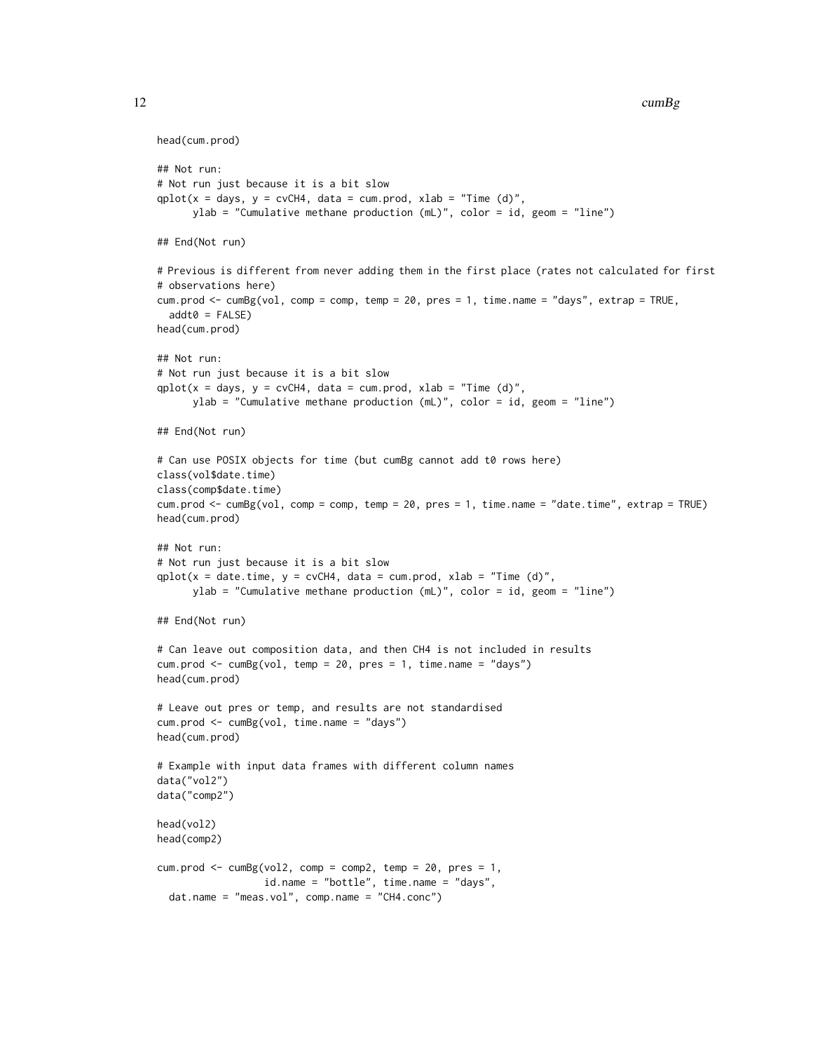```
head(cum.prod)

## Not run:
# Not run just because it is a bit slow
qplot(x = days, y = cvCH4, data = cum.prod, xlab = "Time (d)",
      ylab = "Cumulative methane production (mL)", color = id, geom = "line")

## End(Not run)

# Previous is different from never adding them in the first place (rates not calculated for first
# observations here)
cum.prod <- cumBg(vol, comp = comp, temp = 20, pres = 1, time.name = "days", extrap = TRUE,
  addt0 = FALSE)
head(cum.prod)

## Not run:
# Not run just because it is a bit slow
qplot(x = days, y = cvCH4, data = cum.prod, xlab = "Time (d)",
      ylab = "Cumulative methane production (mL)", color = id, geom = "line")

## End(Not run)

# Can use POSIX objects for time (but cumBg cannot add t0 rows here)
class(vol$date.time)
class(comp$date.time)
cum.prod <- cumBg(vol, comp = comp, temp = 20, pres = 1, time.name = "date.time", extrap = TRUE)
head(cum.prod)

## Not run:
# Not run just because it is a bit slow
qplot(x = date.time, y = cvCH4, data = cum.prod, xlab = "Time (d)",
      ylab = "Cumulative methane production (mL)", color = id, geom = "line")

## End(Not run)

# Can leave out composition data, and then CH4 is not included in results
cum.prod <- cumBg(vol, temp = 20, pres = 1, time.name = "days")
head(cum.prod)

# Leave out pres or temp, and results are not standardised
cum.prod <- cumBg(vol, time.name = "days")
head(cum.prod)

# Example with input data frames with different column names
data("vol2")
data("comp2")

head(vol2)
head(comp2)

cum.prod <- cumBg(vol2, comp = comp2, temp = 20, pres = 1,
                  id.name = "bottle", time.name = "days",
  dat.name = "meas.vol", comp.name = "CH4.conc")
```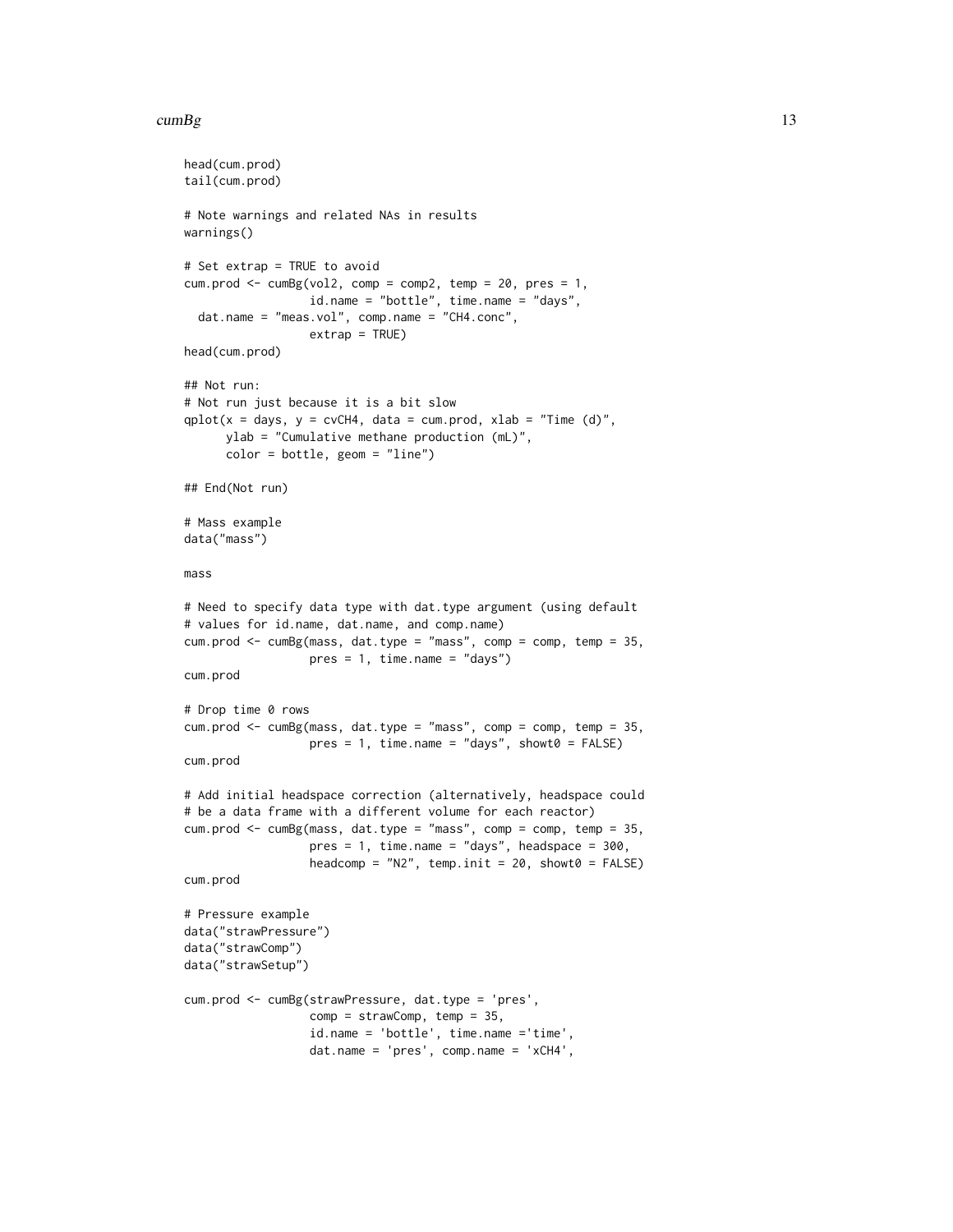```
head(cum.prod)
tail(cum.prod)

# Note warnings and related NAs in results
warnings()

# Set extrap = TRUE to avoid
cum.prod <- cumBg(vol2, comp = comp2, temp = 20, pres = 1,
                  id.name = "bottle", time.name = "days",
  dat.name = "meas.vol", comp.name = "CH4.conc",
                  extrap = TRUE)
head(cum.prod)

## Not run:
# Not run just because it is a bit slow
qplot(x = days, y = cvCH4, data = cum.prod, xlab = "Time (d)",
      ylab = "Cumulative methane production (mL)",
      color = bottle, geom = "line")

## End(Not run)

# Mass example
data("mass")

mass

# Need to specify data type with dat.type argument (using default
# values for id.name, dat.name, and comp.name)
cum.prod <- cumBg(mass, dat.type = "mass", comp = comp, temp = 35,
                  pres = 1, time.name = "days")
cum.prod

# Drop time 0 rows
cum.prod <- cumBg(mass, dat.type = "mass", comp = comp, temp = 35,
                  pres = 1, time.name = "days", showt0 = FALSE)
cum.prod

# Add initial headspace correction (alternatively, headspace could
# be a data frame with a different volume for each reactor)
cum.prod <- cumBg(mass, dat.type = "mass", comp = comp, temp = 35,
                  pres = 1, time.name = "days", headspace = 300,
                  headcomp = "N2", temp.init = 20, showt0 = FALSE)
cum.prod

# Pressure example
data("strawPressure")
data("strawComp")
data("strawSetup")

cum.prod <- cumBg(strawPressure, dat.type = 'pres',
                  comp = strawComp, temp = 35,
                  id.name = 'bottle', time.name ='time',
                  dat.name = 'pres', comp.name = 'xCH4',
```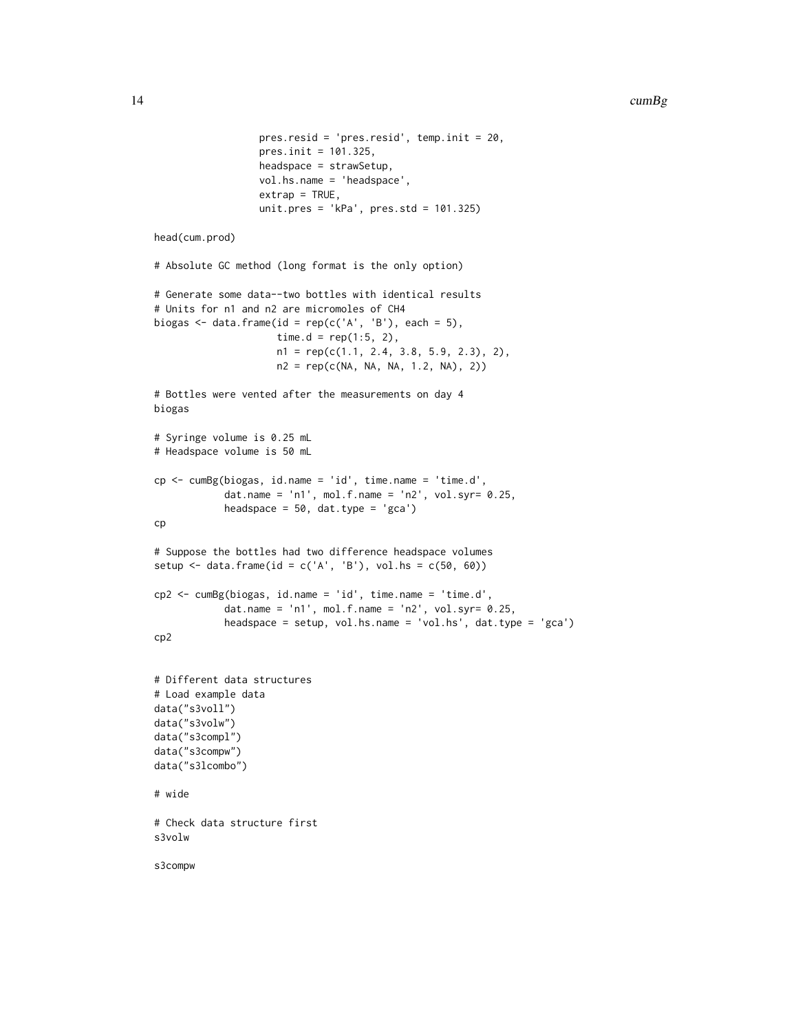```
                  pres.resid = 'pres.resid', temp.init = 20,
                  pres.init = 101.325,
                  headspace = strawSetup,
                  vol.hs.name = 'headspace',
                  extrap = TRUE,
                  unit.pres = 'kPa', pres.std = 101.325)

head(cum.prod)

# Absolute GC method (long format is the only option)

# Generate some data--two bottles with identical results
# Units for n1 and n2 are micromoles of CH4
biogas <- data.frame(id = rep(c('A', 'B'), each = 5),
                     time.d = rep(1:5, 2),
                     n1 = rep(c(1.1, 2.4, 3.8, 5.9, 2.3), 2),
                     n2 = rep(c(NA, NA, NA, 1.2, NA), 2))

# Bottles were vented after the measurements on day 4
biogas

# Syringe volume is 0.25 mL
# Headspace volume is 50 mL

cp <- cumBg(biogas, id.name = 'id', time.name = 'time.d',
            dat.name = 'n1', mol.f.name = 'n2', vol.syr= 0.25,
            headspace = 50, dat.type = 'gca')
cp

# Suppose the bottles had two difference headspace volumes
setup <- data.frame(id = c('A', 'B'), vol.hs = c(50, 60))

cp2 <- cumBg(biogas, id.name = 'id', time.name = 'time.d',
            dat.name = 'n1', mol.f.name = 'n2', vol.syr= 0.25,
            headspace = setup, vol.hs.name = 'vol.hs', dat.type = 'gca')
cp2


# Different data structures
# Load example data
data("s3voll")
data("s3volw")
data("s3compl")
data("s3compw")
data("s3lcombo")

# wide

# Check data structure first
s3volw

s3compw
```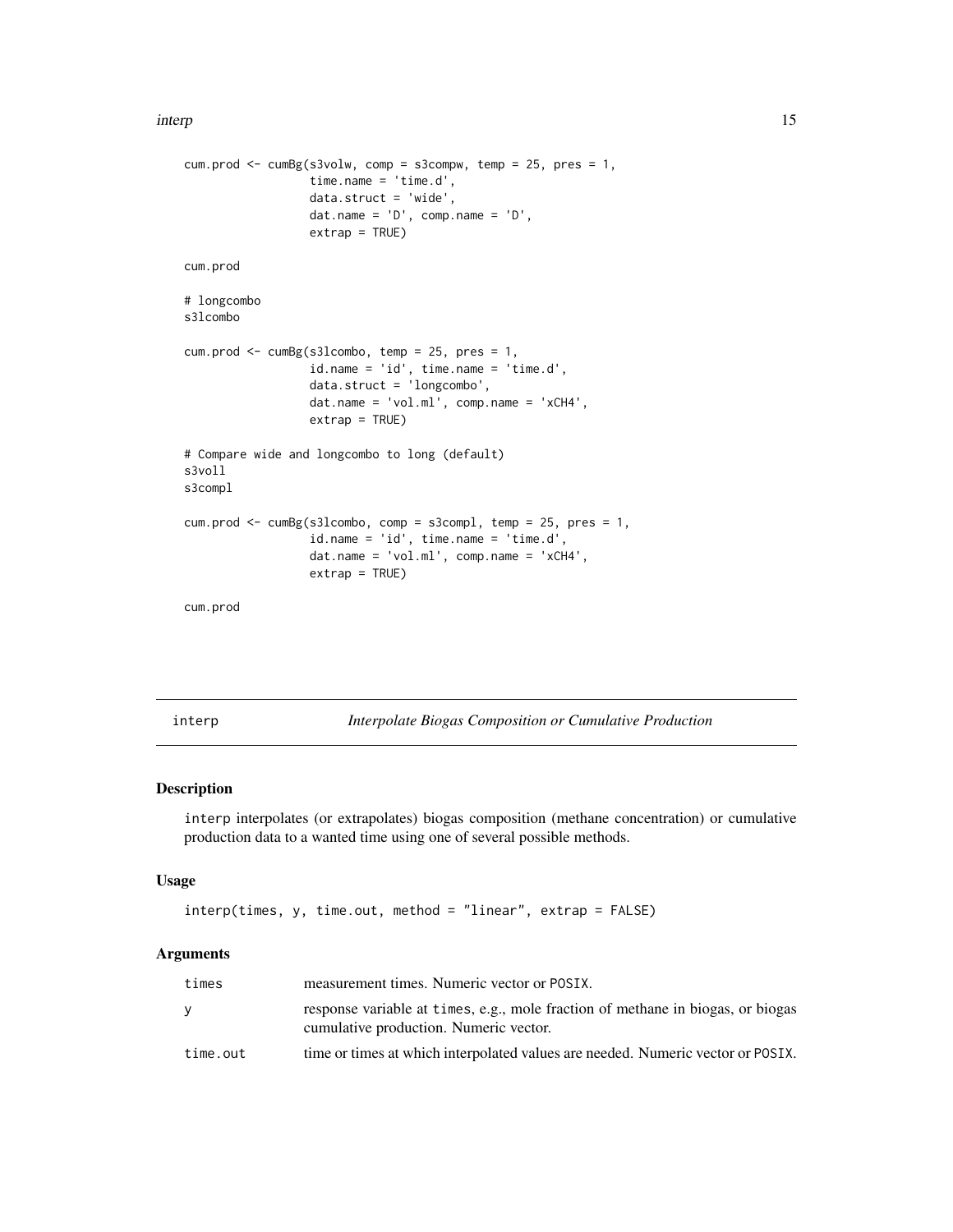```
cum.prod <- cumBg(s3volw, comp = s3compw, temp = 25, pres = 1,
                  time.name = 'time.d',
                  data.struct = 'wide',
                  dat.name = 'D', comp.name = 'D',
                  extrap = TRUE)

cum.prod

# longcombo
s3lcombo

cum.prod <- cumBg(s3lcombo, temp = 25, pres = 1,
                  id.name = 'id', time.name = 'time.d',
                  data.struct = 'longcombo',
                  dat.name = 'vol.ml', comp.name = 'xCH4',
                  extrap = TRUE)

# Compare wide and longcombo to long (default)
s3voll
s3compl

cum.prod <- cumBg(s3lcombo, comp = s3compl, temp = 25, pres = 1,
                  id.name = 'id', time.name = 'time.d',
                  dat.name = 'vol.ml', comp.name = 'xCH4',
                  extrap = TRUE)

cum.prod
```

---

interp — *Interpolate Biogas Composition or Cumulative Production*

---

## Description

`interp` interpolates (or extrapolates) biogas composition (methane concentration) or cumulative production data to a wanted time using one of several possible methods.

## Usage

```
interp(times, y, time.out, method = "linear", extrap = FALSE)
```

## Arguments

| | |
|---|---|
| `times` | measurement times. Numeric vector or `POSIX`. |
| `y` | response variable at `times`, e.g., mole fraction of methane in biogas, or biogas cumulative production. Numeric vector. |
| `time.out` | time or times at which interpolated values are needed. Numeric vector or `POSIX`. |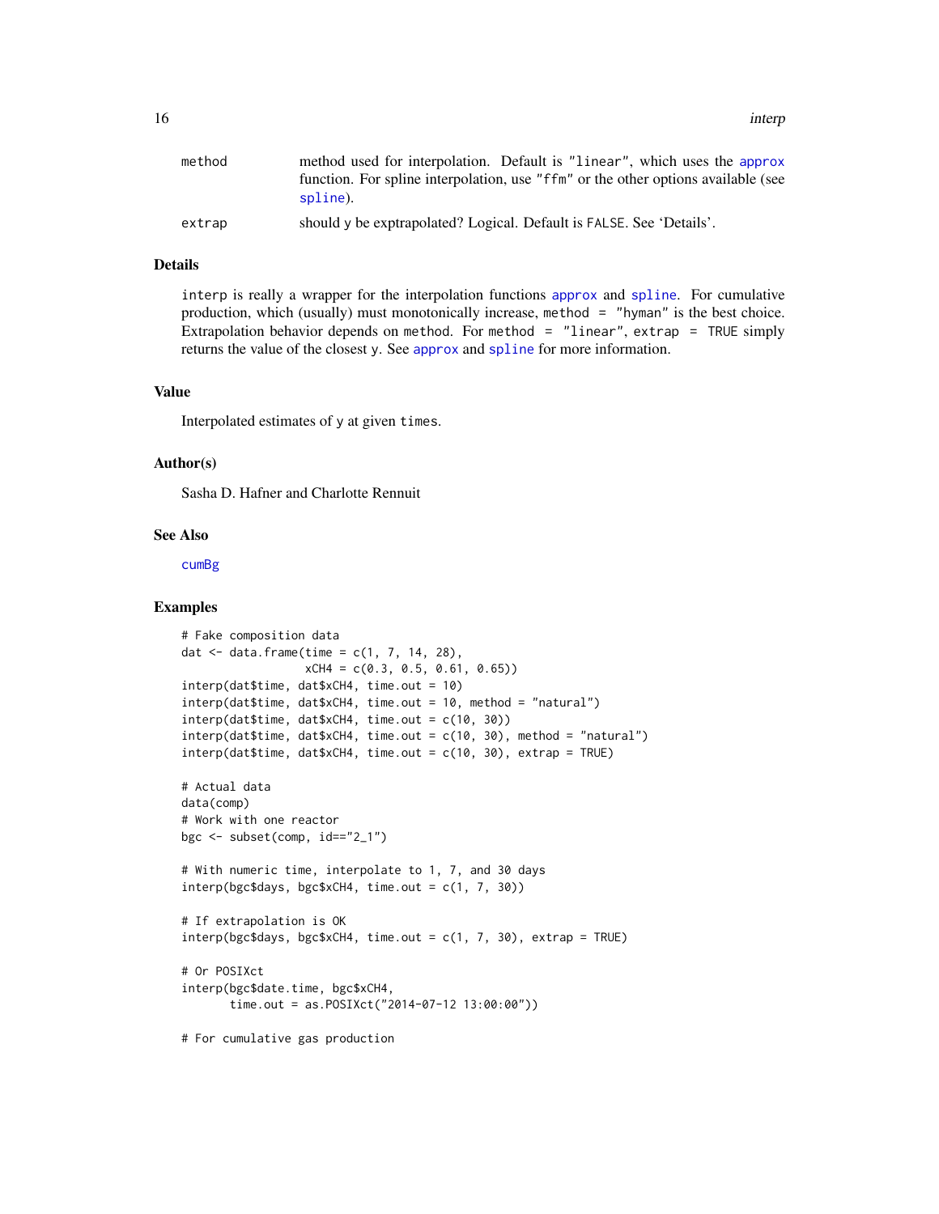| | |
|---|---|
| method | method used for interpolation. Default is "linear", which uses the approx function. For spline interpolation, use "ffm" or the other options available (see spline). |
| extrap | should y be exptrapolated? Logical. Default is FALSE. See 'Details'. |

## Details

interp is really a wrapper for the interpolation functions approx and spline. For cumulative production, which (usually) must monotonically increase, method = "hyman" is the best choice. Extrapolation behavior depends on method. For method = "linear", extrap = TRUE simply returns the value of the closest y. See approx and spline for more information.

## Value

Interpolated estimates of y at given times.

## Author(s)

Sasha D. Hafner and Charlotte Rennuit

## See Also

cumBg

## Examples

```
# Fake composition data
dat <- data.frame(time = c(1, 7, 14, 28),
                  xCH4 = c(0.3, 0.5, 0.61, 0.65))
interp(dat$time, dat$xCH4, time.out = 10)
interp(dat$time, dat$xCH4, time.out = 10, method = "natural")
interp(dat$time, dat$xCH4, time.out = c(10, 30))
interp(dat$time, dat$xCH4, time.out = c(10, 30), method = "natural")
interp(dat$time, dat$xCH4, time.out = c(10, 30), extrap = TRUE)

# Actual data
data(comp)
# Work with one reactor
bgc <- subset(comp, id=="2_1")

# With numeric time, interpolate to 1, 7, and 30 days
interp(bgc$days, bgc$xCH4, time.out = c(1, 7, 30))

# If extrapolation is OK
interp(bgc$days, bgc$xCH4, time.out = c(1, 7, 30), extrap = TRUE)

# Or POSIXct
interp(bgc$date.time, bgc$xCH4,
       time.out = as.POSIXct("2014-07-12 13:00:00"))

# For cumulative gas production
```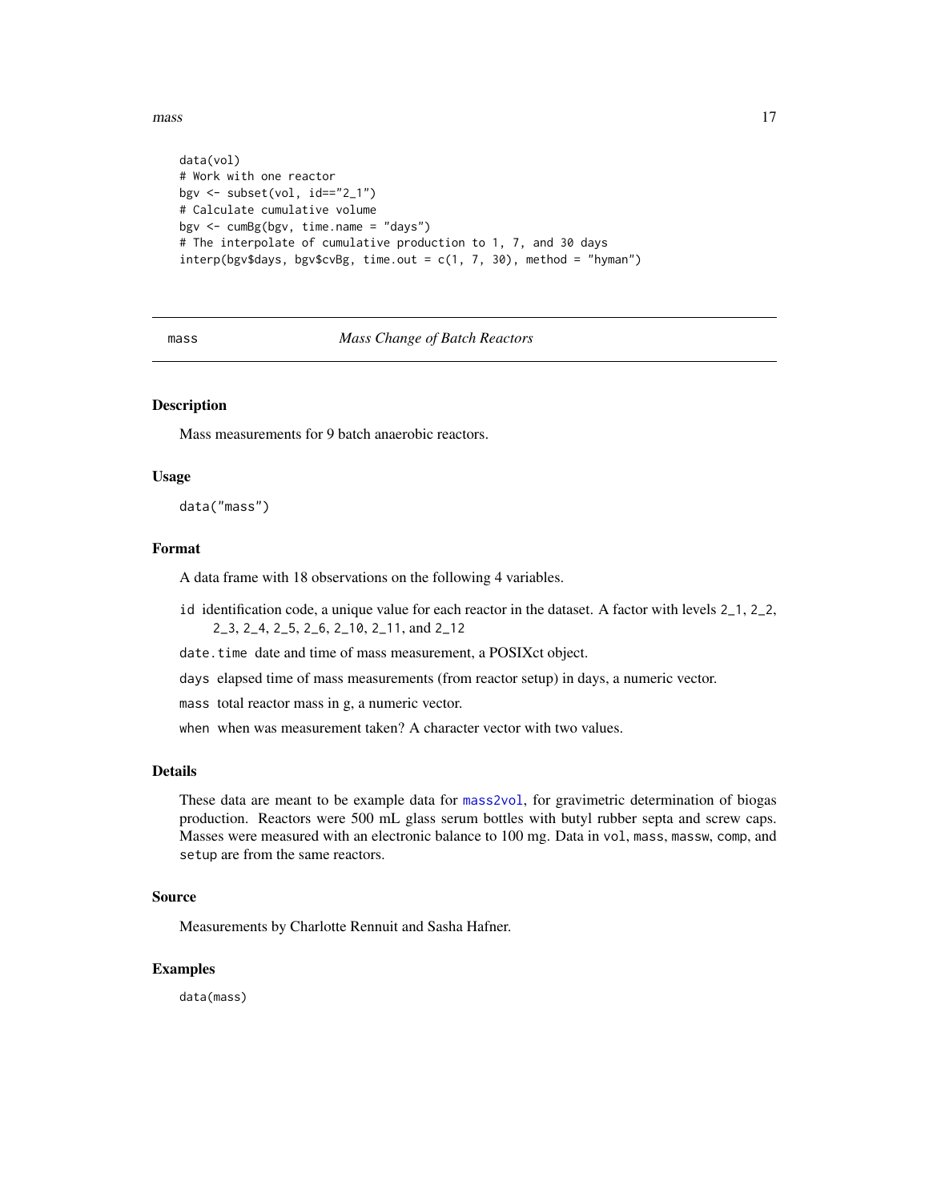```
data(vol)
# Work with one reactor
bgv <- subset(vol, id=="2_1")
# Calculate cumulative volume
bgv <- cumBg(bgv, time.name = "days")
# The interpolate of cumulative production to 1, 7, and 30 days
interp(bgv$days, bgv$cvBg, time.out = c(1, 7, 30), method = "hyman")
```

---

## mass — *Mass Change of Batch Reactors*

### Description

Mass measurements for 9 batch anaerobic reactors.

### Usage

```
data("mass")
```

### Format

A data frame with 18 observations on the following 4 variables.

- `id` identification code, a unique value for each reactor in the dataset. A factor with levels `2_1`, `2_2`, `2_3`, `2_4`, `2_5`, `2_6`, `2_10`, `2_11`, and `2_12`
- `date.time` date and time of mass measurement, a POSIXct object.
- `days` elapsed time of mass measurements (from reactor setup) in days, a numeric vector.
- `mass` total reactor mass in g, a numeric vector.
- `when` when was measurement taken? A character vector with two values.

### Details

These data are meant to be example data for `mass2vol`, for gravimetric determination of biogas production. Reactors were 500 mL glass serum bottles with butyl rubber septa and screw caps. Masses were measured with an electronic balance to 100 mg. Data in `vol`, `mass`, `massw`, `comp`, and `setup` are from the same reactors.

### Source

Measurements by Charlotte Rennuit and Sasha Hafner.

### Examples

```
data(mass)
```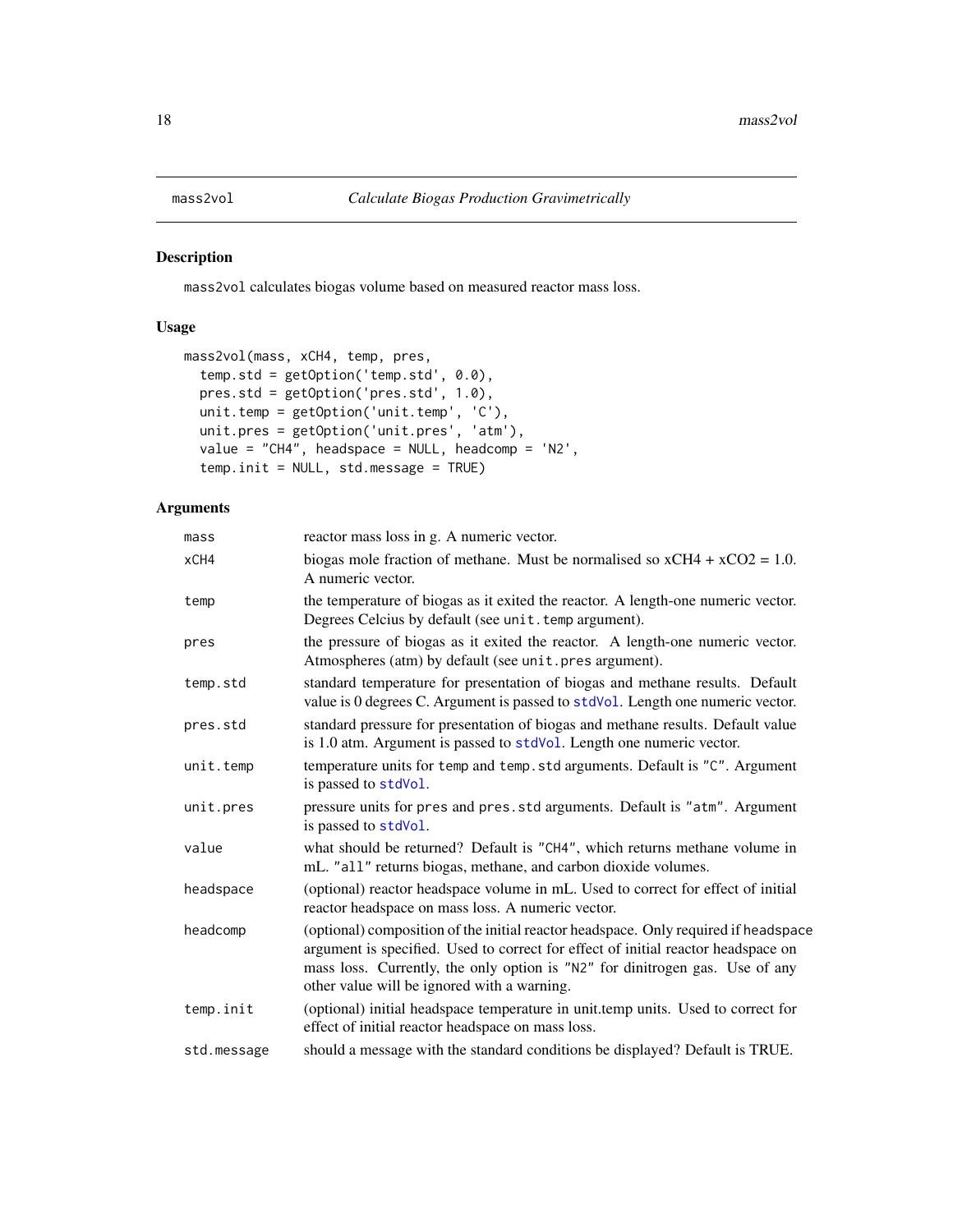mass2vol — *Calculate Biogas Production Gravimetrically*

## Description

`mass2vol` calculates biogas volume based on measured reactor mass loss.

## Usage

```
mass2vol(mass, xCH4, temp, pres,
  temp.std = getOption('temp.std', 0.0),
  pres.std = getOption('pres.std', 1.0),
  unit.temp = getOption('unit.temp', 'C'),
  unit.pres = getOption('unit.pres', 'atm'),
  value = "CH4", headspace = NULL, headcomp = 'N2',
  temp.init = NULL, std.message = TRUE)
```

## Arguments

| | |
|---|---|
| `mass` | reactor mass loss in g. A numeric vector. |
| `xCH4` | biogas mole fraction of methane. Must be normalised so xCH4 + xCO2 = 1.0. A numeric vector. |
| `temp` | the temperature of biogas as it exited the reactor. A length-one numeric vector. Degrees Celcius by default (see `unit.temp` argument). |
| `pres` | the pressure of biogas as it exited the reactor. A length-one numeric vector. Atmospheres (atm) by default (see `unit.pres` argument). |
| `temp.std` | standard temperature for presentation of biogas and methane results. Default value is 0 degrees C. Argument is passed to `stdVol`. Length one numeric vector. |
| `pres.std` | standard pressure for presentation of biogas and methane results. Default value is 1.0 atm. Argument is passed to `stdVol`. Length one numeric vector. |
| `unit.temp` | temperature units for `temp` and `temp.std` arguments. Default is `"C"`. Argument is passed to `stdVol`. |
| `unit.pres` | pressure units for `pres` and `pres.std` arguments. Default is `"atm"`. Argument is passed to `stdVol`. |
| `value` | what should be returned? Default is `"CH4"`, which returns methane volume in mL. `"all"` returns biogas, methane, and carbon dioxide volumes. |
| `headspace` | (optional) reactor headspace volume in mL. Used to correct for effect of initial reactor headspace on mass loss. A numeric vector. |
| `headcomp` | (optional) composition of the initial reactor headspace. Only required if `headspace` argument is specified. Used to correct for effect of initial reactor headspace on mass loss. Currently, the only option is `"N2"` for dinitrogen gas. Use of any other value will be ignored with a warning. |
| `temp.init` | (optional) initial headspace temperature in unit.temp units. Used to correct for effect of initial reactor headspace on mass loss. |
| `std.message` | should a message with the standard conditions be displayed? Default is TRUE. |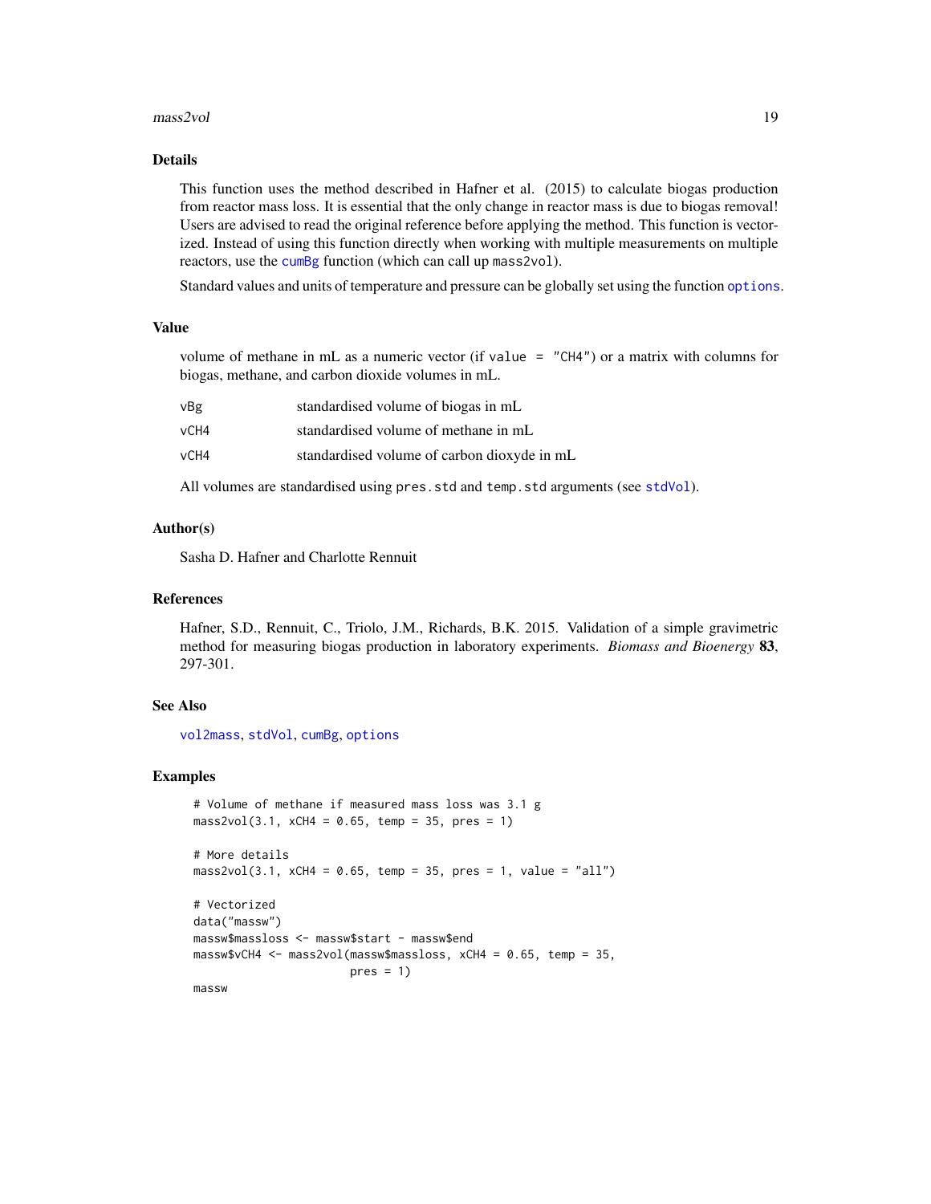## Details

This function uses the method described in Hafner et al. (2015) to calculate biogas production from reactor mass loss. It is essential that the only change in reactor mass is due to biogas removal! Users are advised to read the original reference before applying the method. This function is vectorized. Instead of using this function directly when working with multiple measurements on multiple reactors, use the `cumBg` function (which can call up `mass2vol`).

Standard values and units of temperature and pressure can be globally set using the function `options`.

## Value

volume of methane in mL as a numeric vector (if `value = "CH4"`) or a matrix with columns for biogas, methane, and carbon dioxide volumes in mL.

| | |
|---|---|
| `vBg` | standardised volume of biogas in mL |
| `vCH4` | standardised volume of methane in mL |
| `vCH4` | standardised volume of carbon dioxyde in mL |

All volumes are standardised using `pres.std` and `temp.std` arguments (see `stdVol`).

## Author(s)

Sasha D. Hafner and Charlotte Rennuit

## References

Hafner, S.D., Rennuit, C., Triolo, J.M., Richards, B.K. 2015. Validation of a simple gravimetric method for measuring biogas production in laboratory experiments. *Biomass and Bioenergy* **83**, 297-301.

## See Also

`vol2mass`, `stdVol`, `cumBg`, `options`

## Examples

```
# Volume of methane if measured mass loss was 3.1 g
mass2vol(3.1, xCH4 = 0.65, temp = 35, pres = 1)

# More details
mass2vol(3.1, xCH4 = 0.65, temp = 35, pres = 1, value = "all")

# Vectorized
data("massw")
massw$massloss <- massw$start - massw$end
massw$vCH4 <- mass2vol(massw$massloss, xCH4 = 0.65, temp = 35,
                       pres = 1)
massw
```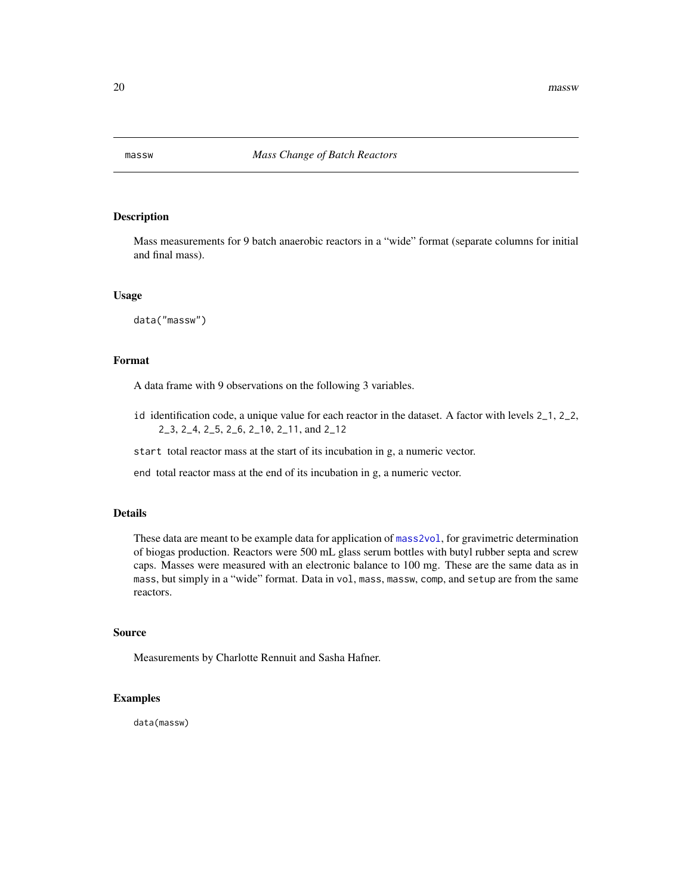massw *Mass Change of Batch Reactors*

## Description

Mass measurements for 9 batch anaerobic reactors in a "wide" format (separate columns for initial and final mass).

## Usage

```
data("massw")
```

## Format

A data frame with 9 observations on the following 3 variables.

`id` identification code, a unique value for each reactor in the dataset. A factor with levels `2_1`, `2_2`, `2_3`, `2_4`, `2_5`, `2_6`, `2_10`, `2_11`, and `2_12`

`start` total reactor mass at the start of its incubation in g, a numeric vector.

`end` total reactor mass at the end of its incubation in g, a numeric vector.

## Details

These data are meant to be example data for application of `mass2vol`, for gravimetric determination of biogas production. Reactors were 500 mL glass serum bottles with butyl rubber septa and screw caps. Masses were measured with an electronic balance to 100 mg. These are the same data as in `mass`, but simply in a "wide" format. Data in `vol`, `mass`, `massw`, `comp`, and `setup` are from the same reactors.

## Source

Measurements by Charlotte Rennuit and Sasha Hafner.

## Examples

```
data(massw)
```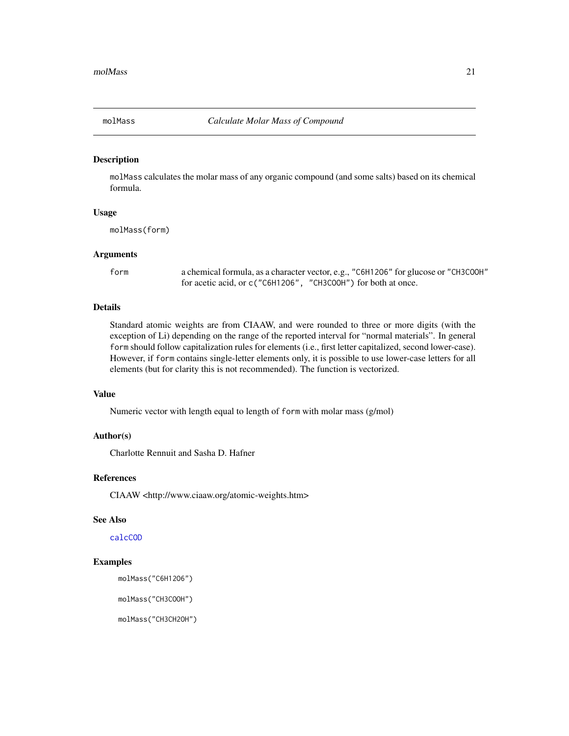## molMass — *Calculate Molar Mass of Compound*

### Description

`molMass` calculates the molar mass of any organic compound (and some salts) based on its chemical formula.

### Usage

```
molMass(form)
```

### Arguments

| | |
|---|---|
| `form` | a chemical formula, as a character vector, e.g., `"C6H12O6"` for glucose or `"CH3COOH"` for acetic acid, or `c("C6H12O6", "CH3COOH")` for both at once. |

### Details

Standard atomic weights are from CIAAW, and were rounded to three or more digits (with the exception of Li) depending on the range of the reported interval for "normal materials". In general `form` should follow capitalization rules for elements (i.e., first letter capitalized, second lower-case). However, if `form` contains single-letter elements only, it is possible to use lower-case letters for all elements (but for clarity this is not recommended). The function is vectorized.

### Value

Numeric vector with length equal to length of `form` with molar mass (g/mol)

### Author(s)

Charlotte Rennuit and Sasha D. Hafner

### References

CIAAW <http://www.ciaaw.org/atomic-weights.htm>

### See Also

`calcCOD`

### Examples

```
molMass("C6H12O6")

molMass("CH3COOH")

molMass("CH3CH2OH")
```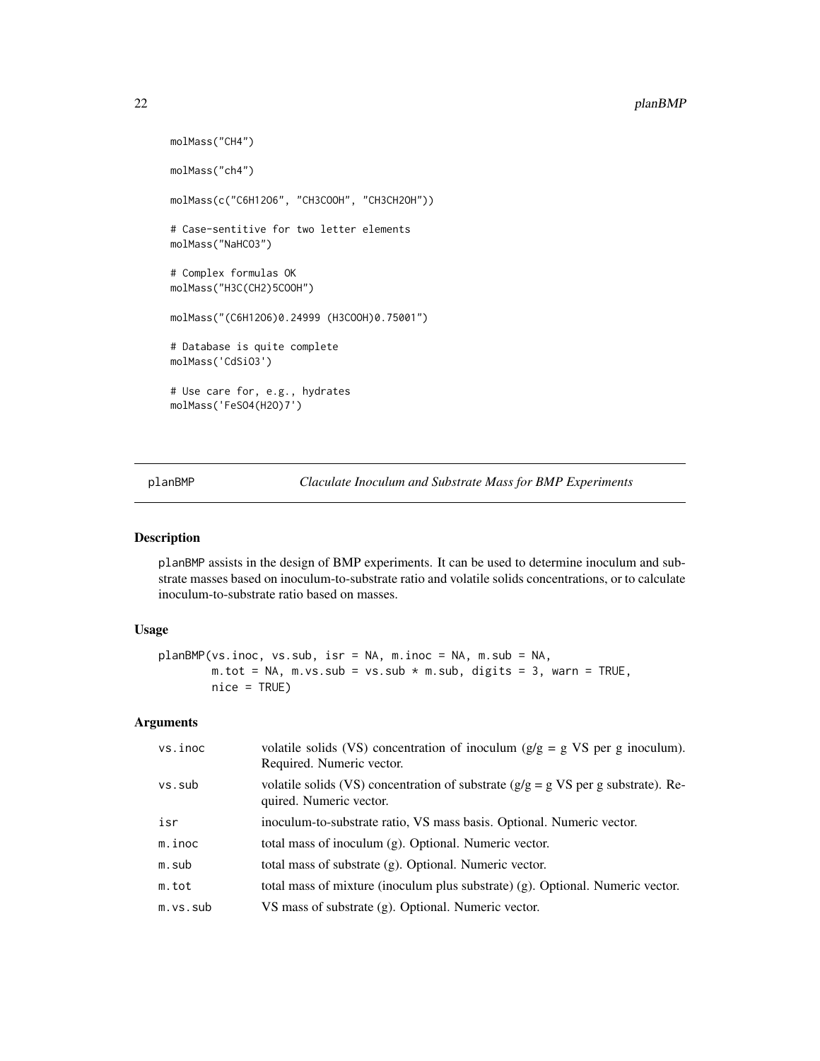```
molMass("CH4")

molMass("ch4")

molMass(c("C6H12O6", "CH3COOH", "CH3CH2OH"))

# Case-sentitive for two letter elements
molMass("NaHCO3")

# Complex formulas OK
molMass("H3C(CH2)5COOH")

molMass("(C6H12O6)0.24999 (H3COOH)0.75001")

# Database is quite complete
molMass('CdSiO3')

# Use care for, e.g., hydrates
molMass('FeSO4(H2O)7')
```

## planBMP — *Claculate Inoculum and Substrate Mass for BMP Experiments*

### Description

planBMP assists in the design of BMP experiments. It can be used to determine inoculum and substrate masses based on inoculum-to-substrate ratio and volatile solids concentrations, or to calculate inoculum-to-substrate ratio based on masses.

### Usage

```
planBMP(vs.inoc, vs.sub, isr = NA, m.inoc = NA, m.sub = NA,
        m.tot = NA, m.vs.sub = vs.sub * m.sub, digits = 3, warn = TRUE,
        nice = TRUE)
```

### Arguments

| | |
|---|---|
| vs.inoc | volatile solids (VS) concentration of inoculum (g/g = g VS per g inoculum). Required. Numeric vector. |
| vs.sub | volatile solids (VS) concentration of substrate (g/g = g VS per g substrate). Required. Numeric vector. |
| isr | inoculum-to-substrate ratio, VS mass basis. Optional. Numeric vector. |
| m.inoc | total mass of inoculum (g). Optional. Numeric vector. |
| m.sub | total mass of substrate (g). Optional. Numeric vector. |
| m.tot | total mass of mixture (inoculum plus substrate) (g). Optional. Numeric vector. |
| m.vs.sub | VS mass of substrate (g). Optional. Numeric vector. |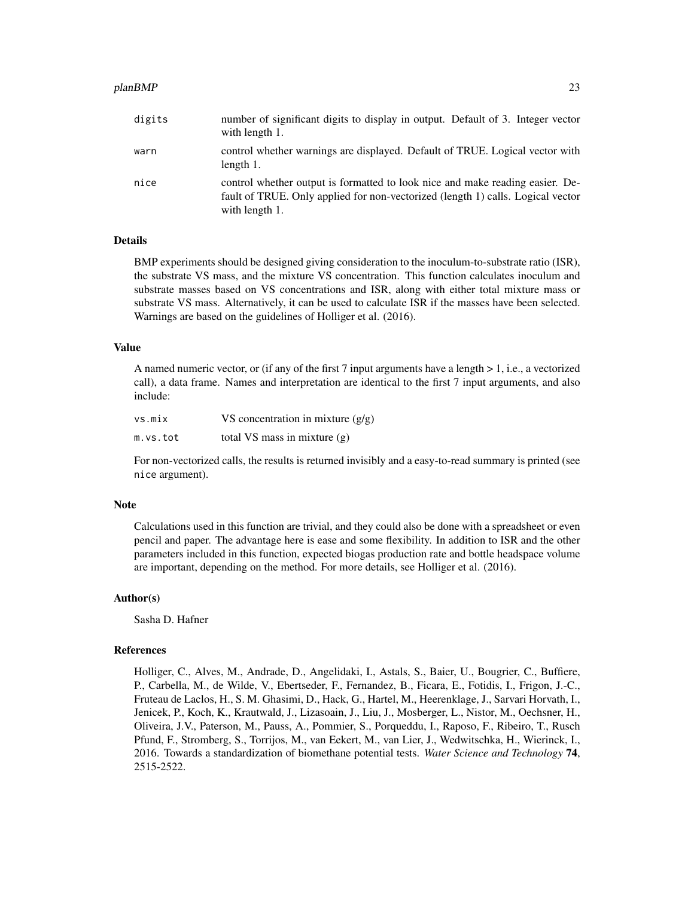| | |
|---|---|
| `digits` | number of significant digits to display in output. Default of 3. Integer vector with length 1. |
| `warn` | control whether warnings are displayed. Default of TRUE. Logical vector with length 1. |
| `nice` | control whether output is formatted to look nice and make reading easier. Default of TRUE. Only applied for non-vectorized (length 1) calls. Logical vector with length 1. |

### Details

BMP experiments should be designed giving consideration to the inoculum-to-substrate ratio (ISR), the substrate VS mass, and the mixture VS concentration. This function calculates inoculum and substrate masses based on VS concentrations and ISR, along with either total mixture mass or substrate VS mass. Alternatively, it can be used to calculate ISR if the masses have been selected. Warnings are based on the guidelines of Holliger et al. (2016).

### Value

A named numeric vector, or (if any of the first 7 input arguments have a length > 1, i.e., a vectorized call), a data frame. Names and interpretation are identical to the first 7 input arguments, and also include:

| | |
|---|---|
| `vs.mix` | VS concentration in mixture (g/g) |
| `m.vs.tot` | total VS mass in mixture (g) |

For non-vectorized calls, the results is returned invisibly and a easy-to-read summary is printed (see `nice` argument).

### Note

Calculations used in this function are trivial, and they could also be done with a spreadsheet or even pencil and paper. The advantage here is ease and some flexibility. In addition to ISR and the other parameters included in this function, expected biogas production rate and bottle headspace volume are important, depending on the method. For more details, see Holliger et al. (2016).

### Author(s)

Sasha D. Hafner

### References

Holliger, C., Alves, M., Andrade, D., Angelidaki, I., Astals, S., Baier, U., Bougrier, C., Buffiere, P., Carbella, M., de Wilde, V., Ebertseder, F., Fernandez, B., Ficara, E., Fotidis, I., Frigon, J.-C., Fruteau de Laclos, H., S. M. Ghasimi, D., Hack, G., Hartel, M., Heerenklage, J., Sarvari Horvath, I., Jenicek, P., Koch, K., Krautwald, J., Lizasoain, J., Liu, J., Mosberger, L., Nistor, M., Oechsner, H., Oliveira, J.V., Paterson, M., Pauss, A., Pommier, S., Porqueddu, I., Raposo, F., Ribeiro, T., Rusch Pfund, F., Stromberg, S., Torrijos, M., van Eekert, M., van Lier, J., Wedwitschka, H., Wierinck, I., 2016. Towards a standardization of biomethane potential tests. *Water Science and Technology* **74**, 2515-2522.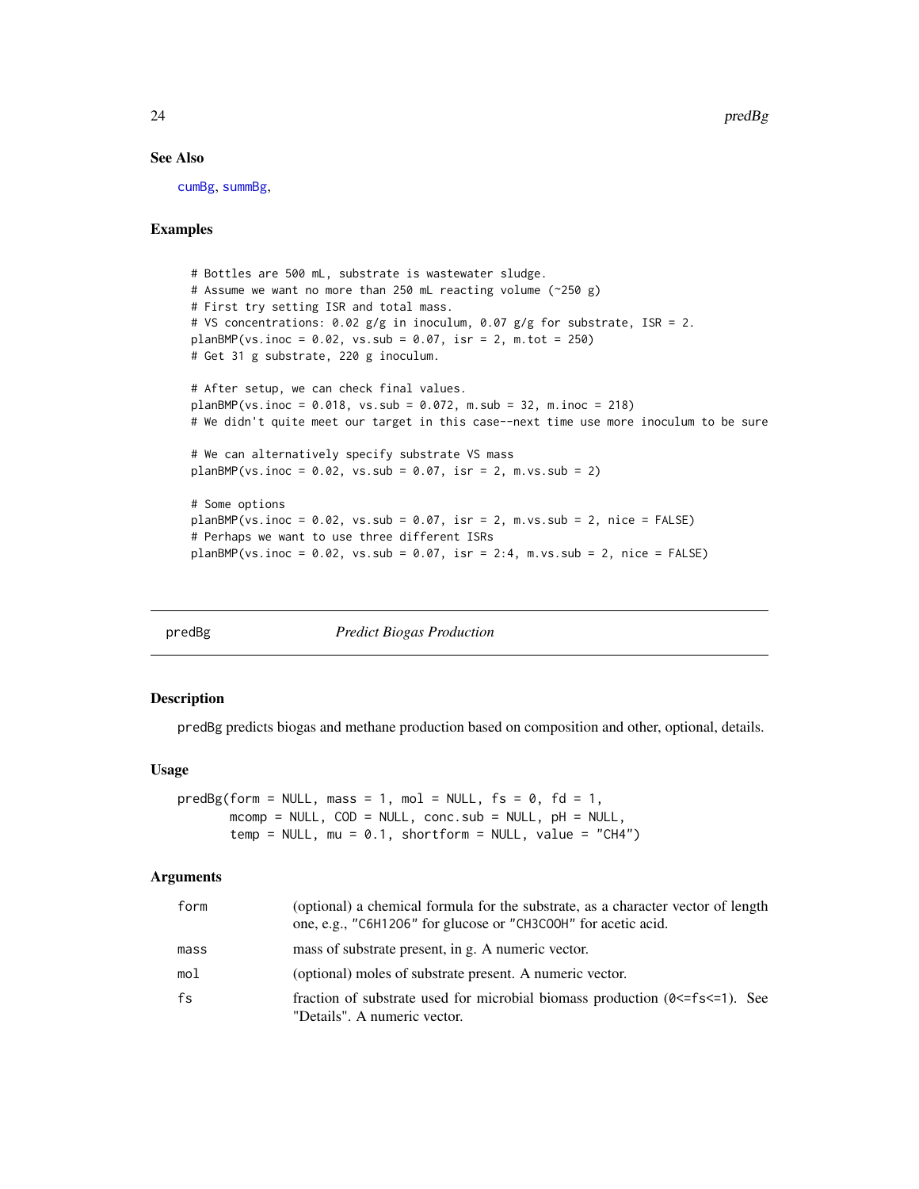## See Also

cumBg, summBg,

## Examples

```
# Bottles are 500 mL, substrate is wastewater sludge.
# Assume we want no more than 250 mL reacting volume (~250 g)
# First try setting ISR and total mass.
# VS concentrations: 0.02 g/g in inoculum, 0.07 g/g for substrate, ISR = 2.
planBMP(vs.inoc = 0.02, vs.sub = 0.07, isr = 2, m.tot = 250)
# Get 31 g substrate, 220 g inoculum.

# After setup, we can check final values.
planBMP(vs.inoc = 0.018, vs.sub = 0.072, m.sub = 32, m.inoc = 218)
# We didn't quite meet our target in this case--next time use more inoculum to be sure

# We can alternatively specify substrate VS mass
planBMP(vs.inoc = 0.02, vs.sub = 0.07, isr = 2, m.vs.sub = 2)

# Some options
planBMP(vs.inoc = 0.02, vs.sub = 0.07, isr = 2, m.vs.sub = 2, nice = FALSE)
# Perhaps we want to use three different ISRs
planBMP(vs.inoc = 0.02, vs.sub = 0.07, isr = 2:4, m.vs.sub = 2, nice = FALSE)
```

---

# predBg *Predict Biogas Production*

## Description

predBg predicts biogas and methane production based on composition and other, optional, details.

## Usage

```
predBg(form = NULL, mass = 1, mol = NULL, fs = 0, fd = 1,
       mcomp = NULL, COD = NULL, conc.sub = NULL, pH = NULL,
       temp = NULL, mu = 0.1, shortform = NULL, value = "CH4")
```

## Arguments

| | |
|---|---|
| form | (optional) a chemical formula for the substrate, as a character vector of length one, e.g., "C6H12O6" for glucose or "CH3COOH" for acetic acid. |
| mass | mass of substrate present, in g. A numeric vector. |
| mol | (optional) moles of substrate present. A numeric vector. |
| fs | fraction of substrate used for microbial biomass production (0<=fs<=1). See "Details". A numeric vector. |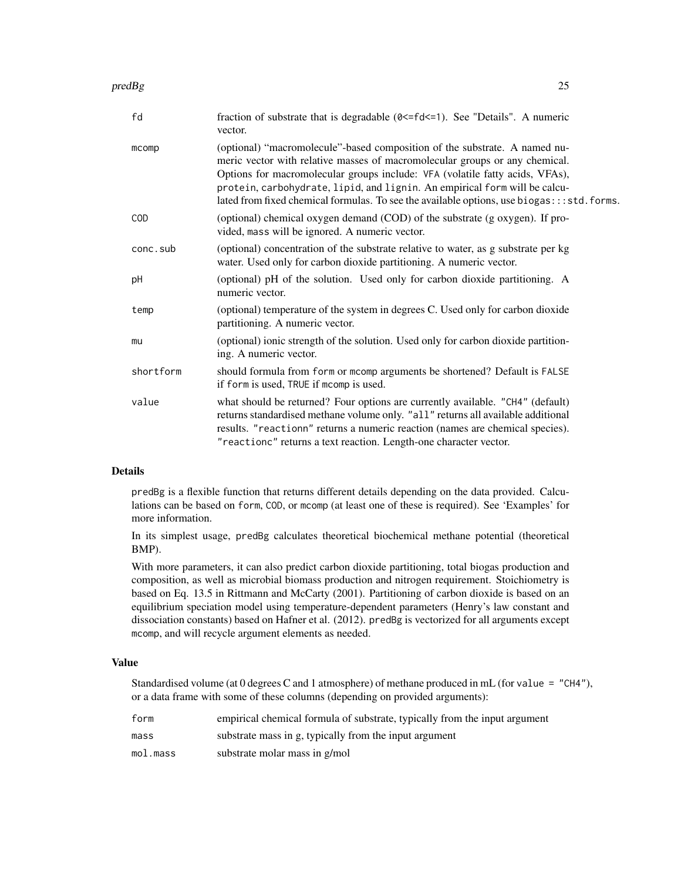| | |
|---|---|
| fd | fraction of substrate that is degradable (0<=fd<=1). See "Details". A numeric vector. |
| mcomp | (optional) "macromolecule"-based composition of the substrate. A named numeric vector with relative masses of macromolecular groups or any chemical. Options for macromolecular groups include: VFA (volatile fatty acids, VFAs), protein, carbohydrate, lipid, and lignin. An empirical form will be calculated from fixed chemical formulas. To see the available options, use biogas:::std.forms. |
| COD | (optional) chemical oxygen demand (COD) of the substrate (g oxygen). If provided, mass will be ignored. A numeric vector. |
| conc.sub | (optional) concentration of the substrate relative to water, as g substrate per kg water. Used only for carbon dioxide partitioning. A numeric vector. |
| pH | (optional) pH of the solution. Used only for carbon dioxide partitioning. A numeric vector. |
| temp | (optional) temperature of the system in degrees C. Used only for carbon dioxide partitioning. A numeric vector. |
| mu | (optional) ionic strength of the solution. Used only for carbon dioxide partitioning. A numeric vector. |
| shortform | should formula from form or mcomp arguments be shortened? Default is FALSE if form is used, TRUE if mcomp is used. |
| value | what should be returned? Four options are currently available. "CH4" (default) returns standardised methane volume only. "all" returns all available additional results. "reactionn" returns a numeric reaction (names are chemical species). "reactionc" returns a text reaction. Length-one character vector. |

## Details

predBg is a flexible function that returns different details depending on the data provided. Calculations can be based on form, COD, or mcomp (at least one of these is required). See 'Examples' for more information.

In its simplest usage, predBg calculates theoretical biochemical methane potential (theoretical BMP).

With more parameters, it can also predict carbon dioxide partitioning, total biogas production and composition, as well as microbial biomass production and nitrogen requirement. Stoichiometry is based on Eq. 13.5 in Rittmann and McCarty (2001). Partitioning of carbon dioxide is based on an equilibrium speciation model using temperature-dependent parameters (Henry's law constant and dissociation constants) based on Hafner et al. (2012). predBg is vectorized for all arguments except mcomp, and will recycle argument elements as needed.

## Value

Standardised volume (at 0 degrees C and 1 atmosphere) of methane produced in mL (for value = "CH4"), or a data frame with some of these columns (depending on provided arguments):

| | |
|---|---|
| form | empirical chemical formula of substrate, typically from the input argument |
| mass | substrate mass in g, typically from the input argument |
| mol.mass | substrate molar mass in g/mol |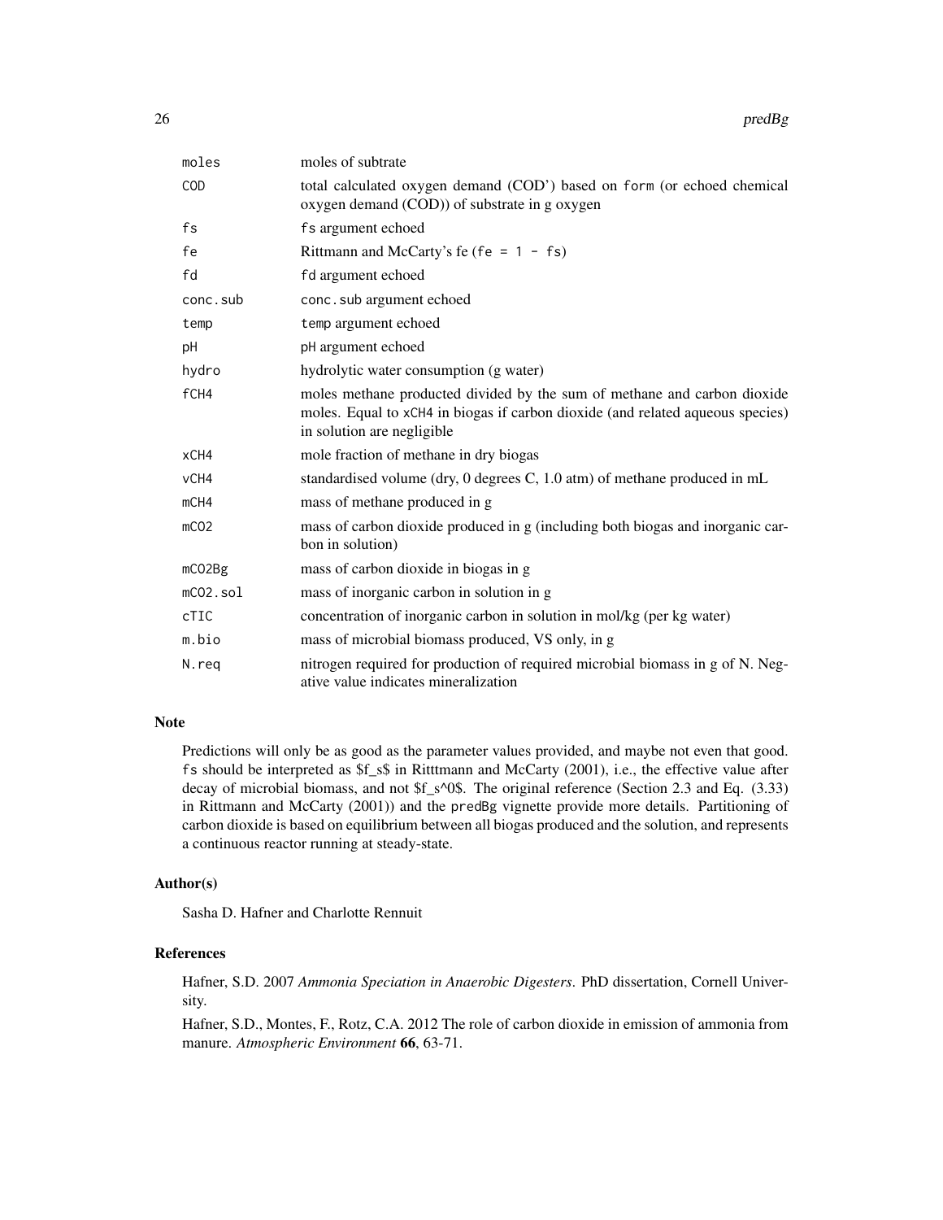| | |
|---|---|
| moles | moles of subtrate |
| COD | total calculated oxygen demand (COD') based on form (or echoed chemical oxygen demand (COD)) of substrate in g oxygen |
| fs | fs argument echoed |
| fe | Rittmann and McCarty's fe (fe = 1 - fs) |
| fd | fd argument echoed |
| conc.sub | conc.sub argument echoed |
| temp | temp argument echoed |
| pH | pH argument echoed |
| hydro | hydrolytic water consumption (g water) |
| fCH4 | moles methane producted divided by the sum of methane and carbon dioxide moles. Equal to xCH4 in biogas if carbon dioxide (and related aqueous species) in solution are negligible |
| xCH4 | mole fraction of methane in dry biogas |
| vCH4 | standardised volume (dry, 0 degrees C, 1.0 atm) of methane produced in mL |
| mCH4 | mass of methane produced in g |
| mCO2 | mass of carbon dioxide produced in g (including both biogas and inorganic carbon in solution) |
| mCO2Bg | mass of carbon dioxide in biogas in g |
| mCO2.sol | mass of inorganic carbon in solution in g |
| cTIC | concentration of inorganic carbon in solution in mol/kg (per kg water) |
| m.bio | mass of microbial biomass produced, VS only, in g |
| N.req | nitrogen required for production of required microbial biomass in g of N. Negative value indicates mineralization |

## Note

Predictions will only be as good as the parameter values provided, and maybe not even that good. fs should be interpreted as $f_s$ in Ritttmann and McCarty (2001), i.e., the effective value after decay of microbial biomass, and not $f_s^0$. The original reference (Section 2.3 and Eq. (3.33) in Rittmann and McCarty (2001)) and the predBg vignette provide more details. Partitioning of carbon dioxide is based on equilibrium between all biogas produced and the solution, and represents a continuous reactor running at steady-state.

## Author(s)

Sasha D. Hafner and Charlotte Rennuit

## References

Hafner, S.D. 2007 *Ammonia Speciation in Anaerobic Digesters.* PhD dissertation, Cornell University.

Hafner, S.D., Montes, F., Rotz, C.A. 2012 The role of carbon dioxide in emission of ammonia from manure. *Atmospheric Environment* **66**, 63-71.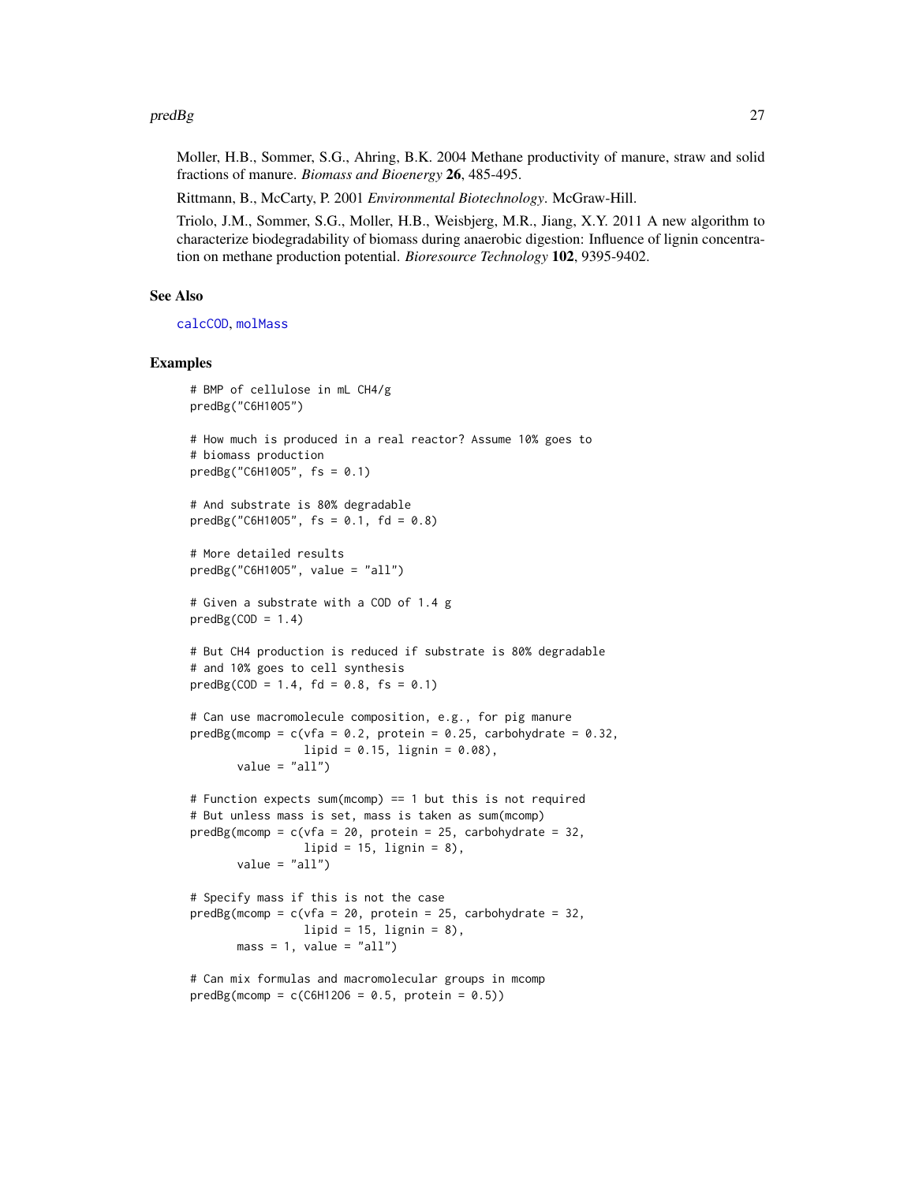Moller, H.B., Sommer, S.G., Ahring, B.K. 2004 Methane productivity of manure, straw and solid fractions of manure. *Biomass and Bioenergy* **26**, 485-495.

Rittmann, B., McCarty, P. 2001 *Environmental Biotechnology*. McGraw-Hill.

Triolo, J.M., Sommer, S.G., Moller, H.B., Weisbjerg, M.R., Jiang, X.Y. 2011 A new algorithm to characterize biodegradability of biomass during anaerobic digestion: Influence of lignin concentration on methane production potential. *Bioresource Technology* **102**, 9395-9402.

## See Also

calcCOD, molMass

## Examples

```
# BMP of cellulose in mL CH4/g
predBg("C6H10O5")

# How much is produced in a real reactor? Assume 10% goes to
# biomass production
predBg("C6H10O5", fs = 0.1)

# And substrate is 80% degradable
predBg("C6H10O5", fs = 0.1, fd = 0.8)

# More detailed results
predBg("C6H10O5", value = "all")

# Given a substrate with a COD of 1.4 g
predBg(COD = 1.4)

# But CH4 production is reduced if substrate is 80% degradable
# and 10% goes to cell synthesis
predBg(COD = 1.4, fd = 0.8, fs = 0.1)

# Can use macromolecule composition, e.g., for pig manure
predBg(mcomp = c(vfa = 0.2, protein = 0.25, carbohydrate = 0.32,
                 lipid = 0.15, lignin = 0.08),
       value = "all")

# Function expects sum(mcomp) == 1 but this is not required
# But unless mass is set, mass is taken as sum(mcomp)
predBg(mcomp = c(vfa = 20, protein = 25, carbohydrate = 32,
                 lipid = 15, lignin = 8),
       value = "all")

# Specify mass if this is not the case
predBg(mcomp = c(vfa = 20, protein = 25, carbohydrate = 32,
                 lipid = 15, lignin = 8),
       mass = 1, value = "all")

# Can mix formulas and macromolecular groups in mcomp
predBg(mcomp = c(C6H12O6 = 0.5, protein = 0.5))
```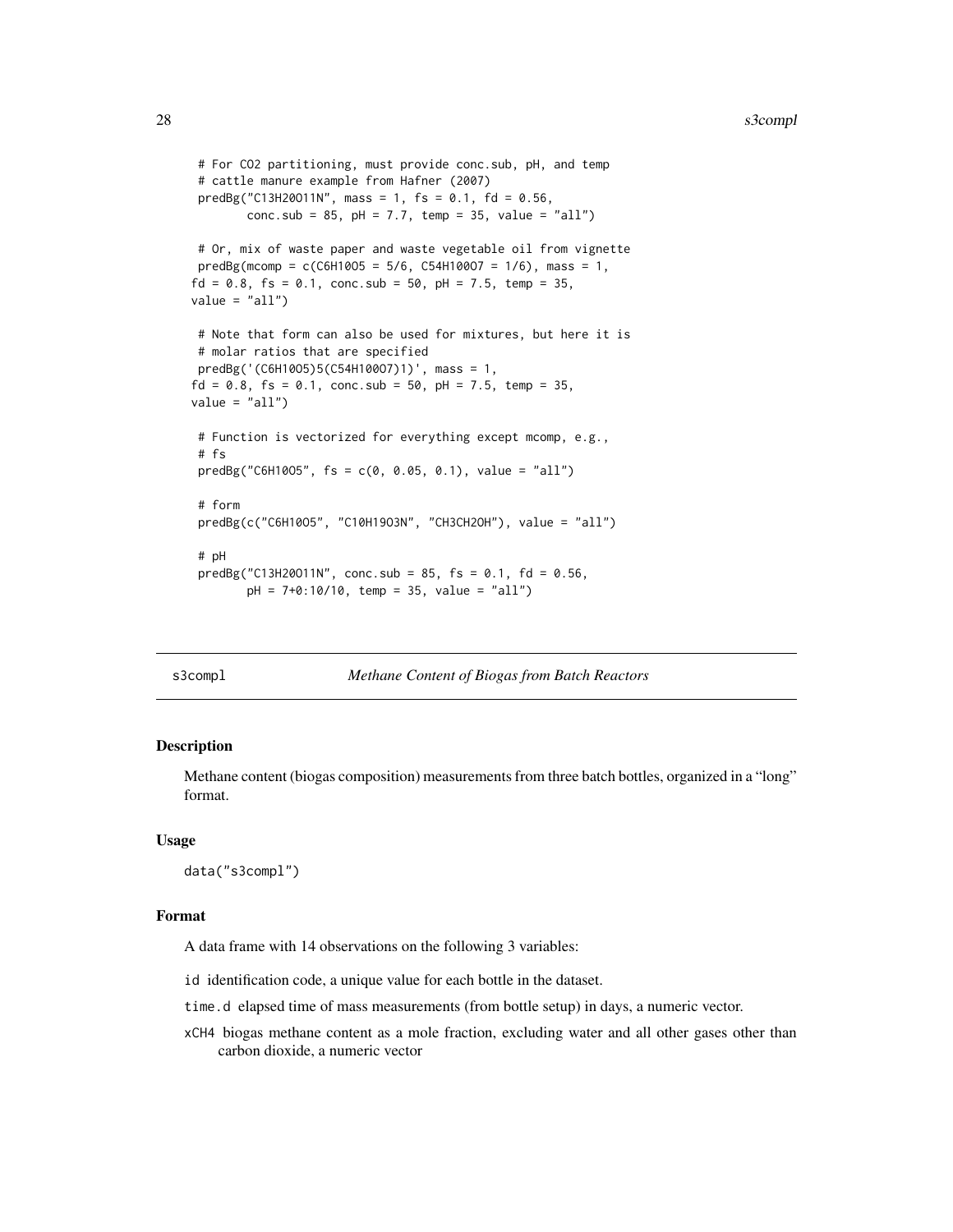```
# For CO2 partitioning, must provide conc.sub, pH, and temp
# cattle manure example from Hafner (2007)
predBg("C13H20O11N", mass = 1, fs = 0.1, fd = 0.56,
       conc.sub = 85, pH = 7.7, temp = 35, value = "all")

# Or, mix of waste paper and waste vegetable oil from vignette
predBg(mcomp = c(C6H10O5 = 5/6, C54H100O7 = 1/6), mass = 1,
fd = 0.8, fs = 0.1, conc.sub = 50, pH = 7.5, temp = 35,
value = "all")

# Note that form can also be used for mixtures, but here it is
# molar ratios that are specified
predBg('(C6H10O5)5(C54H100O7)1)', mass = 1,
fd = 0.8, fs = 0.1, conc.sub = 50, pH = 7.5, temp = 35,
value = "all")

# Function is vectorized for everything except mcomp, e.g.,
# fs
predBg("C6H10O5", fs = c(0, 0.05, 0.1), value = "all")

# form
predBg(c("C6H10O5", "C10H19O3N", "CH3CH2OH"), value = "all")

# pH
predBg("C13H20O11N", conc.sub = 85, fs = 0.1, fd = 0.56,
       pH = 7+0:10/10, temp = 35, value = "all")
```

## s3compl — *Methane Content of Biogas from Batch Reactors*

### Description

Methane content (biogas composition) measurements from three batch bottles, organized in a "long" format.

### Usage

```
data("s3compl")
```

### Format

A data frame with 14 observations on the following 3 variables:

- `id` identification code, a unique value for each bottle in the dataset.
- `time.d` elapsed time of mass measurements (from bottle setup) in days, a numeric vector.
- `xCH4` biogas methane content as a mole fraction, excluding water and all other gases other than carbon dioxide, a numeric vector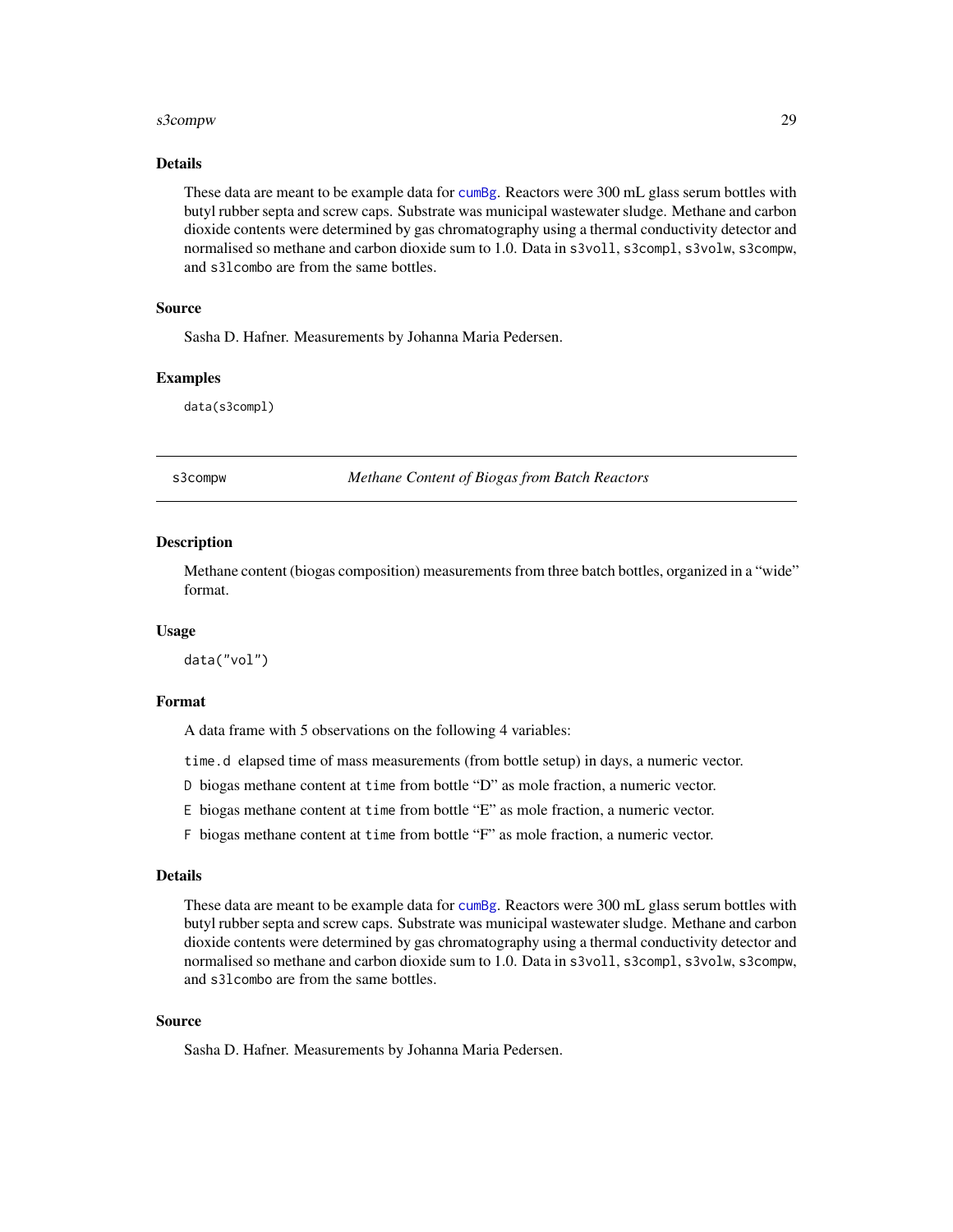### Details

These data are meant to be example data for `cumBg`. Reactors were 300 mL glass serum bottles with butyl rubber septa and screw caps. Substrate was municipal wastewater sludge. Methane and carbon dioxide contents were determined by gas chromatography using a thermal conductivity detector and normalised so methane and carbon dioxide sum to 1.0. Data in `s3voll`, `s3compl`, `s3volw`, `s3compw`, and `s3lcombo` are from the same bottles.

### Source

Sasha D. Hafner. Measurements by Johanna Maria Pedersen.

### Examples

```
data(s3compl)
```

---

## s3compw — *Methane Content of Biogas from Batch Reactors*

### Description

Methane content (biogas composition) measurements from three batch bottles, organized in a "wide" format.

### Usage

```
data("vol")
```

### Format

A data frame with 5 observations on the following 4 variables:

- `time.d` elapsed time of mass measurements (from bottle setup) in days, a numeric vector.
- `D` biogas methane content at `time` from bottle "D" as mole fraction, a numeric vector.
- `E` biogas methane content at `time` from bottle "E" as mole fraction, a numeric vector.
- `F` biogas methane content at `time` from bottle "F" as mole fraction, a numeric vector.

### Details

These data are meant to be example data for `cumBg`. Reactors were 300 mL glass serum bottles with butyl rubber septa and screw caps. Substrate was municipal wastewater sludge. Methane and carbon dioxide contents were determined by gas chromatography using a thermal conductivity detector and normalised so methane and carbon dioxide sum to 1.0. Data in `s3voll`, `s3compl`, `s3volw`, `s3compw`, and `s3lcombo` are from the same bottles.

### Source

Sasha D. Hafner. Measurements by Johanna Maria Pedersen.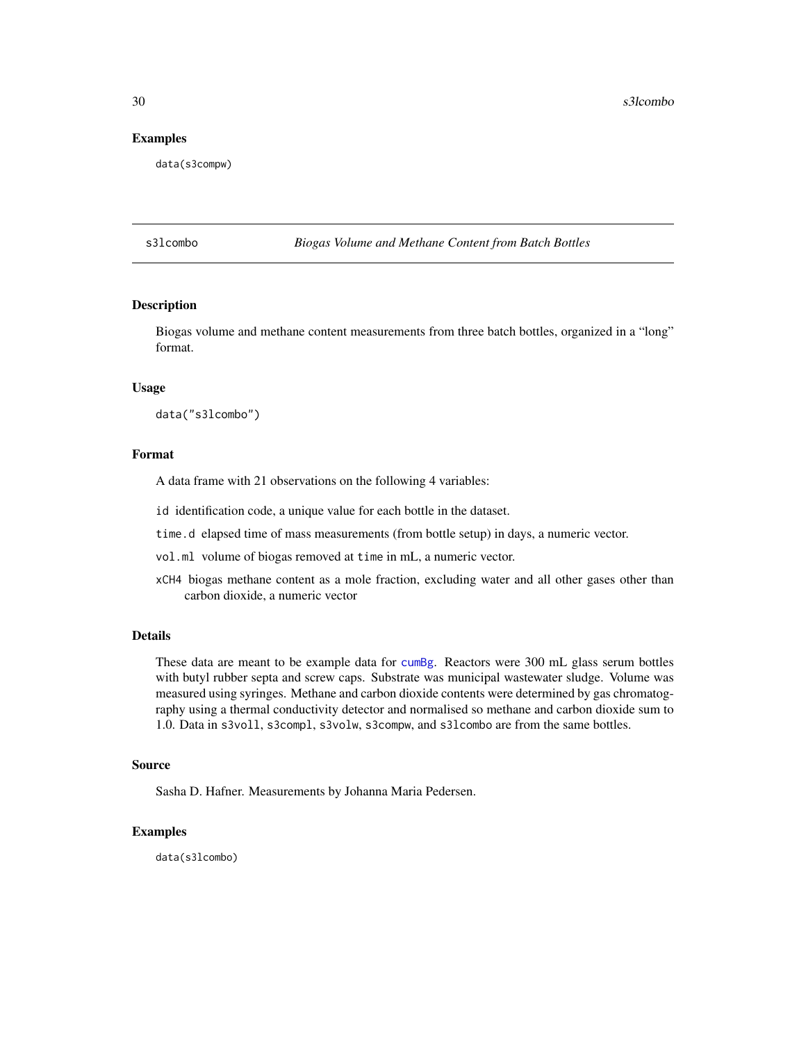## Examples

```
data(s3compw)
```

---

# s3lcombo — *Biogas Volume and Methane Content from Batch Bottles*

---

## Description

Biogas volume and methane content measurements from three batch bottles, organized in a "long" format.

## Usage

```
data("s3lcombo")
```

## Format

A data frame with 21 observations on the following 4 variables:

- `id` identification code, a unique value for each bottle in the dataset.
- `time.d` elapsed time of mass measurements (from bottle setup) in days, a numeric vector.
- `vol.ml` volume of biogas removed at `time` in mL, a numeric vector.
- `xCH4` biogas methane content as a mole fraction, excluding water and all other gases other than carbon dioxide, a numeric vector

## Details

These data are meant to be example data for `cumBg`. Reactors were 300 mL glass serum bottles with butyl rubber septa and screw caps. Substrate was municipal wastewater sludge. Volume was measured using syringes. Methane and carbon dioxide contents were determined by gas chromatography using a thermal conductivity detector and normalised so methane and carbon dioxide sum to 1.0. Data in `s3voll`, `s3compl`, `s3volw`, `s3compw`, and `s3lcombo` are from the same bottles.

## Source

Sasha D. Hafner. Measurements by Johanna Maria Pedersen.

## Examples

```
data(s3lcombo)
```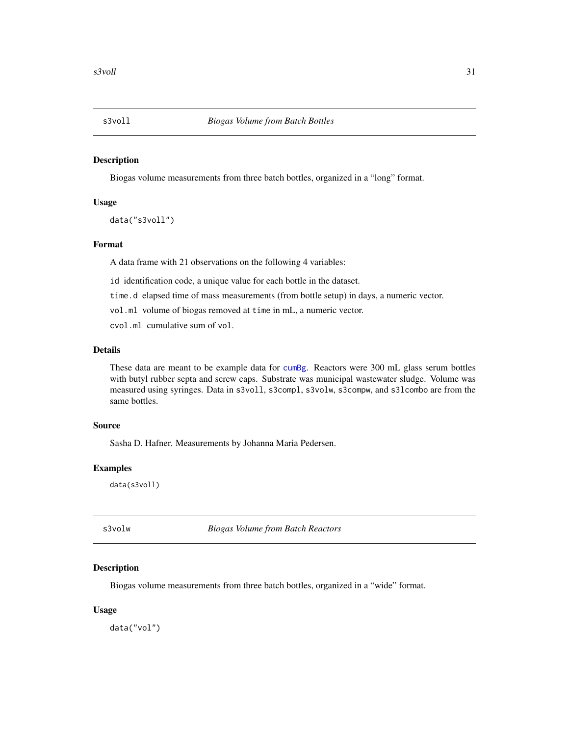## s3voll — *Biogas Volume from Batch Bottles*

### Description

Biogas volume measurements from three batch bottles, organized in a "long" format.

### Usage

```
data("s3voll")
```

### Format

A data frame with 21 observations on the following 4 variables:

`id` identification code, a unique value for each bottle in the dataset.

`time.d` elapsed time of mass measurements (from bottle setup) in days, a numeric vector.

`vol.ml` volume of biogas removed at `time` in mL, a numeric vector.

`cvol.ml` cumulative sum of `vol`.

### Details

These data are meant to be example data for `cumBg`. Reactors were 300 mL glass serum bottles with butyl rubber septa and screw caps. Substrate was municipal wastewater sludge. Volume was measured using syringes. Data in `s3voll`, `s3compl`, `s3volw`, `s3compw`, and `s3lcombo` are from the same bottles.

### Source

Sasha D. Hafner. Measurements by Johanna Maria Pedersen.

### Examples

```
data(s3voll)
```

## s3volw — *Biogas Volume from Batch Reactors*

### Description

Biogas volume measurements from three batch bottles, organized in a "wide" format.

### Usage

```
data("vol")
```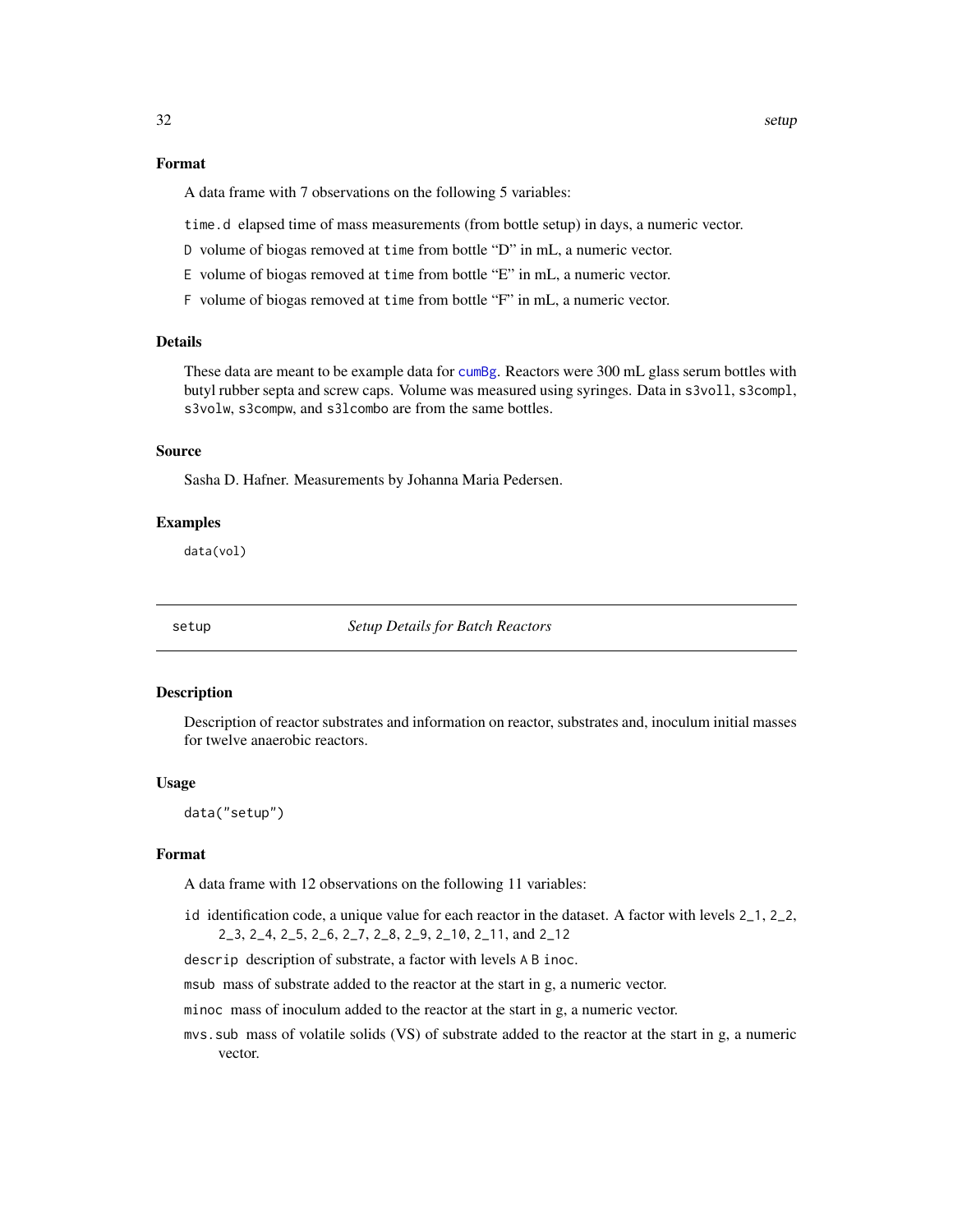## Format

A data frame with 7 observations on the following 5 variables:

`time.d` elapsed time of mass measurements (from bottle setup) in days, a numeric vector.

`D` volume of biogas removed at `time` from bottle "D" in mL, a numeric vector.

`E` volume of biogas removed at `time` from bottle "E" in mL, a numeric vector.

`F` volume of biogas removed at `time` from bottle "F" in mL, a numeric vector.

## Details

These data are meant to be example data for `cumBg`. Reactors were 300 mL glass serum bottles with butyl rubber septa and screw caps. Volume was measured using syringes. Data in `s3voll`, `s3compl`, `s3volw`, `s3compw`, and `s3lcombo` are from the same bottles.

## Source

Sasha D. Hafner. Measurements by Johanna Maria Pedersen.

## Examples

```
data(vol)
```

---

# setup — *Setup Details for Batch Reactors*

## Description

Description of reactor substrates and information on reactor, substrates and, inoculum initial masses for twelve anaerobic reactors.

## Usage

```
data("setup")
```

## Format

A data frame with 12 observations on the following 11 variables:

`id` identification code, a unique value for each reactor in the dataset. A factor with levels `2_1`, `2_2`, `2_3`, `2_4`, `2_5`, `2_6`, `2_7`, `2_8`, `2_9`, `2_10`, `2_11`, and `2_12`

`descrip` description of substrate, a factor with levels `A` `B` `inoc`.

`msub` mass of substrate added to the reactor at the start in g, a numeric vector.

`minoc` mass of inoculum added to the reactor at the start in g, a numeric vector.

`mvs.sub` mass of volatile solids (VS) of substrate added to the reactor at the start in g, a numeric vector.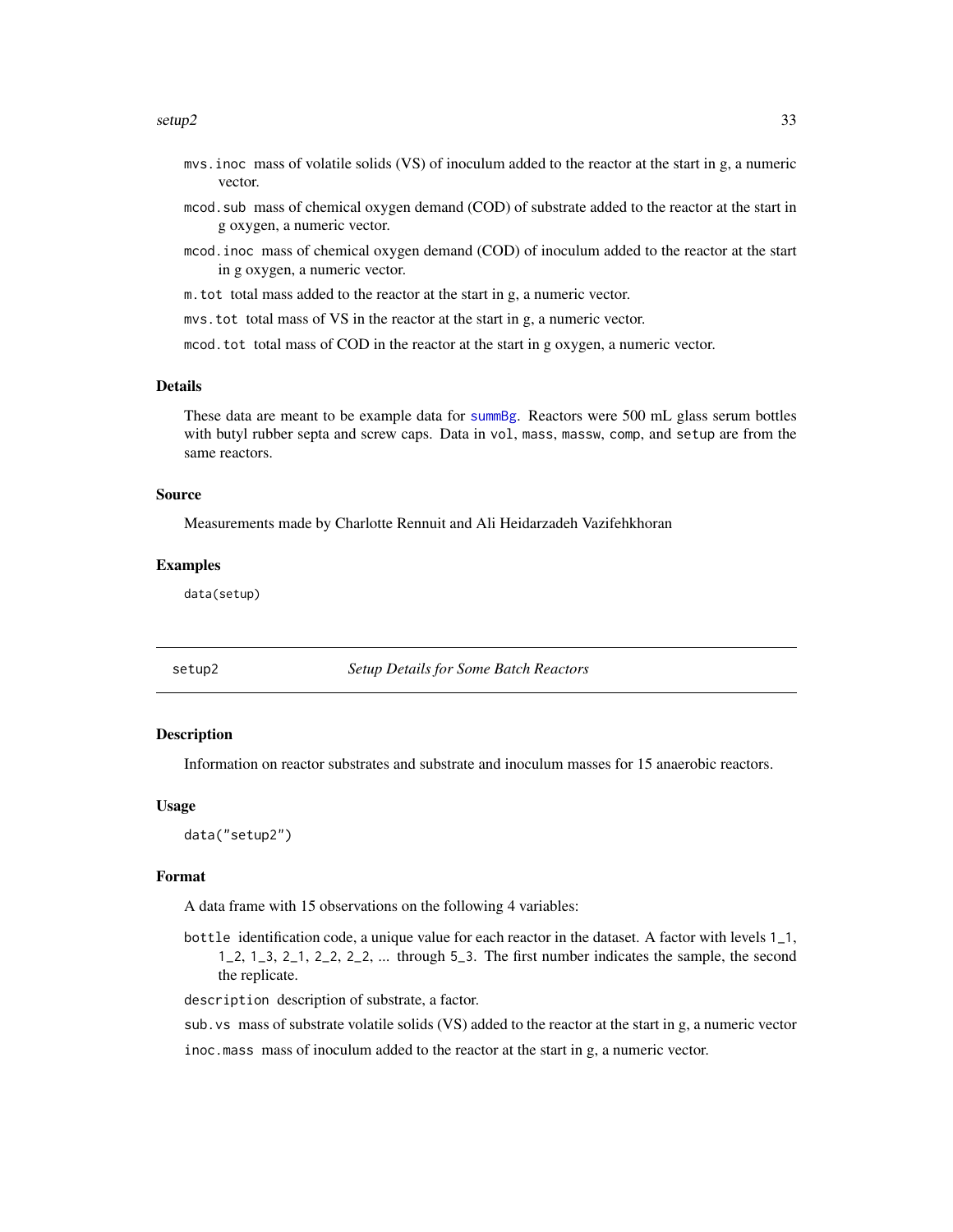mvs.inoc mass of volatile solids (VS) of inoculum added to the reactor at the start in g, a numeric vector.

mcod.sub mass of chemical oxygen demand (COD) of substrate added to the reactor at the start in g oxygen, a numeric vector.

mcod.inoc mass of chemical oxygen demand (COD) of inoculum added to the reactor at the start in g oxygen, a numeric vector.

m.tot total mass added to the reactor at the start in g, a numeric vector.

mvs.tot total mass of VS in the reactor at the start in g, a numeric vector.

mcod.tot total mass of COD in the reactor at the start in g oxygen, a numeric vector.

### Details

These data are meant to be example data for summBg. Reactors were 500 mL glass serum bottles with butyl rubber septa and screw caps. Data in vol, mass, massw, comp, and setup are from the same reactors.

### Source

Measurements made by Charlotte Rennuit and Ali Heidarzadeh Vazifehkhoran

### Examples

```
data(setup)
```

---

## setup2 *Setup Details for Some Batch Reactors*

### Description

Information on reactor substrates and substrate and inoculum masses for 15 anaerobic reactors.

### Usage

```
data("setup2")
```

### Format

A data frame with 15 observations on the following 4 variables:

bottle identification code, a unique value for each reactor in the dataset. A factor with levels 1_1, 1_2, 1_3, 2_1, 2_2, 2_2, ... through 5_3. The first number indicates the sample, the second the replicate.

description description of substrate, a factor.

sub.vs mass of substrate volatile solids (VS) added to the reactor at the start in g, a numeric vector

inoc.mass mass of inoculum added to the reactor at the start in g, a numeric vector.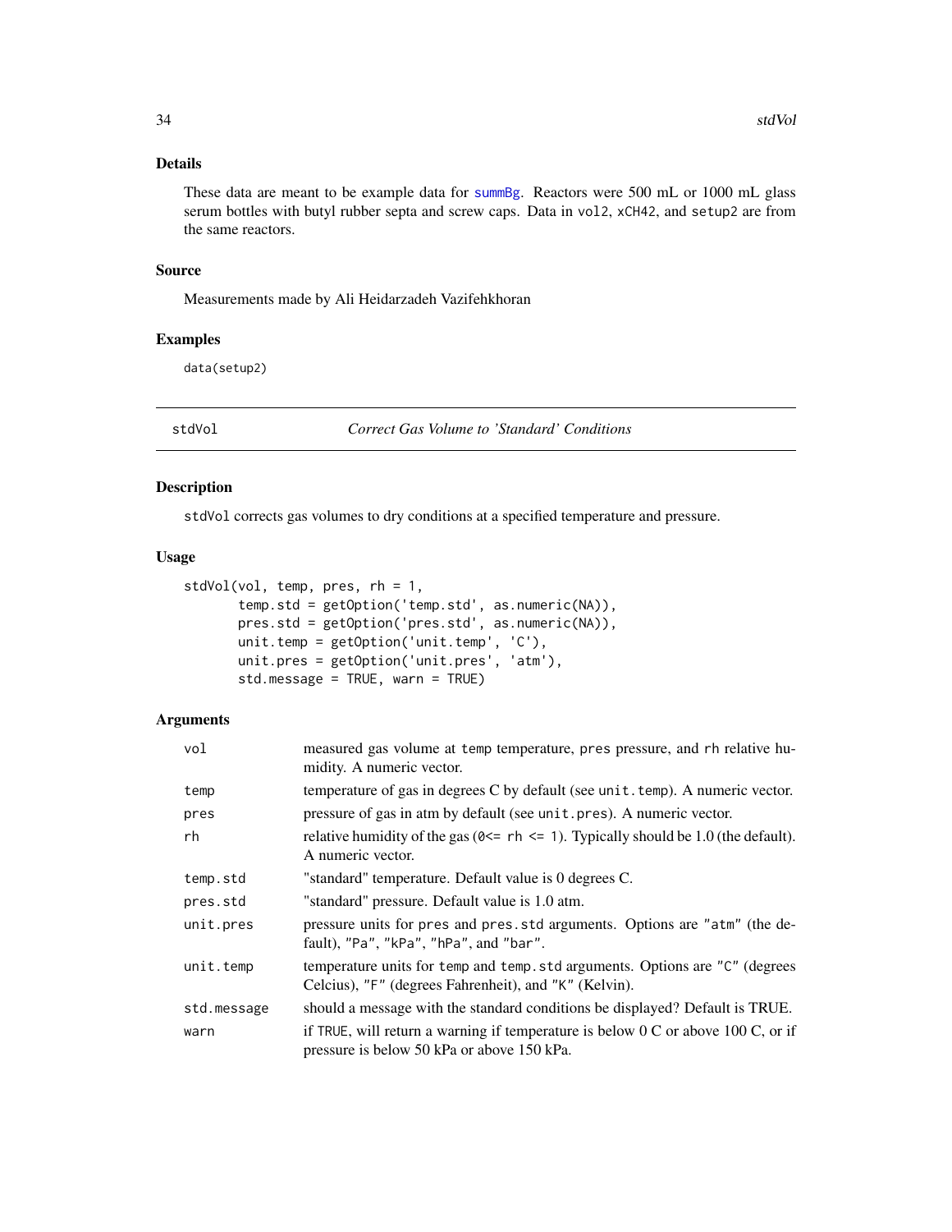## Details

These data are meant to be example data for summBg. Reactors were 500 mL or 1000 mL glass serum bottles with butyl rubber septa and screw caps. Data in vol2, xCH42, and setup2 are from the same reactors.

## Source

Measurements made by Ali Heidarzadeh Vazifehkhoran

## Examples

```
data(setup2)
```

---

# stdVol — *Correct Gas Volume to 'Standard' Conditions*

## Description

stdVol corrects gas volumes to dry conditions at a specified temperature and pressure.

## Usage

```
stdVol(vol, temp, pres, rh = 1,
       temp.std = getOption('temp.std', as.numeric(NA)),
       pres.std = getOption('pres.std', as.numeric(NA)),
       unit.temp = getOption('unit.temp', 'C'),
       unit.pres = getOption('unit.pres', 'atm'),
       std.message = TRUE, warn = TRUE)
```

## Arguments

| | |
|---|---|
| vol | measured gas volume at temp temperature, pres pressure, and rh relative humidity. A numeric vector. |
| temp | temperature of gas in degrees C by default (see unit.temp). A numeric vector. |
| pres | pressure of gas in atm by default (see unit.pres). A numeric vector. |
| rh | relative humidity of the gas (0<= rh <= 1). Typically should be 1.0 (the default). A numeric vector. |
| temp.std | "standard" temperature. Default value is 0 degrees C. |
| pres.std | "standard" pressure. Default value is 1.0 atm. |
| unit.pres | pressure units for pres and pres.std arguments. Options are "atm" (the default), "Pa", "kPa", "hPa", and "bar". |
| unit.temp | temperature units for temp and temp.std arguments. Options are "C" (degrees Celcius), "F" (degrees Fahrenheit), and "K" (Kelvin). |
| std.message | should a message with the standard conditions be displayed? Default is TRUE. |
| warn | if TRUE, will return a warning if temperature is below 0 C or above 100 C, or if pressure is below 50 kPa or above 150 kPa. |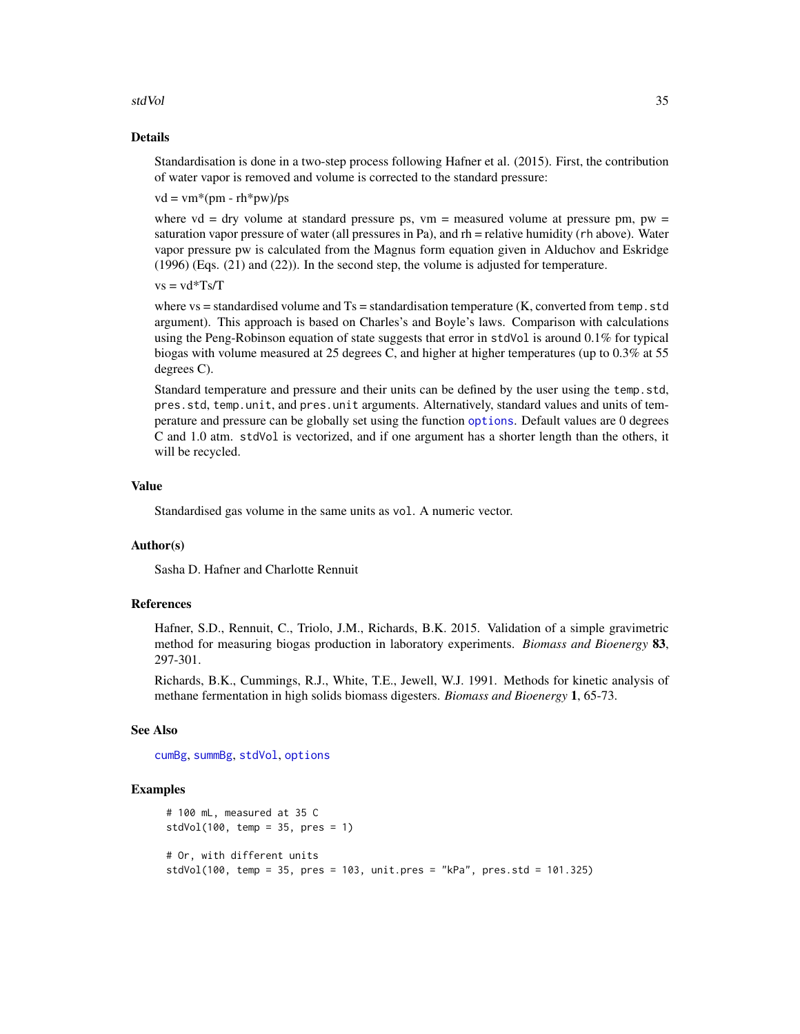## Details

Standardisation is done in a two-step process following Hafner et al. (2015). First, the contribution of water vapor is removed and volume is corrected to the standard pressure:

vd = vm*(pm - rh*pw)/ps

where vd = dry volume at standard pressure ps, vm = measured volume at pressure pm, pw = saturation vapor pressure of water (all pressures in Pa), and rh = relative humidity (`rh` above). Water vapor pressure pw is calculated from the Magnus form equation given in Alduchov and Eskridge (1996) (Eqs. (21) and (22)). In the second step, the volume is adjusted for temperature.

vs = vd*Ts/T

where vs = standardised volume and Ts = standardisation temperature (K, converted from `temp.std` argument). This approach is based on Charles's and Boyle's laws. Comparison with calculations using the Peng-Robinson equation of state suggests that error in `stdVol` is around 0.1% for typical biogas with volume measured at 25 degrees C, and higher at higher temperatures (up to 0.3% at 55 degrees C).

Standard temperature and pressure and their units can be defined by the user using the `temp.std`, `pres.std`, `temp.unit`, and `pres.unit` arguments. Alternatively, standard values and units of temperature and pressure can be globally set using the function `options`. Default values are 0 degrees C and 1.0 atm. `stdVol` is vectorized, and if one argument has a shorter length than the others, it will be recycled.

## Value

Standardised gas volume in the same units as `vol`. A numeric vector.

## Author(s)

Sasha D. Hafner and Charlotte Rennuit

## References

Hafner, S.D., Rennuit, C., Triolo, J.M., Richards, B.K. 2015. Validation of a simple gravimetric method for measuring biogas production in laboratory experiments. *Biomass and Bioenergy* **83**, 297-301.

Richards, B.K., Cummings, R.J., White, T.E., Jewell, W.J. 1991. Methods for kinetic analysis of methane fermentation in high solids biomass digesters. *Biomass and Bioenergy* **1**, 65-73.

## See Also

`cumBg`, `summBg`, `stdVol`, `options`

## Examples

```
# 100 mL, measured at 35 C
stdVol(100, temp = 35, pres = 1)

# Or, with different units
stdVol(100, temp = 35, pres = 103, unit.pres = "kPa", pres.std = 101.325)
```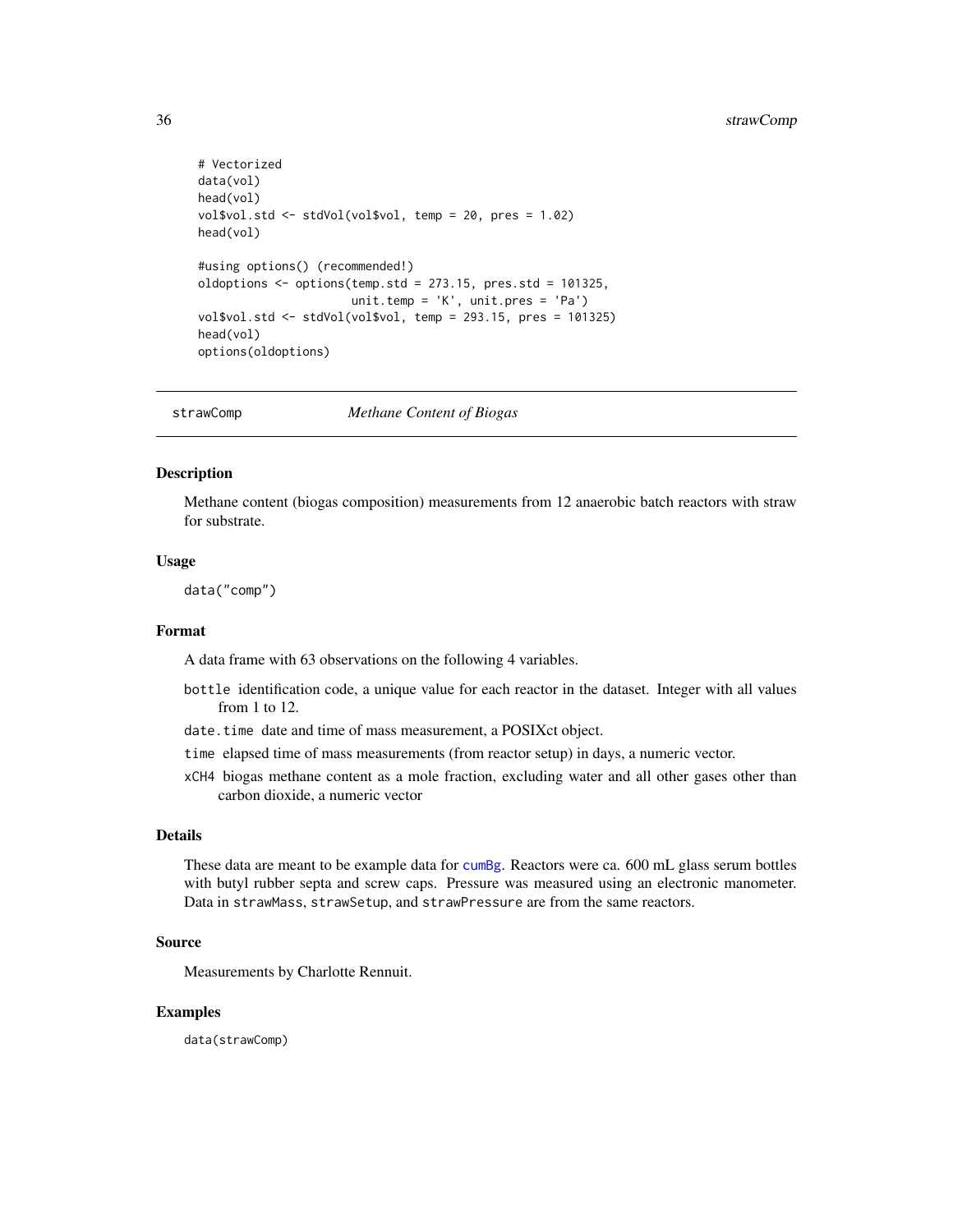```
# Vectorized
data(vol)
head(vol)
vol$vol.std <- stdVol(vol$vol, temp = 20, pres = 1.02)
head(vol)

#using options() (recommended!)
oldoptions <- options(temp.std = 273.15, pres.std = 101325,
                      unit.temp = 'K', unit.pres = 'Pa')
vol$vol.std <- stdVol(vol$vol, temp = 293.15, pres = 101325)
head(vol)
options(oldoptions)
```

---

## strawComp — *Methane Content of Biogas*

### Description

Methane content (biogas composition) measurements from 12 anaerobic batch reactors with straw for substrate.

### Usage

```
data("comp")
```

### Format

A data frame with 63 observations on the following 4 variables.

- `bottle` identification code, a unique value for each reactor in the dataset. Integer with all values from 1 to 12.
- `date.time` date and time of mass measurement, a POSIXct object.
- `time` elapsed time of mass measurements (from reactor setup) in days, a numeric vector.
- `xCH4` biogas methane content as a mole fraction, excluding water and all other gases other than carbon dioxide, a numeric vector

### Details

These data are meant to be example data for `cumBg`. Reactors were ca. 600 mL glass serum bottles with butyl rubber septa and screw caps. Pressure was measured using an electronic manometer. Data in `strawMass`, `strawSetup`, and `strawPressure` are from the same reactors.

### Source

Measurements by Charlotte Rennuit.

### Examples

```
data(strawComp)
```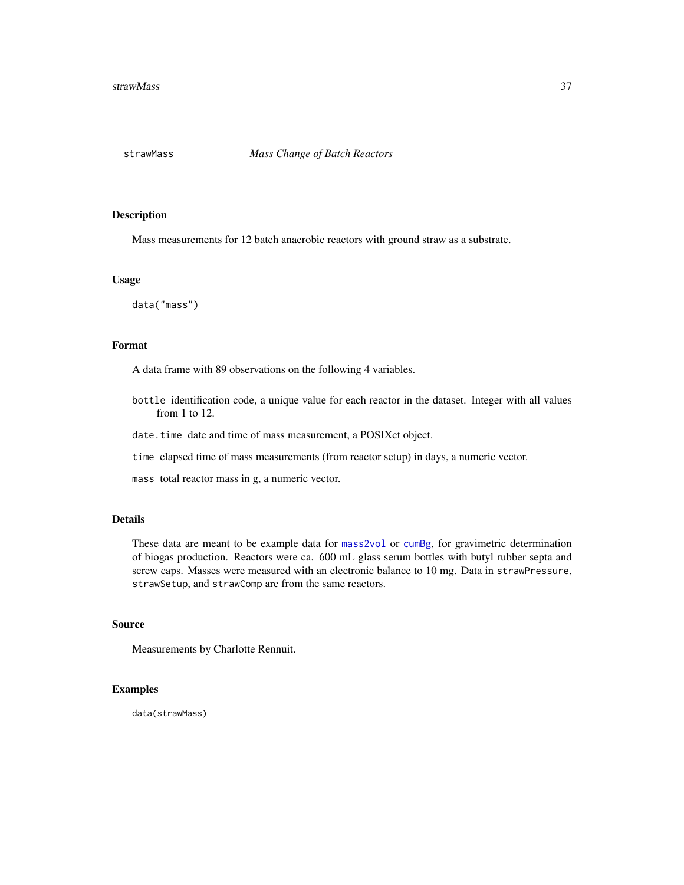strawMass *Mass Change of Batch Reactors*

## Description

Mass measurements for 12 batch anaerobic reactors with ground straw as a substrate.

## Usage

```
data("mass")
```

## Format

A data frame with 89 observations on the following 4 variables.

- `bottle` identification code, a unique value for each reactor in the dataset. Integer with all values from 1 to 12.
- `date.time` date and time of mass measurement, a POSIXct object.
- `time` elapsed time of mass measurements (from reactor setup) in days, a numeric vector.
- `mass` total reactor mass in g, a numeric vector.

## Details

These data are meant to be example data for `mass2vol` or `cumBg`, for gravimetric determination of biogas production. Reactors were ca. 600 mL glass serum bottles with butyl rubber septa and screw caps. Masses were measured with an electronic balance to 10 mg. Data in `strawPressure`, `strawSetup`, and `strawComp` are from the same reactors.

## Source

Measurements by Charlotte Rennuit.

## Examples

```
data(strawMass)
```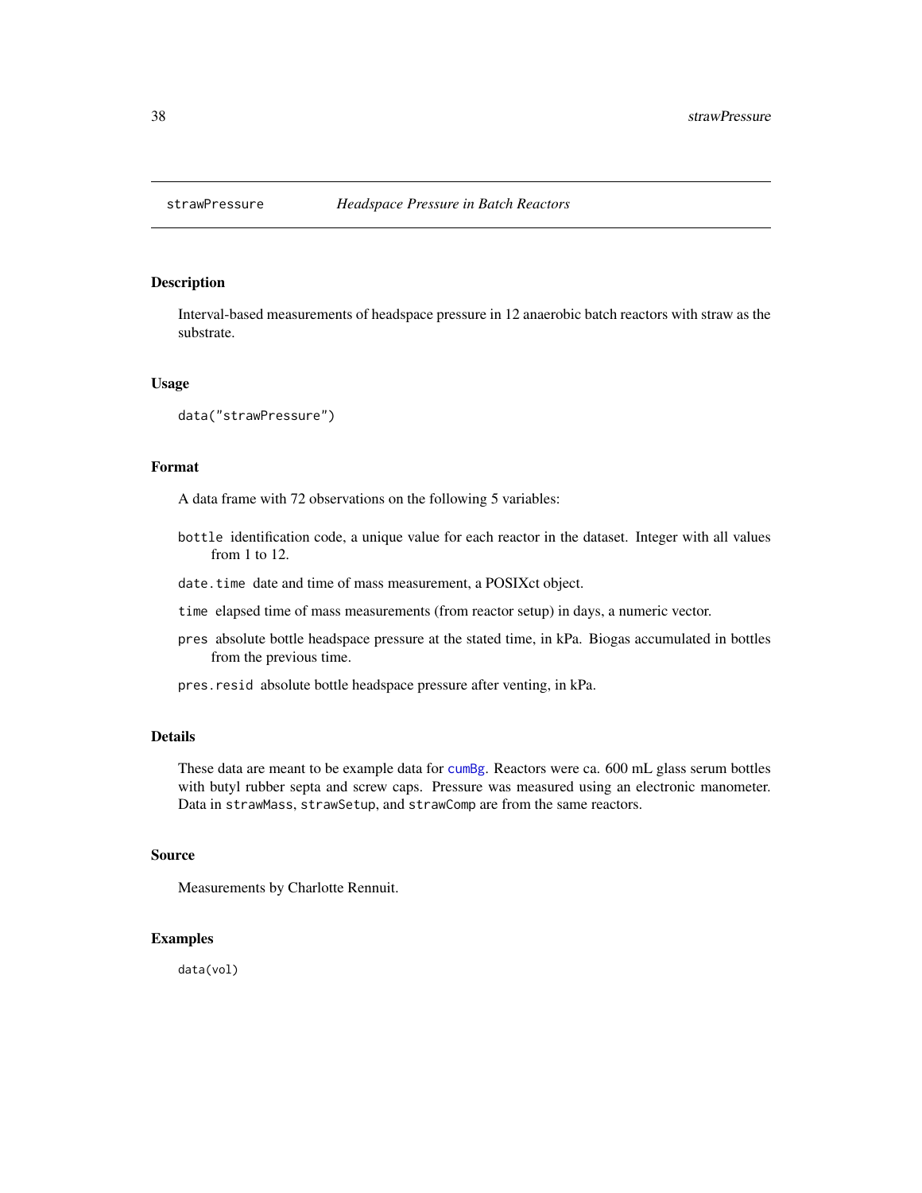# strawPressure — *Headspace Pressure in Batch Reactors*

## Description

Interval-based measurements of headspace pressure in 12 anaerobic batch reactors with straw as the substrate.

## Usage

```
data("strawPressure")
```

## Format

A data frame with 72 observations on the following 5 variables:

- `bottle` identification code, a unique value for each reactor in the dataset. Integer with all values from 1 to 12.
- `date.time` date and time of mass measurement, a POSIXct object.
- `time` elapsed time of mass measurements (from reactor setup) in days, a numeric vector.
- `pres` absolute bottle headspace pressure at the stated time, in kPa. Biogas accumulated in bottles from the previous time.
- `pres.resid` absolute bottle headspace pressure after venting, in kPa.

## Details

These data are meant to be example data for `cumBg`. Reactors were ca. 600 mL glass serum bottles with butyl rubber septa and screw caps. Pressure was measured using an electronic manometer. Data in `strawMass`, `strawSetup`, and `strawComp` are from the same reactors.

## Source

Measurements by Charlotte Rennuit.

## Examples

```
data(vol)
```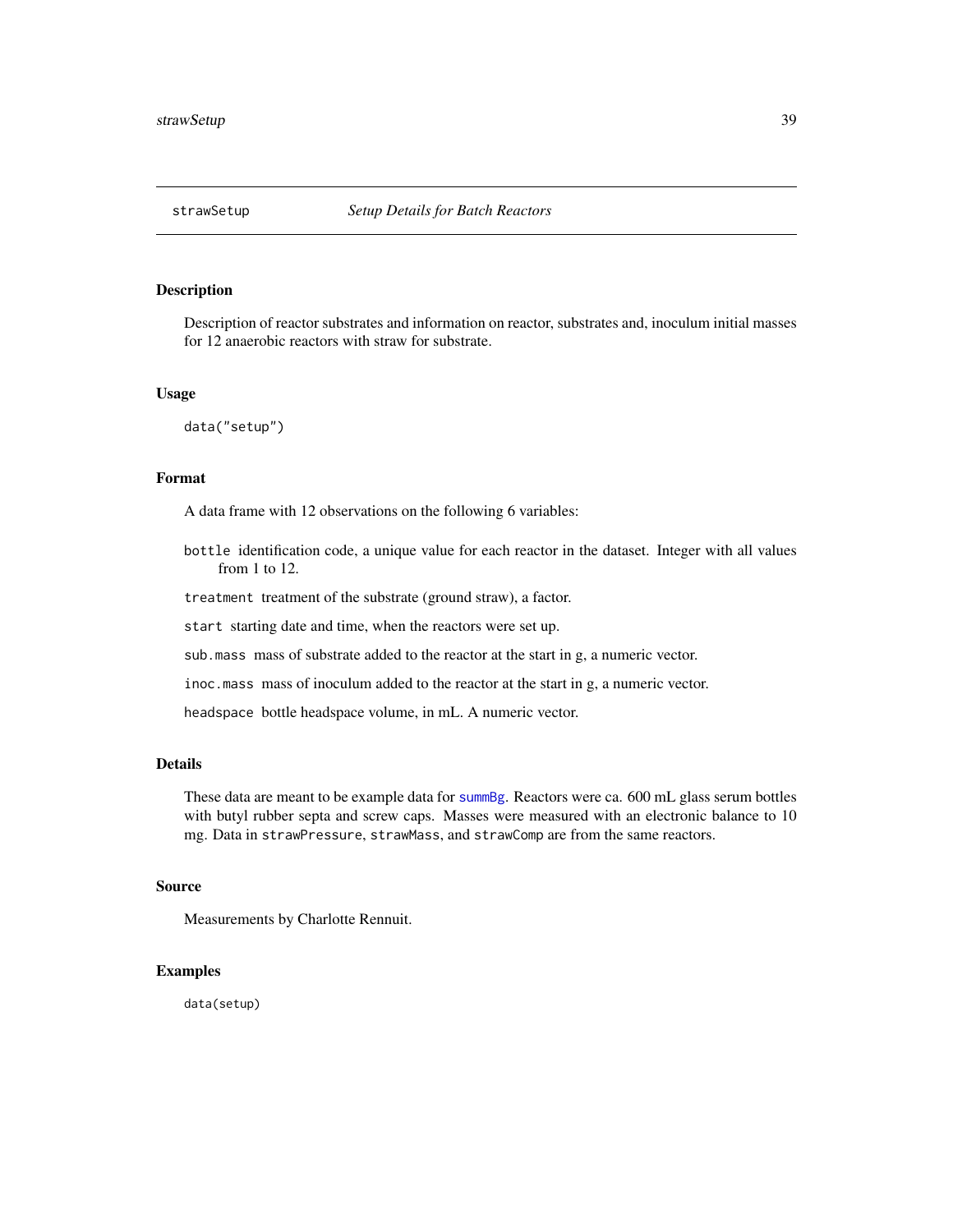strawSetup *Setup Details for Batch Reactors*

## Description

Description of reactor substrates and information on reactor, substrates and, inoculum initial masses for 12 anaerobic reactors with straw for substrate.

## Usage

```
data("setup")
```

## Format

A data frame with 12 observations on the following 6 variables:

- `bottle` identification code, a unique value for each reactor in the dataset. Integer with all values from 1 to 12.
- `treatment` treatment of the substrate (ground straw), a factor.
- `start` starting date and time, when the reactors were set up.
- `sub.mass` mass of substrate added to the reactor at the start in g, a numeric vector.
- `inoc.mass` mass of inoculum added to the reactor at the start in g, a numeric vector.
- `headspace` bottle headspace volume, in mL. A numeric vector.

## Details

These data are meant to be example data for `summBg`. Reactors were ca. 600 mL glass serum bottles with butyl rubber septa and screw caps. Masses were measured with an electronic balance to 10 mg. Data in `strawPressure`, `strawMass`, and `strawComp` are from the same reactors.

## Source

Measurements by Charlotte Rennuit.

## Examples

```
data(setup)
```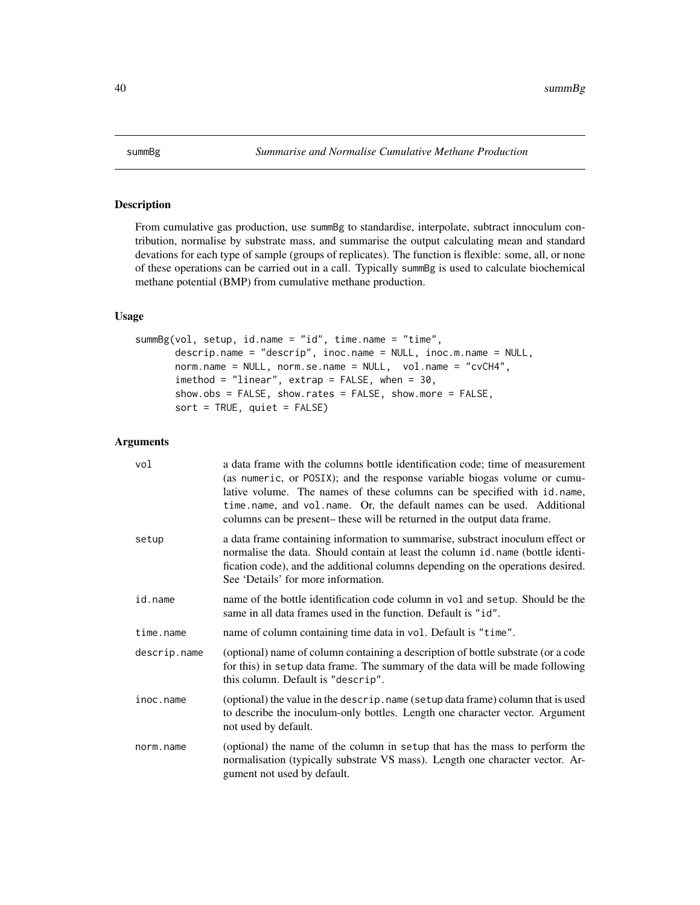# summBg — *Summarise and Normalise Cumulative Methane Production*

## Description

From cumulative gas production, use summBg to standardise, interpolate, subtract innoculum contribution, normalise by substrate mass, and summarise the output calculating mean and standard devations for each type of sample (groups of replicates). The function is flexible: some, all, or none of these operations can be carried out in a call. Typically summBg is used to calculate biochemical methane potential (BMP) from cumulative methane production.

## Usage

```
summBg(vol, setup, id.name = "id", time.name = "time",
       descrip.name = "descrip", inoc.name = NULL, inoc.m.name = NULL,
       norm.name = NULL, norm.se.name = NULL,  vol.name = "cvCH4",
       imethod = "linear", extrap = FALSE, when = 30,
       show.obs = FALSE, show.rates = FALSE, show.more = FALSE,
       sort = TRUE, quiet = FALSE)
```

## Arguments

| Argument | Description |
|---|---|
| vol | a data frame with the columns bottle identification code; time of measurement (as numeric, or POSIX); and the response variable biogas volume or cumulative volume. The names of these columns can be specified with id.name, time.name, and vol.name. Or, the default names can be used. Additional columns can be present– these will be returned in the output data frame. |
| setup | a data frame containing information to summarise, substract inoculum effect or normalise the data. Should contain at least the column id.name (bottle identification code), and the additional columns depending on the operations desired. See 'Details' for more information. |
| id.name | name of the bottle identification code column in vol and setup. Should be the same in all data frames used in the function. Default is "id". |
| time.name | name of column containing time data in vol. Default is "time". |
| descrip.name | (optional) name of column containing a description of bottle substrate (or a code for this) in setup data frame. The summary of the data will be made following this column. Default is "descrip". |
| inoc.name | (optional) the value in the descrip.name (setup data frame) column that is used to describe the inoculum-only bottles. Length one character vector. Argument not used by default. |
| norm.name | (optional) the name of the column in setup that has the mass to perform the normalisation (typically substrate VS mass). Length one character vector. Argument not used by default. |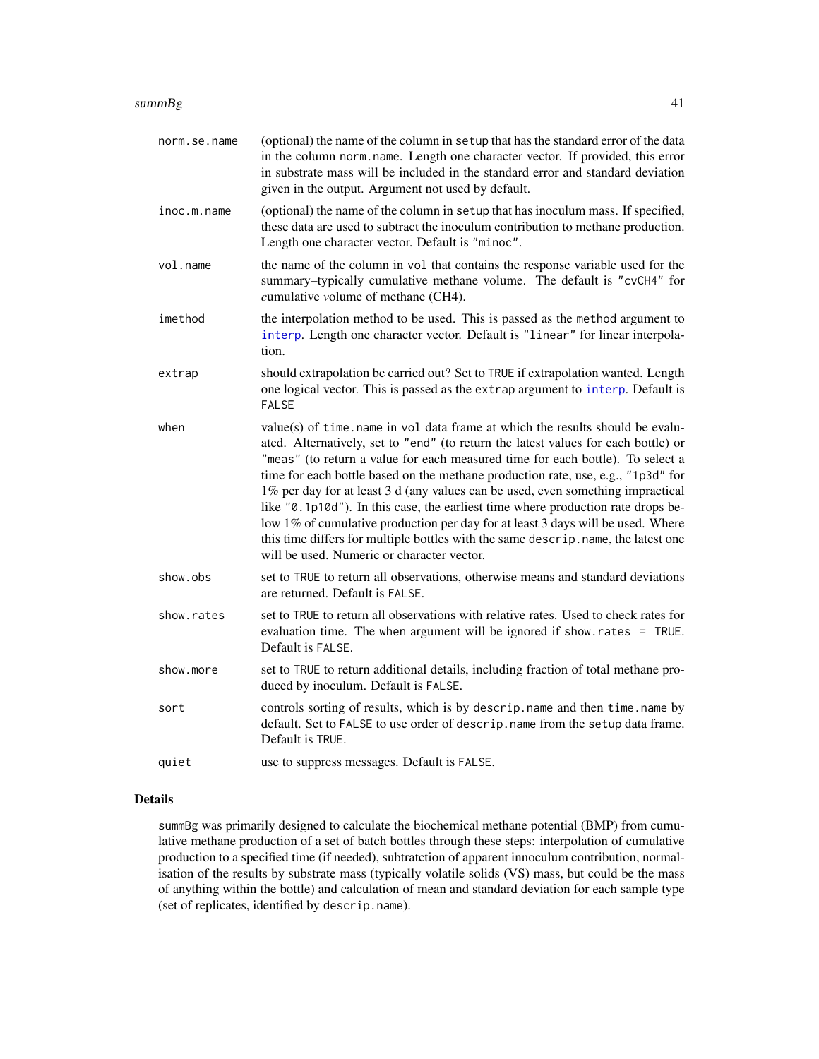| | |
|---|---|
| `norm.se.name` | (optional) the name of the column in `setup` that has the standard error of the data in the column `norm.name`. Length one character vector. If provided, this error in substrate mass will be included in the standard error and standard deviation given in the output. Argument not used by default. |
| `inoc.m.name` | (optional) the name of the column in `setup` that has inoculum mass. If specified, these data are used to subtract the inoculum contribution to methane production. Length one character vector. Default is `"minoc"`. |
| `vol.name` | the name of the column in `vol` that contains the response variable used for the summary–typically cumulative methane volume. The default is `"cvCH4"` for *c*umulative *v*olume of methane (CH4). |
| `imethod` | the interpolation method to be used. This is passed as the `method` argument to `interp`. Length one character vector. Default is `"linear"` for linear interpolation. |
| `extrap` | should extrapolation be carried out? Set to `TRUE` if extrapolation wanted. Length one logical vector. This is passed as the `extrap` argument to `interp`. Default is `FALSE` |
| `when` | value(s) of `time.name` in `vol` data frame at which the results should be evaluated. Alternatively, set to `"end"` (to return the latest values for each bottle) or `"meas"` (to return a value for each measured time for each bottle). To select a time for each bottle based on the methane production rate, use, e.g., `"1p3d"` for 1% per day for at least 3 d (any values can be used, even something impractical like `"0.1p10d"`). In this case, the earliest time where production rate drops below 1% of cumulative production per day for at least 3 days will be used. Where this time differs for multiple bottles with the same `descrip.name`, the latest one will be used. Numeric or character vector. |
| `show.obs` | set to `TRUE` to return all observations, otherwise means and standard deviations are returned. Default is `FALSE`. |
| `show.rates` | set to `TRUE` to return all observations with relative rates. Used to check rates for evaluation time. The `when` argument will be ignored if `show.rates = TRUE`. Default is `FALSE`. |
| `show.more` | set to `TRUE` to return additional details, including fraction of total methane produced by inoculum. Default is `FALSE`. |
| `sort` | controls sorting of results, which is by `descrip.name` and then `time.name` by default. Set to `FALSE` to use order of `descrip.name` from the `setup` data frame. Default is `TRUE`. |
| `quiet` | use to suppress messages. Default is `FALSE`. |

## Details

`summBg` was primarily designed to calculate the biochemical methane potential (BMP) from cumulative methane production of a set of batch bottles through these steps: interpolation of cumulative production to a specified time (if needed), subtratction of apparent innoculum contribution, normalisation of the results by substrate mass (typically volatile solids (VS) mass, but could be the mass of anything within the bottle) and calculation of mean and standard deviation for each sample type (set of replicates, identified by `descrip.name`).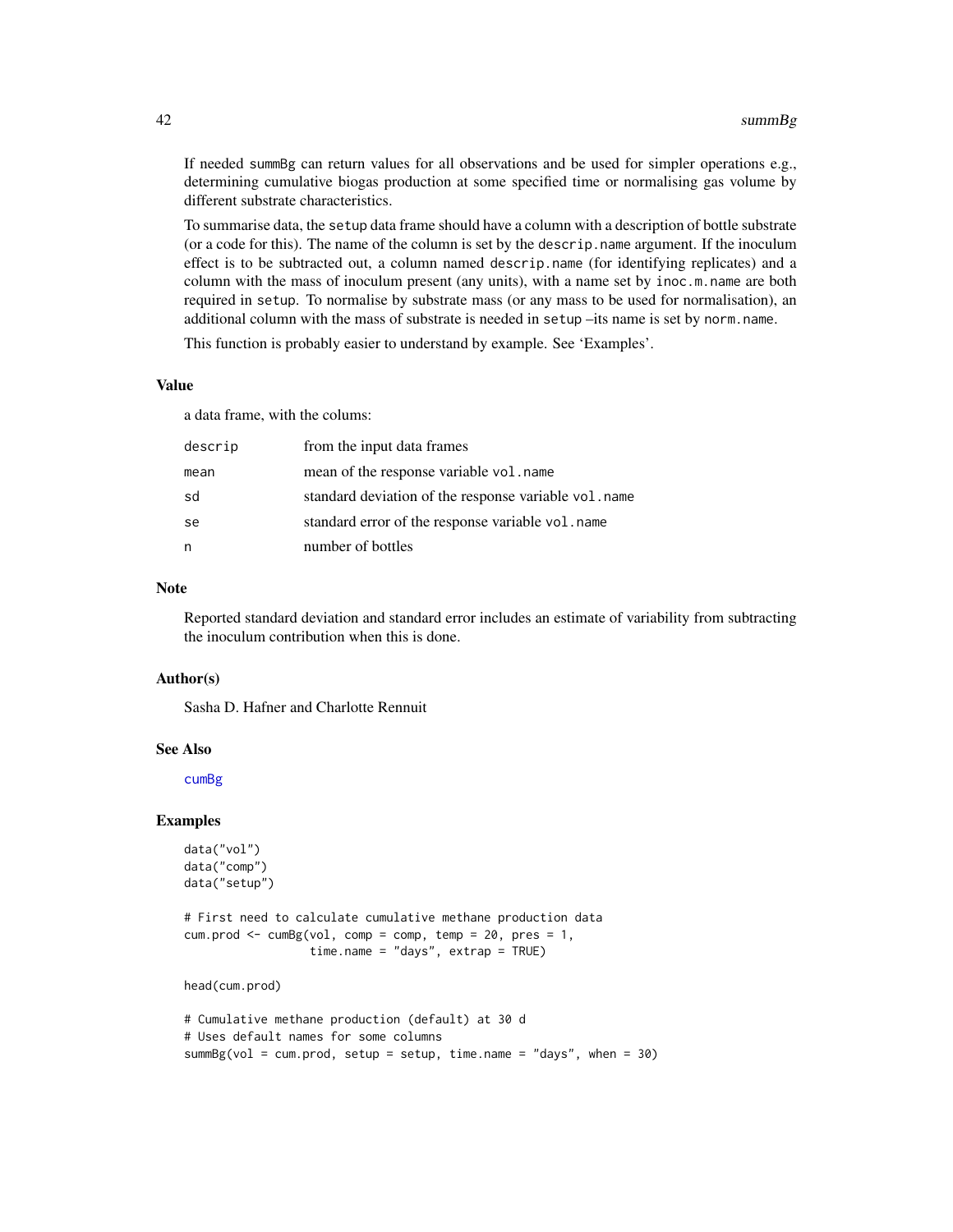If needed `summBg` can return values for all observations and be used for simpler operations e.g., determining cumulative biogas production at some specified time or normalising gas volume by different substrate characteristics.

To summarise data, the `setup` data frame should have a column with a description of bottle substrate (or a code for this). The name of the column is set by the `descrip.name` argument. If the inoculum effect is to be subtracted out, a column named `descrip.name` (for identifying replicates) and a column with the mass of inoculum present (any units), with a name set by `inoc.m.name` are both required in `setup`. To normalise by substrate mass (or any mass to be used for normalisation), an additional column with the mass of substrate is needed in `setup` –its name is set by `norm.name`.

This function is probably easier to understand by example. See 'Examples'.

### Value

a data frame, with the colums:

| | |
|---|---|
| `descrip` | from the input data frames |
| `mean` | mean of the response variable `vol.name` |
| `sd` | standard deviation of the response variable `vol.name` |
| `se` | standard error of the response variable `vol.name` |
| `n` | number of bottles |

### Note

Reported standard deviation and standard error includes an estimate of variability from subtracting the inoculum contribution when this is done.

### Author(s)

Sasha D. Hafner and Charlotte Rennuit

### See Also

`cumBg`

### Examples

```
data("vol")
data("comp")
data("setup")

# First need to calculate cumulative methane production data
cum.prod <- cumBg(vol, comp = comp, temp = 20, pres = 1,
                  time.name = "days", extrap = TRUE)

head(cum.prod)

# Cumulative methane production (default) at 30 d
# Uses default names for some columns
summBg(vol = cum.prod, setup = setup, time.name = "days", when = 30)
```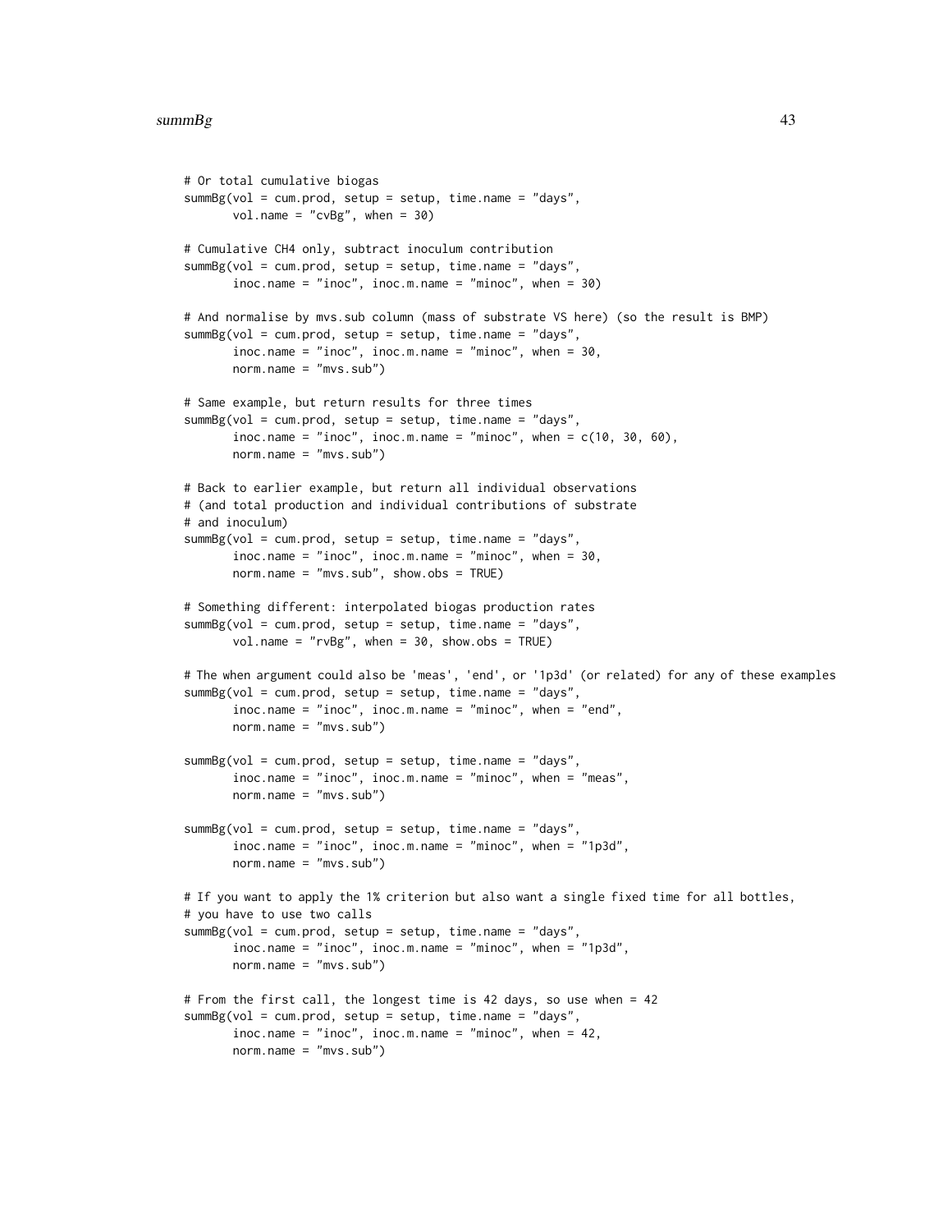```
# Or total cumulative biogas
summBg(vol = cum.prod, setup = setup, time.name = "days",
       vol.name = "cvBg", when = 30)

# Cumulative CH4 only, subtract inoculum contribution
summBg(vol = cum.prod, setup = setup, time.name = "days",
       inoc.name = "inoc", inoc.m.name = "minoc", when = 30)

# And normalise by mvs.sub column (mass of substrate VS here) (so the result is BMP)
summBg(vol = cum.prod, setup = setup, time.name = "days",
       inoc.name = "inoc", inoc.m.name = "minoc", when = 30,
       norm.name = "mvs.sub")

# Same example, but return results for three times
summBg(vol = cum.prod, setup = setup, time.name = "days",
       inoc.name = "inoc", inoc.m.name = "minoc", when = c(10, 30, 60),
       norm.name = "mvs.sub")

# Back to earlier example, but return all individual observations
# (and total production and individual contributions of substrate
# and inoculum)
summBg(vol = cum.prod, setup = setup, time.name = "days",
       inoc.name = "inoc", inoc.m.name = "minoc", when = 30,
       norm.name = "mvs.sub", show.obs = TRUE)

# Something different: interpolated biogas production rates
summBg(vol = cum.prod, setup = setup, time.name = "days",
       vol.name = "rvBg", when = 30, show.obs = TRUE)

# The when argument could also be 'meas', 'end', or '1p3d' (or related) for any of these examples
summBg(vol = cum.prod, setup = setup, time.name = "days",
       inoc.name = "inoc", inoc.m.name = "minoc", when = "end",
       norm.name = "mvs.sub")

summBg(vol = cum.prod, setup = setup, time.name = "days",
       inoc.name = "inoc", inoc.m.name = "minoc", when = "meas",
       norm.name = "mvs.sub")

summBg(vol = cum.prod, setup = setup, time.name = "days",
       inoc.name = "inoc", inoc.m.name = "minoc", when = "1p3d",
       norm.name = "mvs.sub")

# If you want to apply the 1% criterion but also want a single fixed time for all bottles,
# you have to use two calls
summBg(vol = cum.prod, setup = setup, time.name = "days",
       inoc.name = "inoc", inoc.m.name = "minoc", when = "1p3d",
       norm.name = "mvs.sub")

# From the first call, the longest time is 42 days, so use when = 42
summBg(vol = cum.prod, setup = setup, time.name = "days",
       inoc.name = "inoc", inoc.m.name = "minoc", when = 42,
       norm.name = "mvs.sub")
```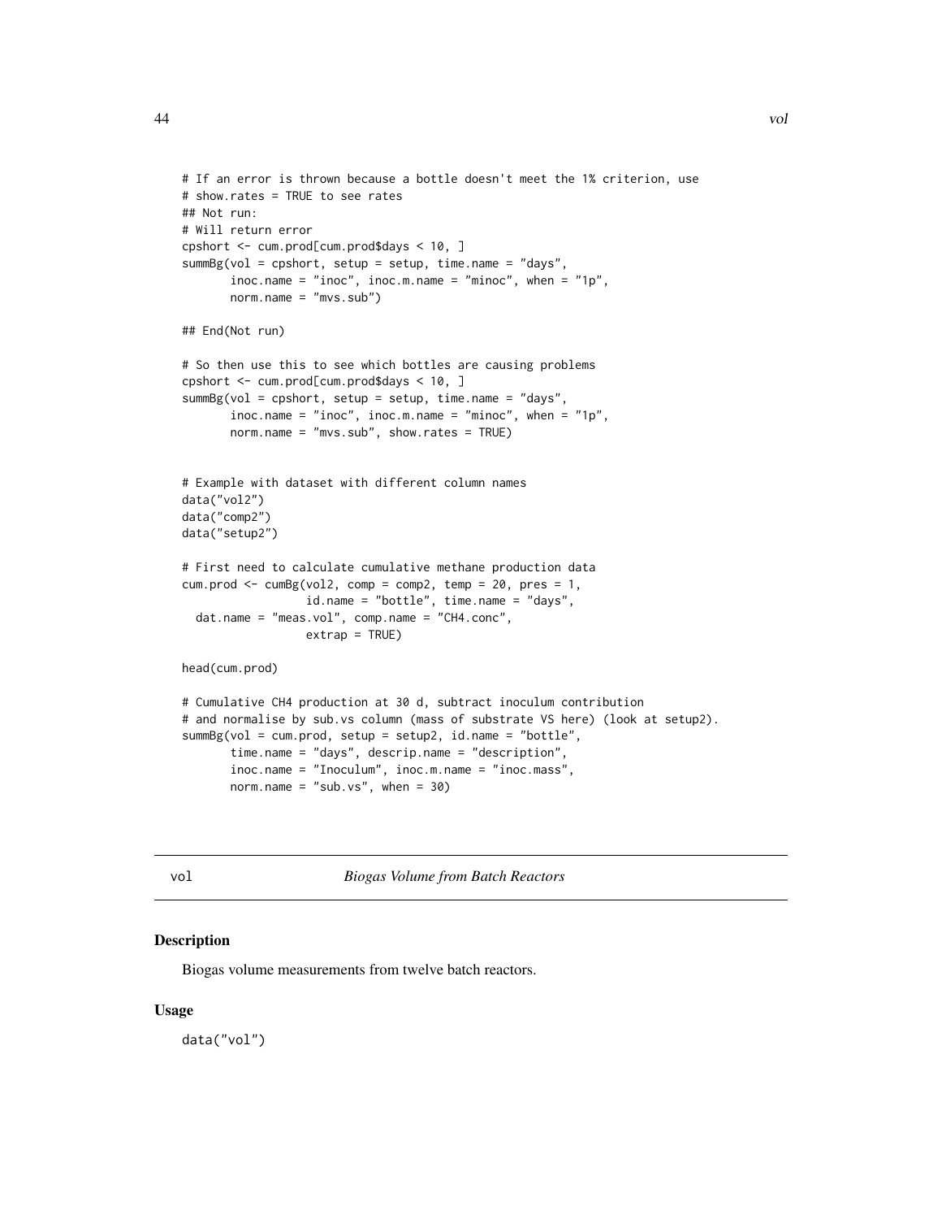```
# If an error is thrown because a bottle doesn't meet the 1% criterion, use
# show.rates = TRUE to see rates
## Not run:
# Will return error
cpshort <- cum.prod[cum.prod$days < 10, ]
summBg(vol = cpshort, setup = setup, time.name = "days",
       inoc.name = "inoc", inoc.m.name = "minoc", when = "1p",
       norm.name = "mvs.sub")

## End(Not run)

# So then use this to see which bottles are causing problems
cpshort <- cum.prod[cum.prod$days < 10, ]
summBg(vol = cpshort, setup = setup, time.name = "days",
       inoc.name = "inoc", inoc.m.name = "minoc", when = "1p",
       norm.name = "mvs.sub", show.rates = TRUE)


# Example with dataset with different column names
data("vol2")
data("comp2")
data("setup2")

# First need to calculate cumulative methane production data
cum.prod <- cumBg(vol2, comp = comp2, temp = 20, pres = 1,
                  id.name = "bottle", time.name = "days",
  dat.name = "meas.vol", comp.name = "CH4.conc",
                  extrap = TRUE)

head(cum.prod)

# Cumulative CH4 production at 30 d, subtract inoculum contribution
# and normalise by sub.vs column (mass of substrate VS here) (look at setup2).
summBg(vol = cum.prod, setup = setup2, id.name = "bottle",
       time.name = "days", descrip.name = "description",
       inoc.name = "Inoculum", inoc.m.name = "inoc.mass",
       norm.name = "sub.vs", when = 30)
```

---

## vol *Biogas Volume from Batch Reactors*

### Description

Biogas volume measurements from twelve batch reactors.

### Usage

```
data("vol")
```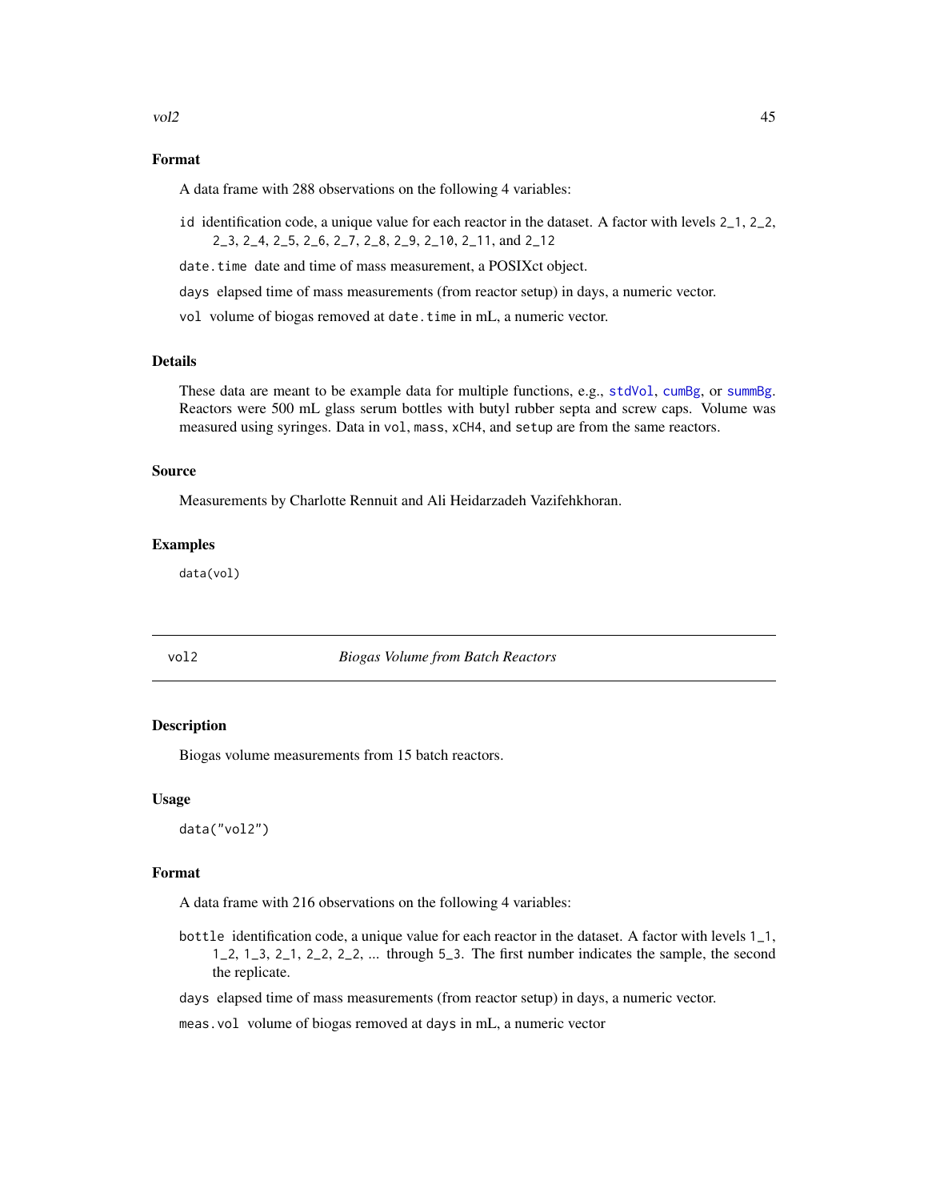### Format

A data frame with 288 observations on the following 4 variables:

`id` identification code, a unique value for each reactor in the dataset. A factor with levels `2_1`, `2_2`, `2_3`, `2_4`, `2_5`, `2_6`, `2_7`, `2_8`, `2_9`, `2_10`, `2_11`, and `2_12`

`date.time` date and time of mass measurement, a POSIXct object.

`days` elapsed time of mass measurements (from reactor setup) in days, a numeric vector.

`vol` volume of biogas removed at `date.time` in mL, a numeric vector.

### Details

These data are meant to be example data for multiple functions, e.g., `stdVol`, `cumBg`, or `summBg`. Reactors were 500 mL glass serum bottles with butyl rubber septa and screw caps. Volume was measured using syringes. Data in `vol`, `mass`, `xCH4`, and `setup` are from the same reactors.

### Source

Measurements by Charlotte Rennuit and Ali Heidarzadeh Vazifehkhoran.

### Examples

```
data(vol)
```

---

## vol2 — *Biogas Volume from Batch Reactors*

### Description

Biogas volume measurements from 15 batch reactors.

### Usage

```
data("vol2")
```

### Format

A data frame with 216 observations on the following 4 variables:

`bottle` identification code, a unique value for each reactor in the dataset. A factor with levels `1_1`, `1_2`, `1_3`, `2_1`, `2_2`, `2_2`, ... through `5_3`. The first number indicates the sample, the second the replicate.

`days` elapsed time of mass measurements (from reactor setup) in days, a numeric vector.

`meas.vol` volume of biogas removed at `days` in mL, a numeric vector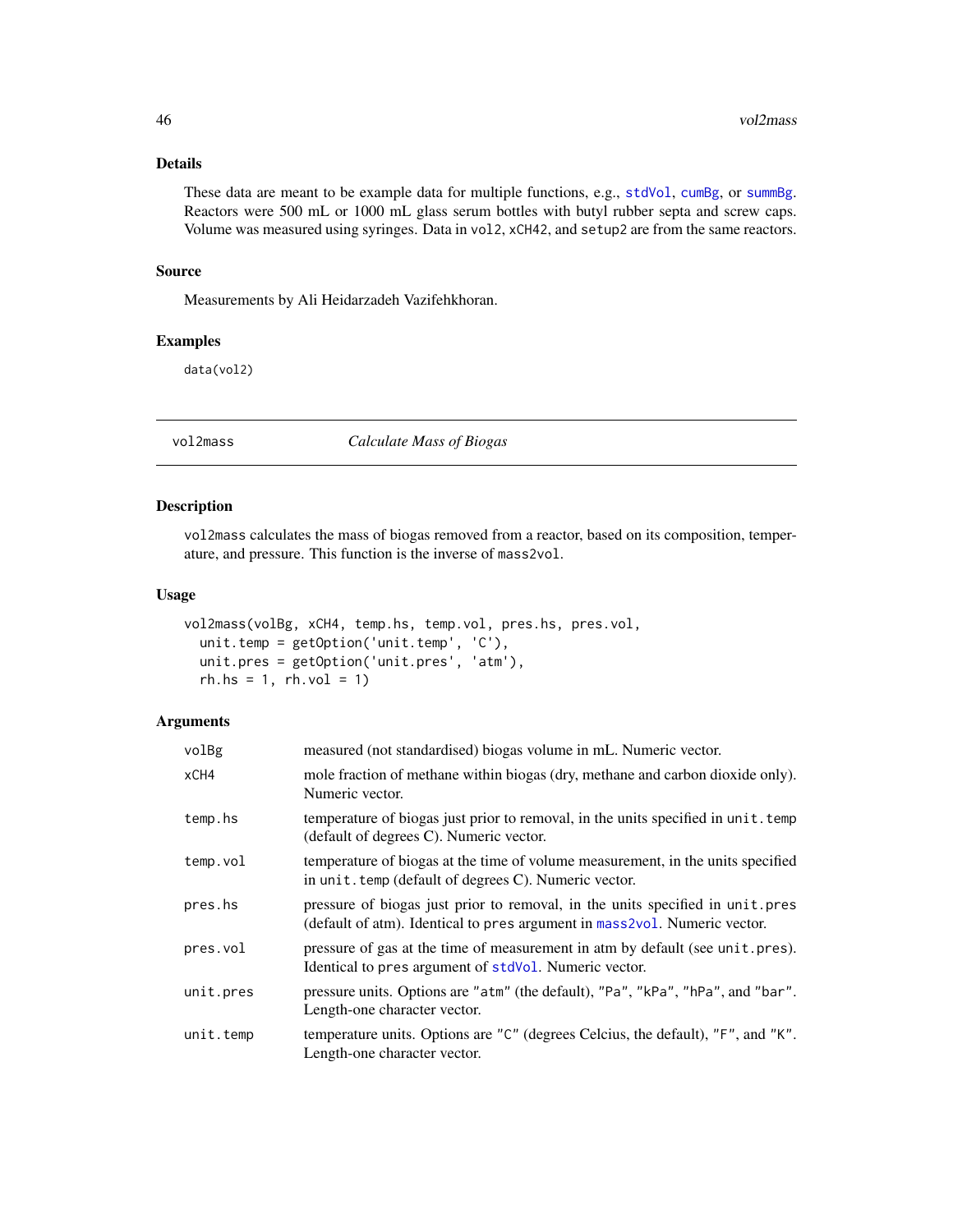### Details

These data are meant to be example data for multiple functions, e.g., `stdVol`, `cumBg`, or `summBg`. Reactors were 500 mL or 1000 mL glass serum bottles with butyl rubber septa and screw caps. Volume was measured using syringes. Data in `vol2`, `xCH42`, and `setup2` are from the same reactors.

### Source

Measurements by Ali Heidarzadeh Vazifehkhoran.

### Examples

```
data(vol2)
```

---

## vol2mass — *Calculate Mass of Biogas*

---

### Description

`vol2mass` calculates the mass of biogas removed from a reactor, based on its composition, temperature, and pressure. This function is the inverse of `mass2vol`.

### Usage

```
vol2mass(volBg, xCH4, temp.hs, temp.vol, pres.hs, pres.vol,
  unit.temp = getOption('unit.temp', 'C'),
  unit.pres = getOption('unit.pres', 'atm'),
  rh.hs = 1, rh.vol = 1)
```

### Arguments

| | |
|---|---|
| `volBg` | measured (not standardised) biogas volume in mL. Numeric vector. |
| `xCH4` | mole fraction of methane within biogas (dry, methane and carbon dioxide only). Numeric vector. |
| `temp.hs` | temperature of biogas just prior to removal, in the units specified in `unit.temp` (default of degrees C). Numeric vector. |
| `temp.vol` | temperature of biogas at the time of volume measurement, in the units specified in `unit.temp` (default of degrees C). Numeric vector. |
| `pres.hs` | pressure of biogas just prior to removal, in the units specified in `unit.pres` (default of atm). Identical to `pres` argument in `mass2vol`. Numeric vector. |
| `pres.vol` | pressure of gas at the time of measurement in atm by default (see `unit.pres`). Identical to `pres` argument of `stdVol`. Numeric vector. |
| `unit.pres` | pressure units. Options are `"atm"` (the default), `"Pa"`, `"kPa"`, `"hPa"`, and `"bar"`. Length-one character vector. |
| `unit.temp` | temperature units. Options are `"C"` (degrees Celcius, the default), `"F"`, and `"K"`. Length-one character vector. |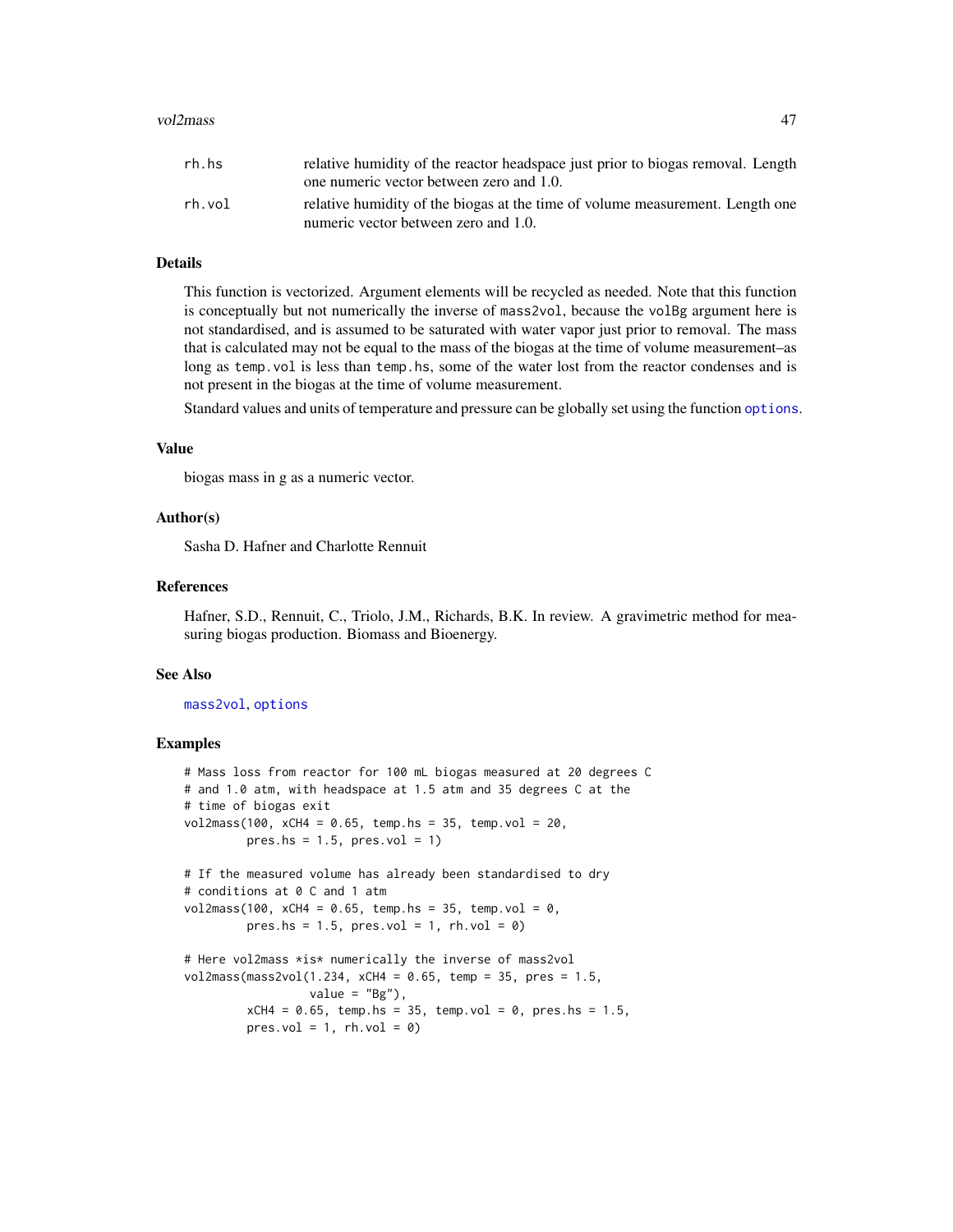| | |
|---|---|
| rh.hs | relative humidity of the reactor headspace just prior to biogas removal. Length one numeric vector between zero and 1.0. |
| rh.vol | relative humidity of the biogas at the time of volume measurement. Length one numeric vector between zero and 1.0. |

## Details

This function is vectorized. Argument elements will be recycled as needed. Note that this function is conceptually but not numerically the inverse of `mass2vol`, because the `volBg` argument here is not standardised, and is assumed to be saturated with water vapor just prior to removal. The mass that is calculated may not be equal to the mass of the biogas at the time of volume measurement–as long as `temp.vol` is less than `temp.hs`, some of the water lost from the reactor condenses and is not present in the biogas at the time of volume measurement.

Standard values and units of temperature and pressure can be globally set using the function `options`.

## Value

biogas mass in g as a numeric vector.

## Author(s)

Sasha D. Hafner and Charlotte Rennuit

## References

Hafner, S.D., Rennuit, C., Triolo, J.M., Richards, B.K. In review. A gravimetric method for measuring biogas production. Biomass and Bioenergy.

## See Also

`mass2vol`, `options`

## Examples

```
# Mass loss from reactor for 100 mL biogas measured at 20 degrees C
# and 1.0 atm, with headspace at 1.5 atm and 35 degrees C at the
# time of biogas exit
vol2mass(100, xCH4 = 0.65, temp.hs = 35, temp.vol = 20,
         pres.hs = 1.5, pres.vol = 1)

# If the measured volume has already been standardised to dry
# conditions at 0 C and 1 atm
vol2mass(100, xCH4 = 0.65, temp.hs = 35, temp.vol = 0,
         pres.hs = 1.5, pres.vol = 1, rh.vol = 0)

# Here vol2mass *is* numerically the inverse of mass2vol
vol2mass(mass2vol(1.234, xCH4 = 0.65, temp = 35, pres = 1.5,
                  value = "Bg"),
         xCH4 = 0.65, temp.hs = 35, temp.vol = 0, pres.hs = 1.5,
         pres.vol = 1, rh.vol = 0)
```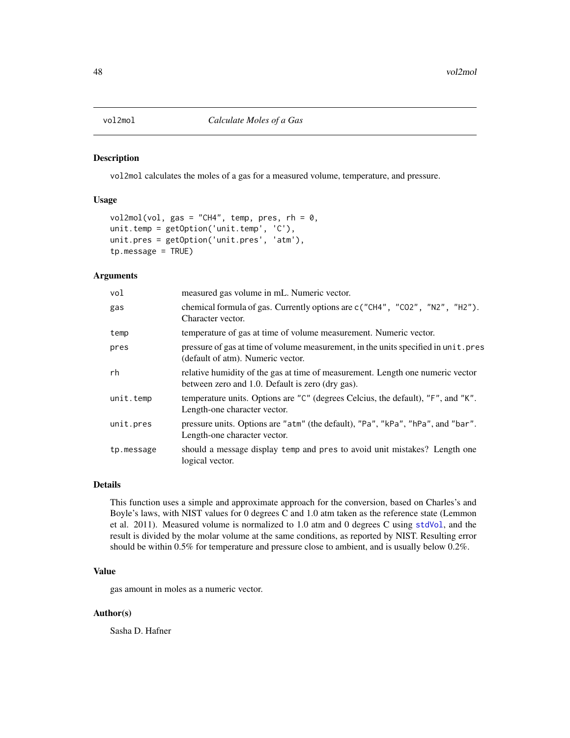# vol2mol *Calculate Moles of a Gas*

## Description

`vol2mol` calculates the moles of a gas for a measured volume, temperature, and pressure.

## Usage

```
vol2mol(vol, gas = "CH4", temp, pres, rh = 0,
unit.temp = getOption('unit.temp', 'C'),
unit.pres = getOption('unit.pres', 'atm'),
tp.message = TRUE)
```

## Arguments

| | |
|---|---|
| `vol` | measured gas volume in mL. Numeric vector. |
| `gas` | chemical formula of gas. Currently options are `c("CH4", "CO2", "N2", "H2")`. Character vector. |
| `temp` | temperature of gas at time of volume measurement. Numeric vector. |
| `pres` | pressure of gas at time of volume measurement, in the units specified in `unit.pres` (default of atm). Numeric vector. |
| `rh` | relative humidity of the gas at time of measurement. Length one numeric vector between zero and 1.0. Default is zero (dry gas). |
| `unit.temp` | temperature units. Options are `"C"` (degrees Celcius, the default), `"F"`, and `"K"`. Length-one character vector. |
| `unit.pres` | pressure units. Options are `"atm"` (the default), `"Pa"`, `"kPa"`, `"hPa"`, and `"bar"`. Length-one character vector. |
| `tp.message` | should a message display `temp` and `pres` to avoid unit mistakes? Length one logical vector. |

## Details

This function uses a simple and approximate approach for the conversion, based on Charles's and Boyle's laws, with NIST values for 0 degrees C and 1.0 atm taken as the reference state (Lemmon et al. 2011). Measured volume is normalized to 1.0 atm and 0 degrees C using `stdVol`, and the result is divided by the molar volume at the same conditions, as reported by NIST. Resulting error should be within 0.5% for temperature and pressure close to ambient, and is usually below 0.2%.

## Value

gas amount in moles as a numeric vector.

## Author(s)

Sasha D. Hafner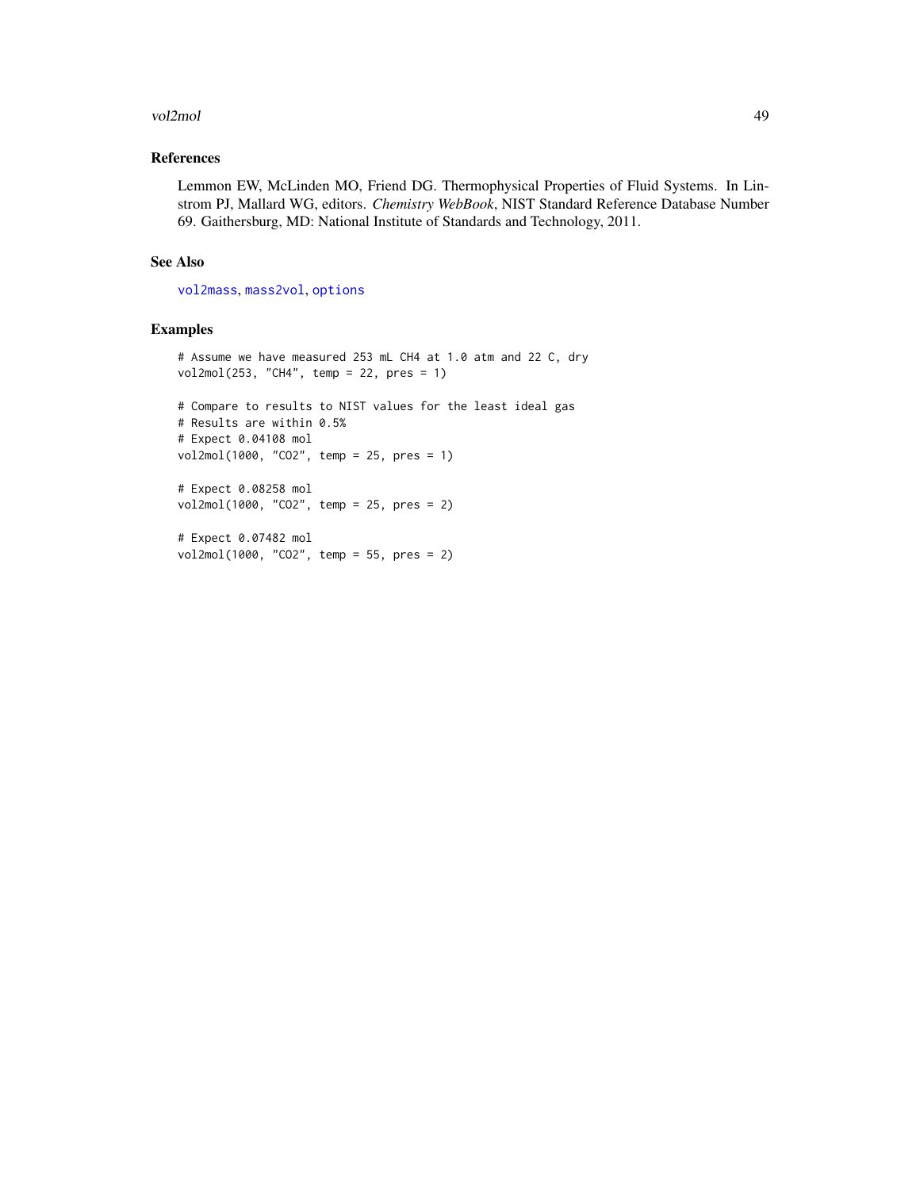## References

Lemmon EW, McLinden MO, Friend DG. Thermophysical Properties of Fluid Systems. In Linstrom PJ, Mallard WG, editors. *Chemistry WebBook*, NIST Standard Reference Database Number 69. Gaithersburg, MD: National Institute of Standards and Technology, 2011.

## See Also

vol2mass, mass2vol, options

## Examples

```
# Assume we have measured 253 mL CH4 at 1.0 atm and 22 C, dry
vol2mol(253, "CH4", temp = 22, pres = 1)

# Compare to results to NIST values for the least ideal gas
# Results are within 0.5%
# Expect 0.04108 mol
vol2mol(1000, "CO2", temp = 25, pres = 1)

# Expect 0.08258 mol
vol2mol(1000, "CO2", temp = 25, pres = 2)

# Expect 0.07482 mol
vol2mol(1000, "CO2", temp = 55, pres = 2)
```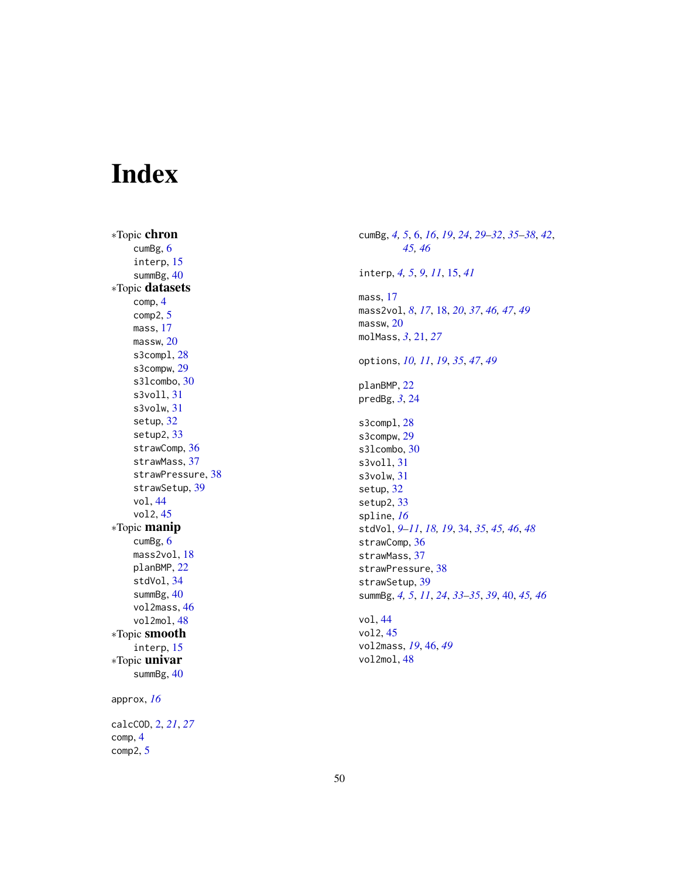# Index

*Topic **chron**
- cumBg, 6
- interp, 15
- summBg, 40

*Topic **datasets**
- comp, 4
- comp2, 5
- mass, 17
- massw, 20
- s3compl, 28
- s3compw, 29
- s3lcombo, 30
- s3voll, 31
- s3volw, 31
- setup, 32
- setup2, 33
- strawComp, 36
- strawMass, 37
- strawPressure, 38
- strawSetup, 39
- vol, 44
- vol2, 45

*Topic **manip**
- cumBg, 6
- mass2vol, 18
- planBMP, 22
- stdVol, 34
- summBg, 40
- vol2mass, 46
- vol2mol, 48

*Topic **smooth**
- interp, 15

*Topic **univar**
- summBg, 40

approx, *16*

calcCOD, 2, *21*, *27*
comp, 4
comp2, 5
cumBg, *4, 5*, 6, *16*, *19*, *24*, *29–32*, *35–38*, *42*, *45, 46*

interp, *4, 5*, *9*, *11*, 15, *41*

mass, 17
mass2vol, *8*, *17*, 18, *20*, *37*, *46, 47*, *49*
massw, 20
molMass, *3*, 21, *27*

options, *10, 11*, *19*, *35*, *47*, *49*

planBMP, 22
predBg, *3*, 24

s3compl, 28
s3compw, 29
s3lcombo, 30
s3voll, 31
s3volw, 31
setup, 32
setup2, 33
spline, *16*
stdVol, *9–11*, *18, 19*, 34, *35*, *45, 46*, *48*
strawComp, 36
strawMass, 37
strawPressure, 38
strawSetup, 39
summBg, *4, 5*, *11*, *24*, *33–35*, *39*, 40, *45, 46*

vol, 44
vol2, 45
vol2mass, *19*, 46, *49*
vol2mol, 48